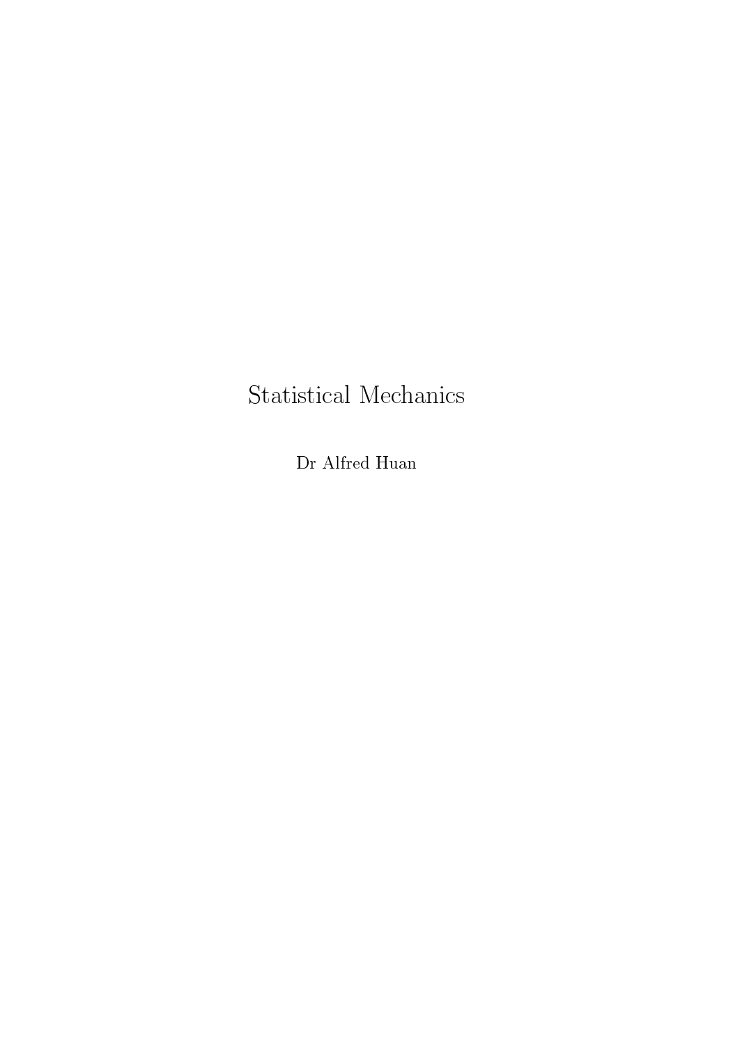# Statistical Mechanics

Dr Alfred Huan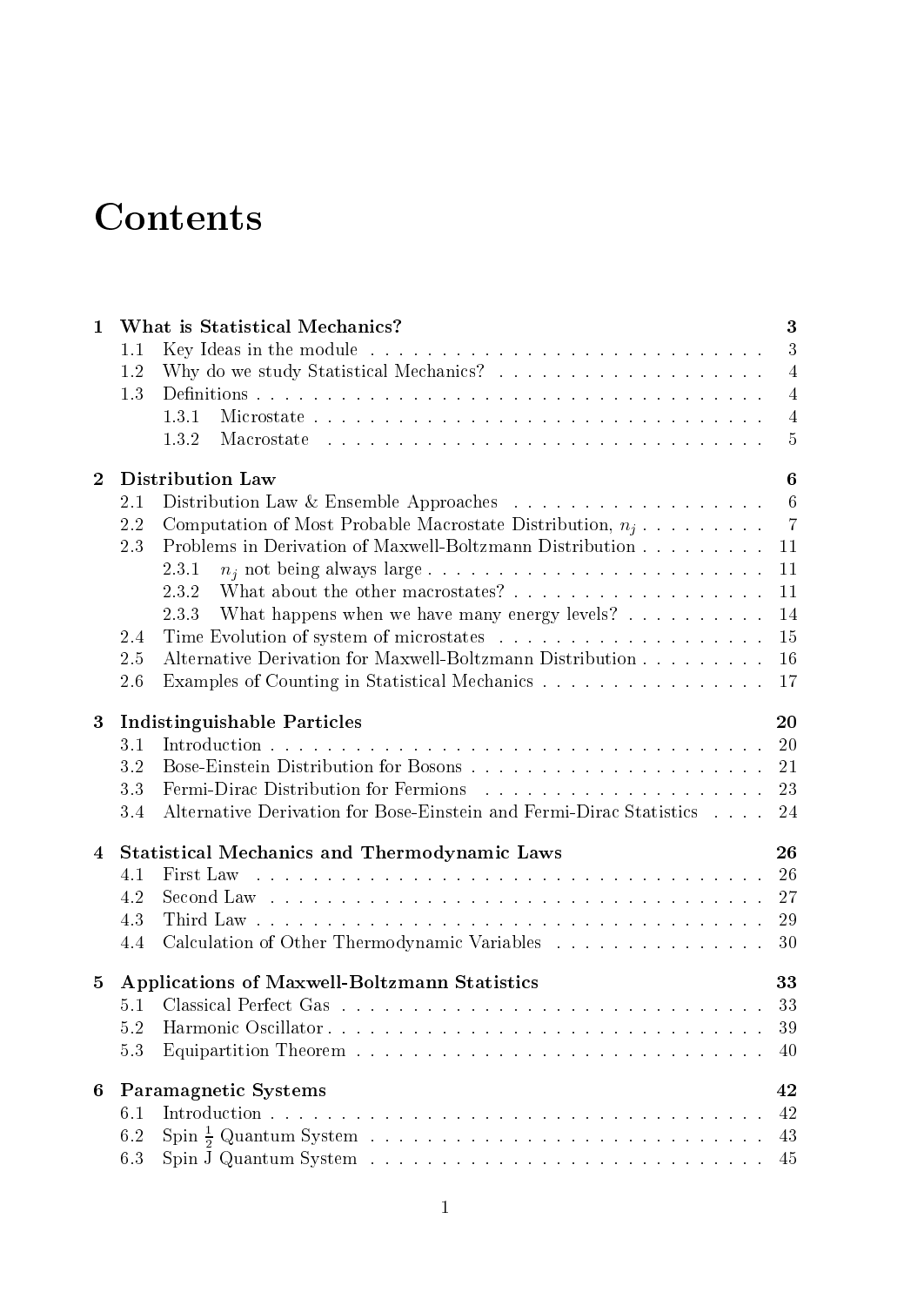# Contents

**1 What is Statistical Mechanics? 3**

- 1.1 Key Ideas in the module . . . 3
- 1.2 Why do we study Statistical Mechanics? . . . 4
- 1.3 Definitions . . . 4
  - 1.3.1 Microstate . . . 4
  - 1.3.2 Macrostate . . . 5

**2 Distribution Law 6**

- 2.1 Distribution Law & Ensemble Approaches . . . 6
- 2.2 Computation of Most Probable Macrostate Distribution, $n_j$ . . . 7
- 2.3 Problems in Derivation of Maxwell-Boltzmann Distribution . . . 11
  - 2.3.1 $n_j$ not being always large . . . 11
  - 2.3.2 What about the other macrostates? . . . 11
  - 2.3.3 What happens when we have many energy levels? . . . 14
- 2.4 Time Evolution of system of microstates . . . 15
- 2.5 Alternative Derivation for Maxwell-Boltzmann Distribution . . . 16
- 2.6 Examples of Counting in Statistical Mechanics . . . 17

**3 Indistinguishable Particles 20**

- 3.1 Introduction . . . 20
- 3.2 Bose-Einstein Distribution for Bosons . . . 21
- 3.3 Fermi-Dirac Distribution for Fermions . . . 23
- 3.4 Alternative Derivation for Bose-Einstein and Fermi-Dirac Statistics . . . 24

**4 Statistical Mechanics and Thermodynamic Laws 26**

- 4.1 First Law . . . 26
- 4.2 Second Law . . . 27
- 4.3 Third Law . . . 29
- 4.4 Calculation of Other Thermodynamic Variables . . . 30

**5 Applications of Maxwell-Boltzmann Statistics 33**

- 5.1 Classical Perfect Gas . . . 33
- 5.2 Harmonic Oscillator . . . 39
- 5.3 Equipartition Theorem . . . 40

**6 Paramagnetic Systems 42**

- 6.1 Introduction . . . 42
- 6.2 Spin $\frac{1}{2}$ Quantum System . . . 43
- 6.3 Spin J Quantum System . . . 45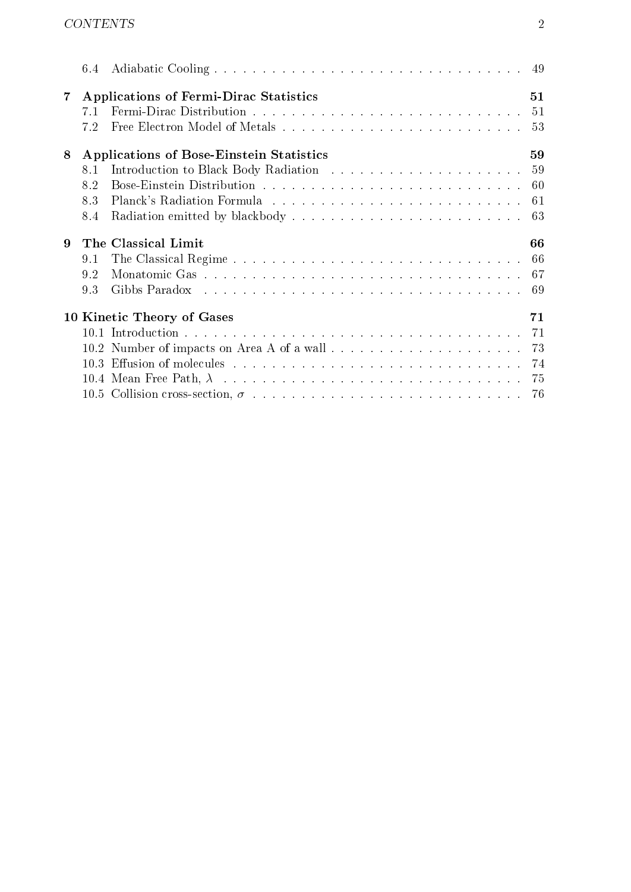6.4 Adiabatic Cooling . . . . . . . . . . . . . . . . . . . . . . . . . . . . . . . 49

**7 Applications of Fermi-Dirac Statistics** **51**

7.1 Fermi-Dirac Distribution . . . . . . . . . . . . . . . . . . . . . . . . . . . 51

7.2 Free Electron Model of Metals . . . . . . . . . . . . . . . . . . . . . . . . 53

**8 Applications of Bose-Einstein Statistics** **59**

8.1 Introduction to Black Body Radiation . . . . . . . . . . . . . . . . . . . . 59

8.2 Bose-Einstein Distribution . . . . . . . . . . . . . . . . . . . . . . . . . . 60

8.3 Planck's Radiation Formula . . . . . . . . . . . . . . . . . . . . . . . . . 61

8.4 Radiation emitted by blackbody . . . . . . . . . . . . . . . . . . . . . . . 63

**9 The Classical Limit** **66**

9.1 The Classical Regime . . . . . . . . . . . . . . . . . . . . . . . . . . . . . 66

9.2 Monatomic Gas . . . . . . . . . . . . . . . . . . . . . . . . . . . . . . . . 67

9.3 Gibbs Paradox . . . . . . . . . . . . . . . . . . . . . . . . . . . . . . . . 69

**10 Kinetic Theory of Gases** **71**

10.1 Introduction . . . . . . . . . . . . . . . . . . . . . . . . . . . . . . . . . . 71

10.2 Number of impacts on Area A of a wall . . . . . . . . . . . . . . . . . . . 73

10.3 Effusion of molecules . . . . . . . . . . . . . . . . . . . . . . . . . . . . . 74

10.4 Mean Free Path, $\lambda$ . . . . . . . . . . . . . . . . . . . . . . . . . . . . . . 75

10.5 Collision cross-section, $\sigma$ . . . . . . . . . . . . . . . . . . . . . . . . . . . 76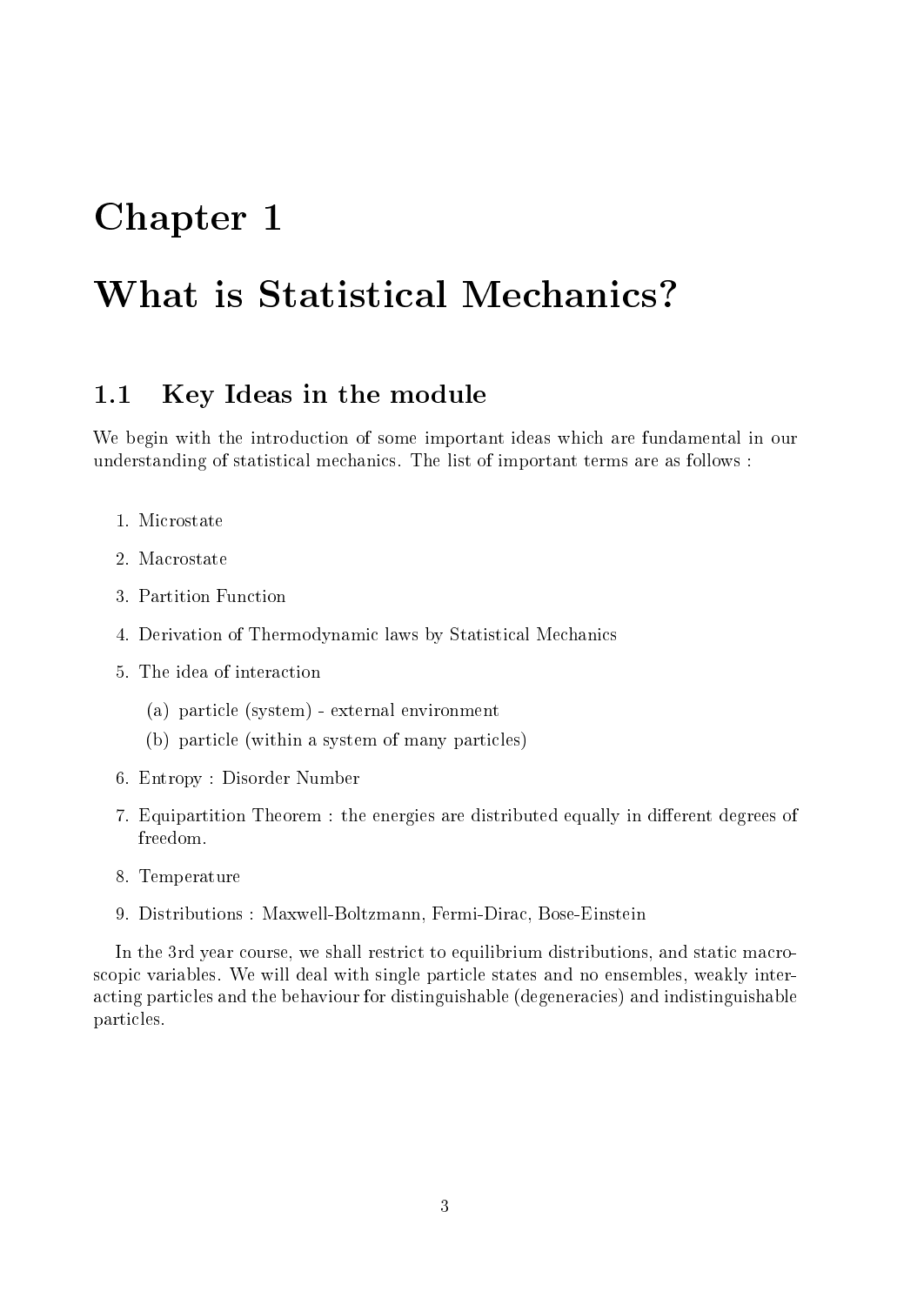# Chapter 1

# What is Statistical Mechanics?

## 1.1 Key Ideas in the module

We begin with the introduction of some important ideas which are fundamental in our understanding of statistical mechanics. The list of important terms are as follows :

1. Microstate
2. Macrostate
3. Partition Function
4. Derivation of Thermodynamic laws by Statistical Mechanics
5. The idea of interaction
   (a) particle (system) - external environment
   (b) particle (within a system of many particles)
6. Entropy : Disorder Number
7. Equipartition Theorem : the energies are distributed equally in different degrees of freedom.
8. Temperature
9. Distributions : Maxwell-Boltzmann, Fermi-Dirac, Bose-Einstein

In the 3rd year course, we shall restrict to equilibrium distributions, and static macroscopic variables. We will deal with single particle states and no ensembles, weakly interacting particles and the behaviour for distinguishable (degeneracies) and indistinguishable particles.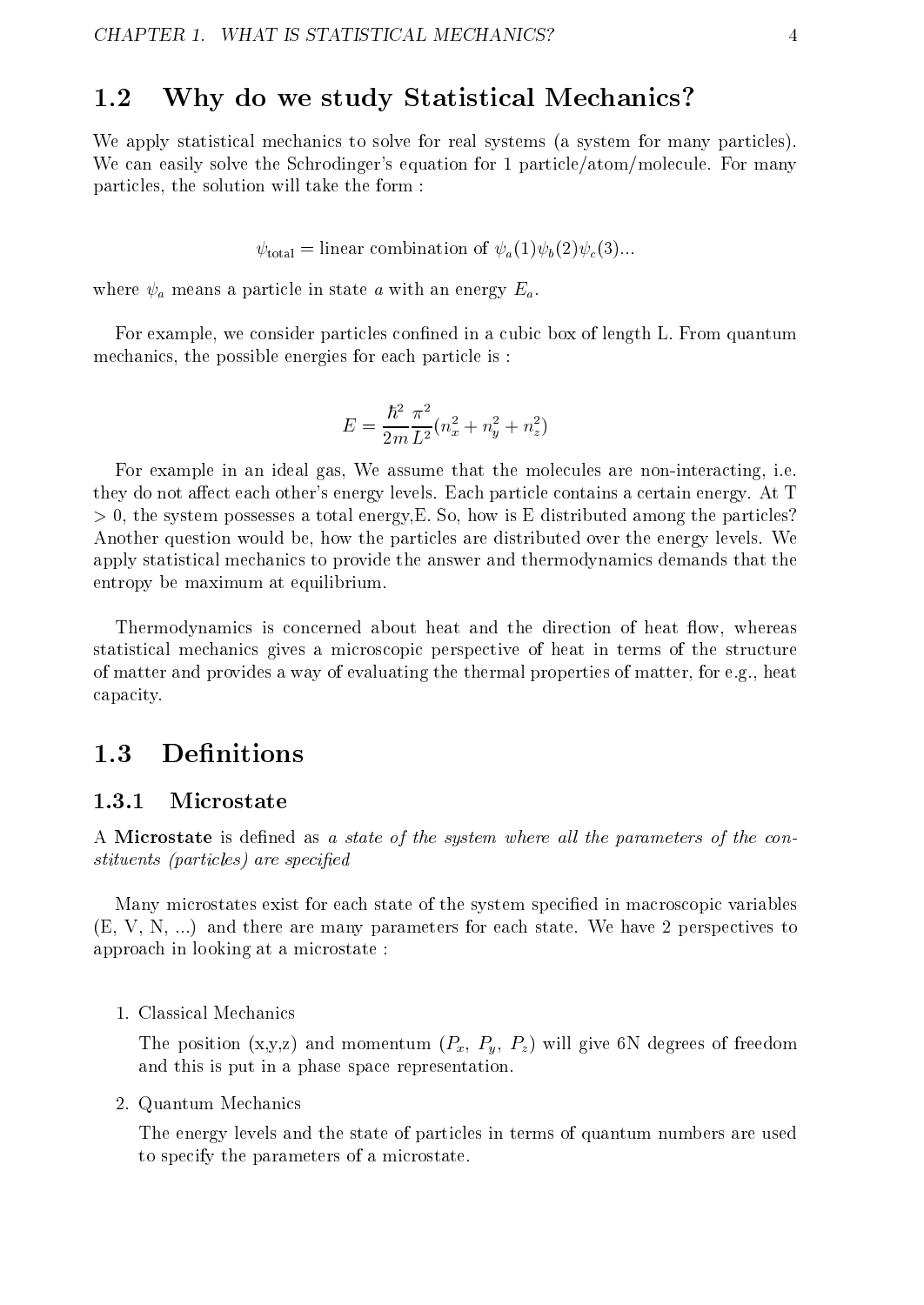## 1.2 Why do we study Statistical Mechanics?

We apply statistical mechanics to solve for real systems (a system for many particles). We can easily solve the Schrodinger's equation for 1 particle/atom/molecule. For many particles, the solution will take the form :

$$\psi_{\text{total}} = \text{linear combination of } \psi_a(1)\psi_b(2)\psi_c(3)...$$

where $\psi_a$ means a particle in state $a$ with an energy $E_a$.

For example, we consider particles confined in a cubic box of length L. From quantum mechanics, the possible energies for each particle is :

$$E = \frac{\hbar^2}{2m}\frac{\pi^2}{L^2}(n_x^2 + n_y^2 + n_z^2)$$

For example in an ideal gas, We assume that the molecules are non-interacting, i.e. they do not affect each other's energy levels. Each particle contains a certain energy. At T > 0, the system possesses a total energy,E. So, how is E distributed among the particles? Another question would be, how the particles are distributed over the energy levels. We apply statistical mechanics to provide the answer and thermodynamics demands that the entropy be maximum at equilibrium.

Thermodynamics is concerned about heat and the direction of heat flow, whereas statistical mechanics gives a microscopic perspective of heat in terms of the structure of matter and provides a way of evaluating the thermal properties of matter, for e.g., heat capacity.

## 1.3 Definitions

### 1.3.1 Microstate

A **Microstate** is defined as *a state of the system where all the parameters of the constituents (particles) are specified*

Many microstates exist for each state of the system specified in macroscopic variables (E, V, N, ...) and there are many parameters for each state. We have 2 perspectives to approach in looking at a microstate :

1. Classical Mechanics

   The position (x,y,z) and momentum ($P_x$, $P_y$, $P_z$) will give 6N degrees of freedom and this is put in a phase space representation.

2. Quantum Mechanics

   The energy levels and the state of particles in terms of quantum numbers are used to specify the parameters of a microstate.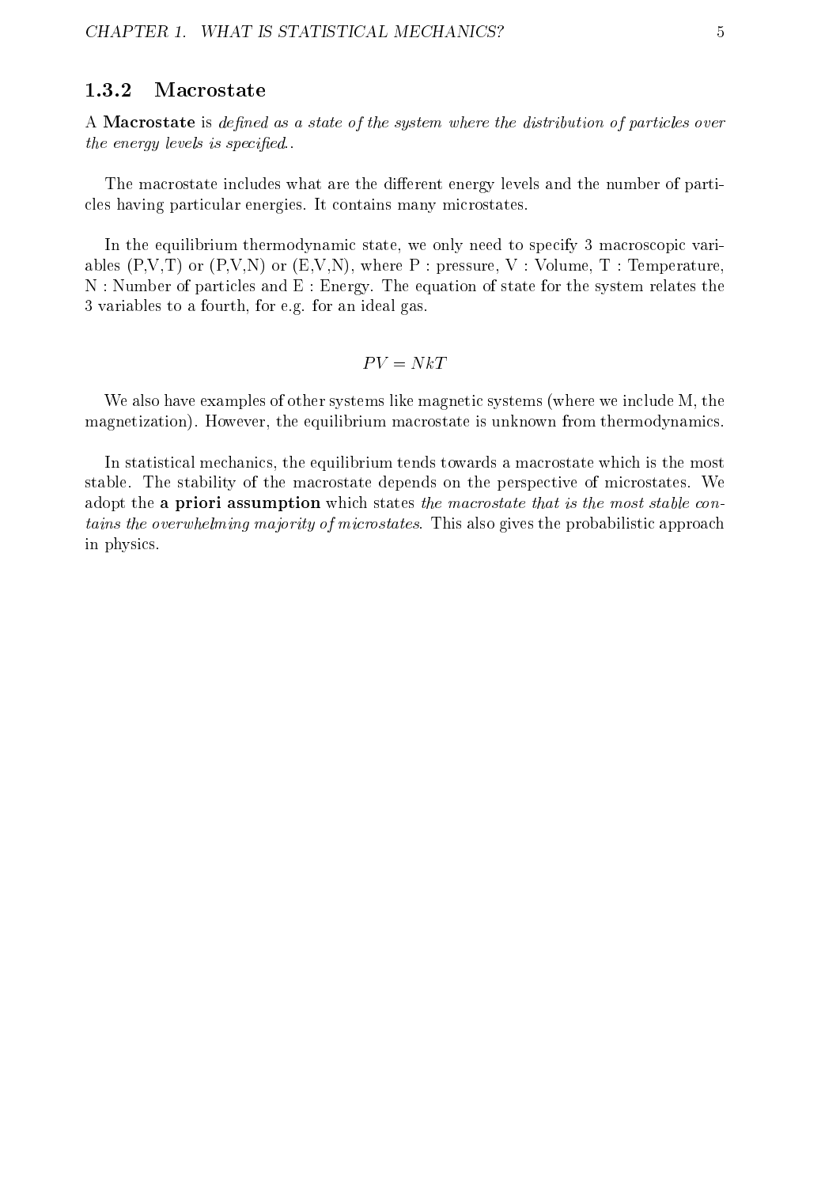### 1.3.2 Macrostate

A **Macrostate** is *defined as a state of the system where the distribution of particles over the energy levels is specified.*.

The macrostate includes what are the different energy levels and the number of particles having particular energies. It contains many microstates.

In the equilibrium thermodynamic state, we only need to specify 3 macroscopic variables (P,V,T) or (P,V,N) or (E,V,N), where P : pressure, V : Volume, T : Temperature, N : Number of particles and E : Energy. The equation of state for the system relates the 3 variables to a fourth, for e.g. for an ideal gas.

$$PV = NkT$$

We also have examples of other systems like magnetic systems (where we include M, the magnetization). However, the equilibrium macrostate is unknown from thermodynamics.

In statistical mechanics, the equilibrium tends towards a macrostate which is the most stable. The stability of the macrostate depends on the perspective of microstates. We adopt the **a priori assumption** which states *the macrostate that is the most stable contains the overwhelming majority of microstates*. This also gives the probabilistic approach in physics.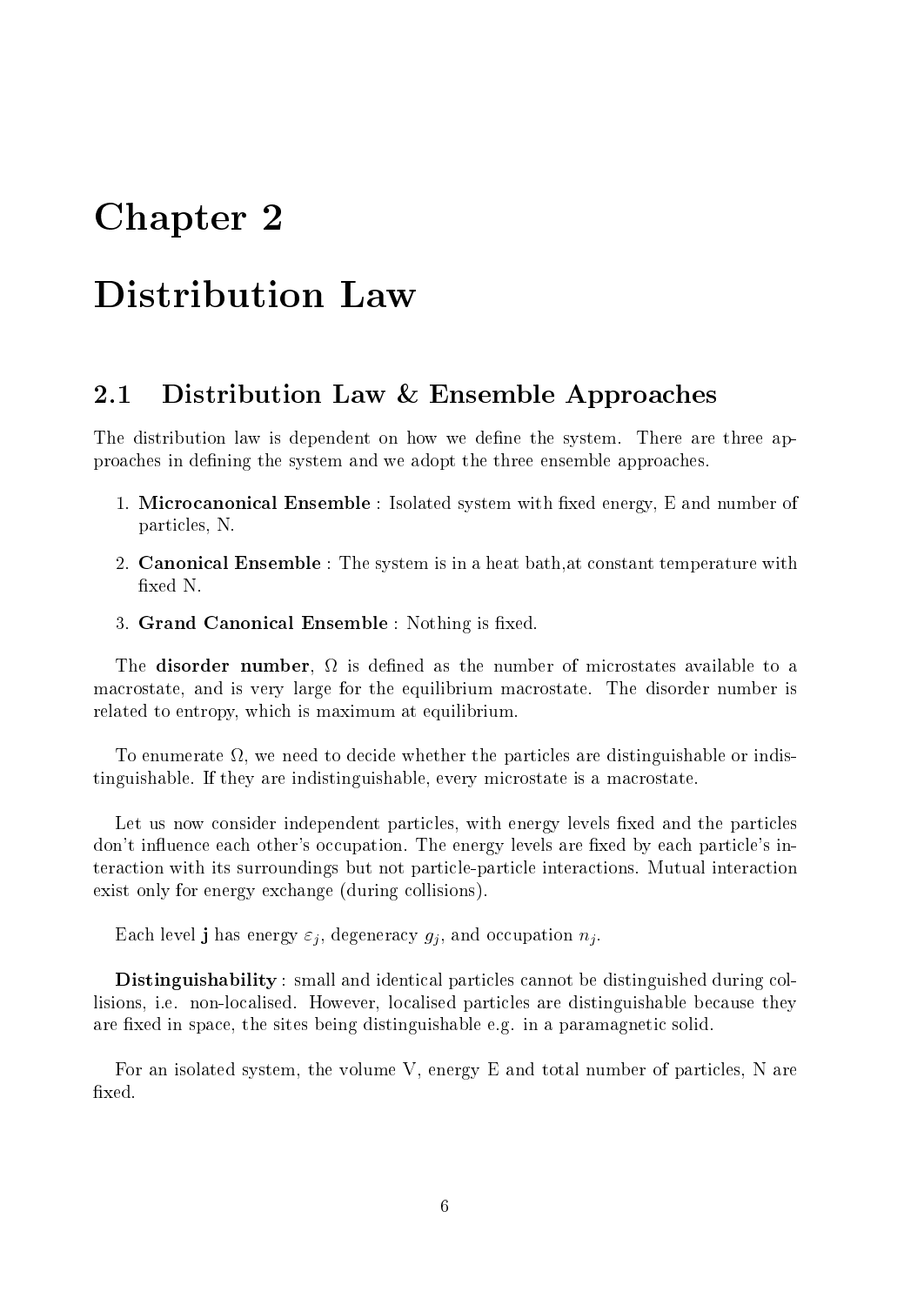# Chapter 2

# Distribution Law

## 2.1 Distribution Law & Ensemble Approaches

The distribution law is dependent on how we define the system. There are three approaches in defining the system and we adopt the three ensemble approaches.

1. **Microcanonical Ensemble** : Isolated system with fixed energy, E and number of particles, N.
2. **Canonical Ensemble** : The system is in a heat bath,at constant temperature with fixed N.
3. **Grand Canonical Ensemble** : Nothing is fixed.

The **disorder number**, $\Omega$ is defined as the number of microstates available to a macrostate, and is very large for the equilibrium macrostate. The disorder number is related to entropy, which is maximum at equilibrium.

To enumerate $\Omega$, we need to decide whether the particles are distinguishable or indistinguishable. If they are indistinguishable, every microstate is a macrostate.

Let us now consider independent particles, with energy levels fixed and the particles don't influence each other's occupation. The energy levels are fixed by each particle's interaction with its surroundings but not particle-particle interactions. Mutual interaction exist only for energy exchange (during collisions).

Each level **j** has energy $\varepsilon_j$, degeneracy $g_j$, and occupation $n_j$.

**Distinguishability** : small and identical particles cannot be distinguished during collisions, i.e. non-localised. However, localised particles are distinguishable because they are fixed in space, the sites being distinguishable e.g. in a paramagnetic solid.

For an isolated system, the volume V, energy E and total number of particles, N are fixed.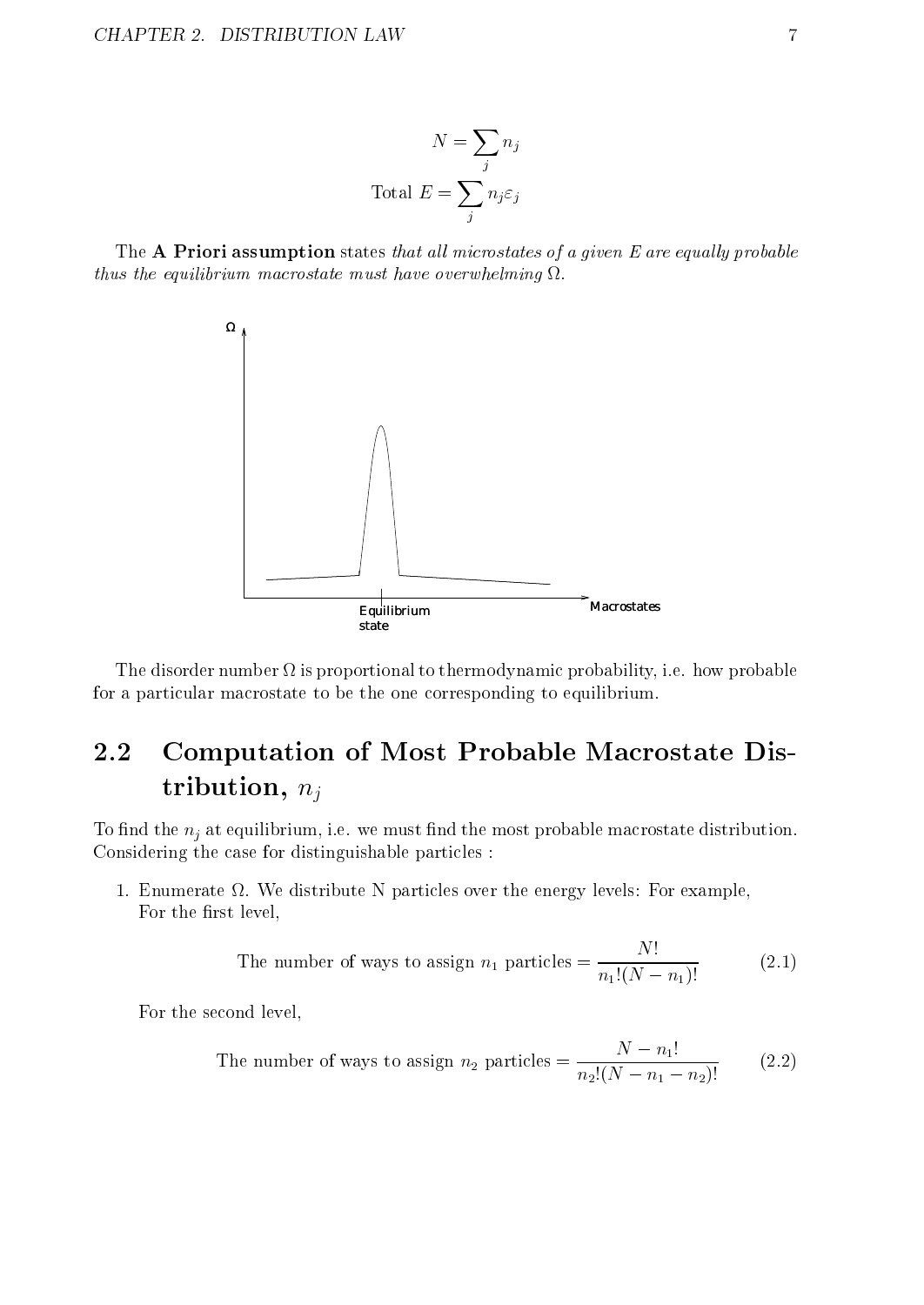$$N = \sum_j n_j$$

$$\text{Total } E = \sum_j n_j \varepsilon_j$$

The **A Priori assumption** states *that all microstates of a given E are equally probable thus the equilibrium macrostate must have overwhelming $\Omega$.*

The disorder number $\Omega$ is proportional to thermodynamic probability, i.e. how probable for a particular macrostate to be the one corresponding to equilibrium.

## 2.2 Computation of Most Probable Macrostate Distribution, $n_j$

To find the $n_j$ at equilibrium, i.e. we must find the most probable macrostate distribution. Considering the case for distinguishable particles :

1. Enumerate $\Omega$. We distribute N particles over the energy levels: For example, For the first level,

$$\text{The number of ways to assign } n_1 \text{ particles} = \frac{N!}{n_1!(N - n_1)!} \tag{2.1}$$

For the second level,

$$\text{The number of ways to assign } n_2 \text{ particles} = \frac{N - n_1!}{n_2!(N - n_1 - n_2)!} \tag{2.2}$$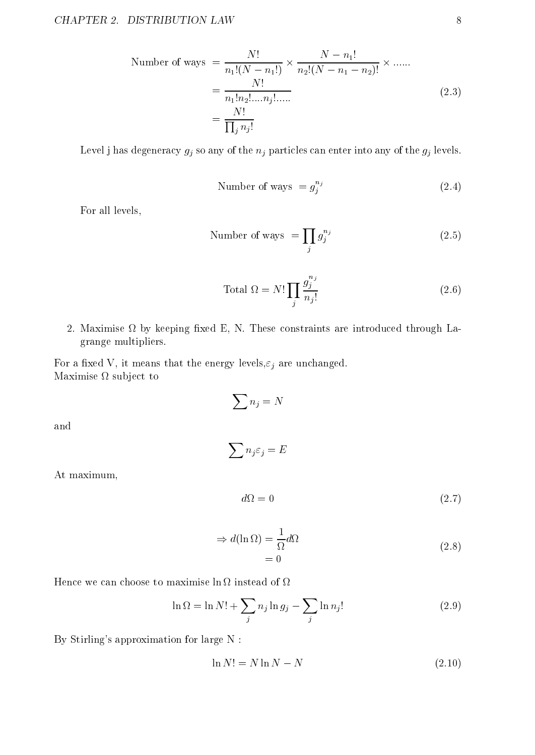$$
\begin{aligned}
\text{Number of ways } &= \frac{N!}{n_1!(N-n_1!)} \times \frac{N-n_1!}{n_2!(N-n_1-n_2)!} \times ...... \\
&= \frac{N!}{n_1!n_2!....n_j!.....} \\
&= \frac{N!}{\prod_j n_j!}
\end{aligned}
\tag{2.3}
$$

Level j has degeneracy $g_j$ so any of the $n_j$ particles can enter into any of the $g_j$ levels.

$$
\text{Number of ways } = g_j^{n_j} \tag{2.4}
$$

For all levels,

$$
\text{Number of ways } = \prod_j g_j^{n_j} \tag{2.5}
$$

$$
\text{Total } \Omega = N! \prod_j \frac{g_j^{n_j}}{n_j!} \tag{2.6}
$$

2. Maximise $\Omega$ by keeping fixed E, N. These constraints are introduced through Lagrange multipliers.

For a fixed V, it means that the energy levels, $\varepsilon_j$ are unchanged.
Maximise $\Omega$ subject to

$$
\sum n_j = N
$$

and

$$
\sum n_j \varepsilon_j = E
$$

At maximum,

$$
d\Omega = 0 \tag{2.7}
$$

$$
\begin{aligned}
\Rightarrow d(\ln \Omega) &= \frac{1}{\Omega} d\Omega \\
&= 0
\end{aligned}
\tag{2.8}
$$

Hence we can choose to maximise $\ln \Omega$ instead of $\Omega$

$$
\ln \Omega = \ln N! + \sum_j n_j \ln g_j - \sum_j \ln n_j! \tag{2.9}
$$

By Stirling's approximation for large N :

$$
\ln N! = N \ln N - N \tag{2.10}
$$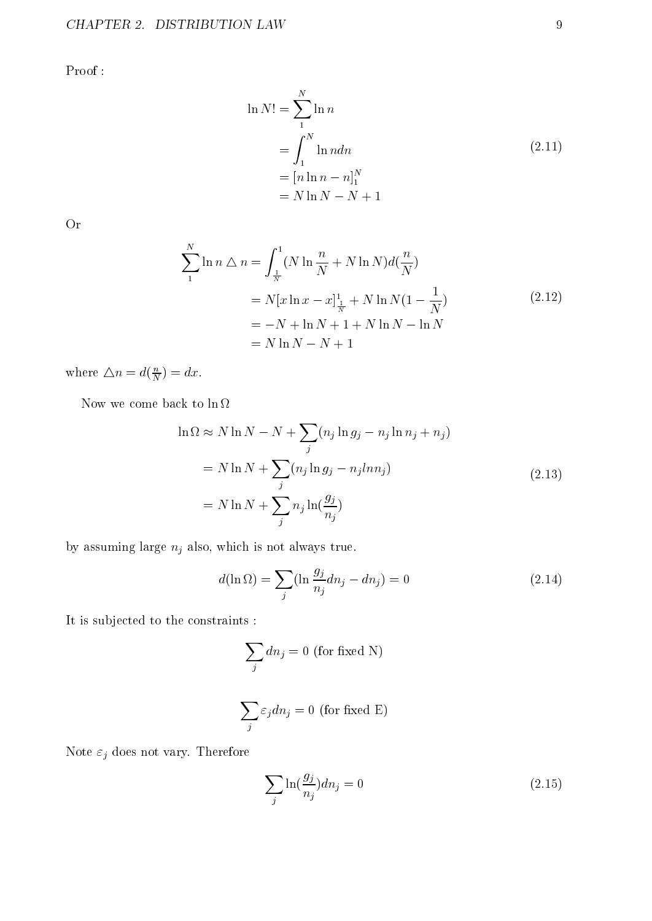Proof :

$$
\begin{aligned}
\ln N! &= \sum_{1}^{N} \ln n \\
&= \int_{1}^{N} \ln n dn \\
&= [n \ln n - n]_{1}^{N} \\
&= N \ln N - N + 1
\end{aligned}
\tag{2.11}
$$

Or

$$
\begin{aligned}
\sum_{1}^{N} \ln n \triangle n &= \int_{\frac{1}{N}}^{1} (N \ln \frac{n}{N} + N \ln N) d(\frac{n}{N}) \\
&= N[x \ln x - x]_{\frac{1}{N}}^{1} + N \ln N (1 - \frac{1}{N}) \\
&= -N + \ln N + 1 + N \ln N - \ln N \\
&= N \ln N - N + 1
\end{aligned}
\tag{2.12}
$$

where $\triangle n = d(\frac{n}{N}) = dx$.

Now we come back to $\ln \Omega$

$$
\begin{aligned}
\ln \Omega &\approx N \ln N - N + \sum_j (n_j \ln g_j - n_j \ln n_j + n_j) \\
&= N \ln N + \sum_j (n_j \ln g_j - n_j ln n_j) \\
&= N \ln N + \sum_j n_j \ln(\frac{g_j}{n_j})
\end{aligned}
\tag{2.13}
$$

by assuming large $n_j$ also, which is not always true.

$$
d(\ln \Omega) = \sum_j (\ln \frac{g_j}{n_j} dn_j - dn_j) = 0 \tag{2.14}
$$

It is subjected to the constraints :

$$
\sum_j dn_j = 0 \text{ (for fixed N)}
$$

$$
\sum_j \varepsilon_j dn_j = 0 \text{ (for fixed E)}
$$

Note $\varepsilon_j$ does not vary. Therefore

$$
\sum_j \ln(\frac{g_j}{n_j}) dn_j = 0 \tag{2.15}
$$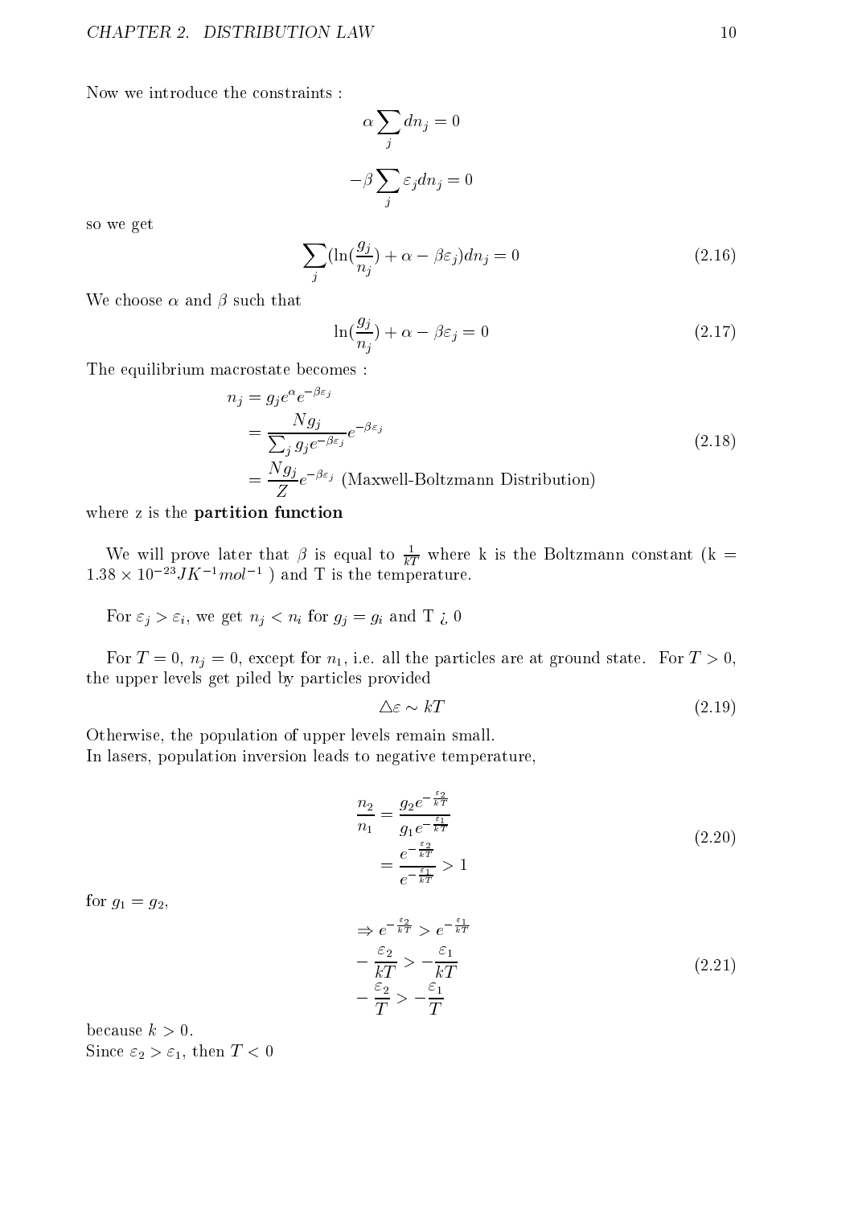Now we introduce the constraints :

$$\alpha \sum_j dn_j = 0$$

$$-\beta \sum_j \varepsilon_j dn_j = 0$$

so we get

$$\sum_j (\ln(\frac{g_j}{n_j}) + \alpha - \beta\varepsilon_j) dn_j = 0 \tag{2.16}$$

We choose $\alpha$ and $\beta$ such that

$$\ln(\frac{g_j}{n_j}) + \alpha - \beta\varepsilon_j = 0 \tag{2.17}$$

The equilibrium macrostate becomes :

$$\begin{aligned} n_j &= g_j e^{\alpha} e^{-\beta\varepsilon_j} \\ &= \frac{N g_j}{\sum_j g_j e^{-\beta\varepsilon_j}} e^{-\beta\varepsilon_j} \\ &= \frac{N g_j}{Z} e^{-\beta\varepsilon_j} \text{ (Maxwell-Boltzmann Distribution)} \end{aligned} \tag{2.18}$$

where z is the **partition function**

We will prove later that $\beta$ is equal to $\frac{1}{kT}$ where k is the Boltzmann constant (k = $1.38 \times 10^{-23} JK^{-1} mol^{-1}$ ) and T is the temperature.

For $\varepsilon_j > \varepsilon_i$, we get $n_j < n_i$ for $g_j = g_i$ and T ¿ 0

For $T = 0$, $n_j = 0$, except for $n_1$, i.e. all the particles are at ground state. For $T > 0$, the upper levels get piled by particles provided

$$\triangle\varepsilon \sim kT \tag{2.19}$$

Otherwise, the population of upper levels remain small.
In lasers, population inversion leads to negative temperature,

$$\begin{aligned} \frac{n_2}{n_1} &= \frac{g_2 e^{-\frac{\varepsilon_2}{kT}}}{g_1 e^{-\frac{\varepsilon_1}{kT}}} \\ &= \frac{e^{-\frac{\varepsilon_2}{kT}}}{e^{-\frac{\varepsilon_1}{kT}}} > 1 \end{aligned} \tag{2.20}$$

for $g_1 = g_2$,

$$\begin{aligned} &\Rightarrow e^{-\frac{\varepsilon_2}{kT}} > e^{-\frac{\varepsilon_1}{kT}} \\ &-\frac{\varepsilon_2}{kT} > -\frac{\varepsilon_1}{kT} \\ &-\frac{\varepsilon_2}{T} > -\frac{\varepsilon_1}{T} \end{aligned} \tag{2.21}$$

because $k > 0$.
Since $\varepsilon_2 > \varepsilon_1$, then $T < 0$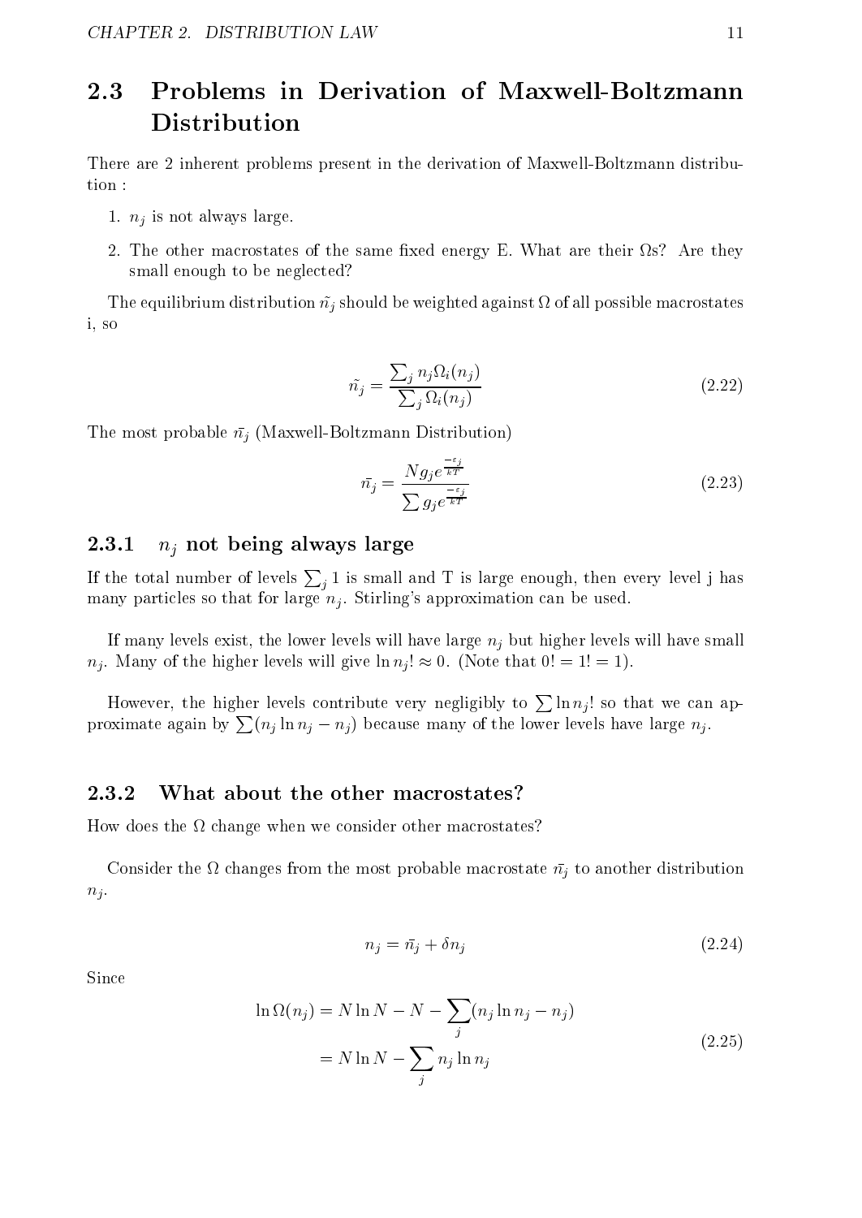## 2.3 Problems in Derivation of Maxwell-Boltzmann Distribution

There are 2 inherent problems present in the derivation of Maxwell-Boltzmann distribution :

1. $n_j$ is not always large.
2. The other macrostates of the same fixed energy E. What are their $\Omega$s? Are they small enough to be neglected?

The equilibrium distribution $\tilde{n_j}$ should be weighted against $\Omega$ of all possible macrostates i, so

$$\tilde{n_j} = \frac{\sum_j n_j \Omega_i(n_j)}{\sum_j \Omega_i(n_j)} \tag{2.22}$$

The most probable $\bar{n_j}$ (Maxwell-Boltzmann Distribution)

$$\bar{n_j} = \frac{N g_j e^{\frac{-\varepsilon_j}{kT}}}{\sum g_j e^{\frac{-\varepsilon_j}{kT}}} \tag{2.23}$$

### 2.3.1 $n_j$ not being always large

If the total number of levels $\sum_j 1$ is small and T is large enough, then every level j has many particles so that for large $n_j$. Stirling's approximation can be used.

If many levels exist, the lower levels will have large $n_j$ but higher levels will have small $n_j$. Many of the higher levels will give $\ln n_j! \approx 0$. (Note that $0! = 1! = 1$).

However, the higher levels contribute very negligibly to $\sum \ln n_j!$ so that we can approximate again by $\sum(n_j \ln n_j - n_j)$ because many of the lower levels have large $n_j$.

### 2.3.2 What about the other macrostates?

How does the $\Omega$ change when we consider other macrostates?

Consider the $\Omega$ changes from the most probable macrostate $\bar{n_j}$ to another distribution $n_j$.

$$n_j = \bar{n_j} + \delta n_j \tag{2.24}$$

Since

$$\begin{aligned} \ln \Omega(n_j) &= N \ln N - N - \sum_j (n_j \ln n_j - n_j) \\ &= N \ln N - \sum_j n_j \ln n_j \end{aligned} \tag{2.25}$$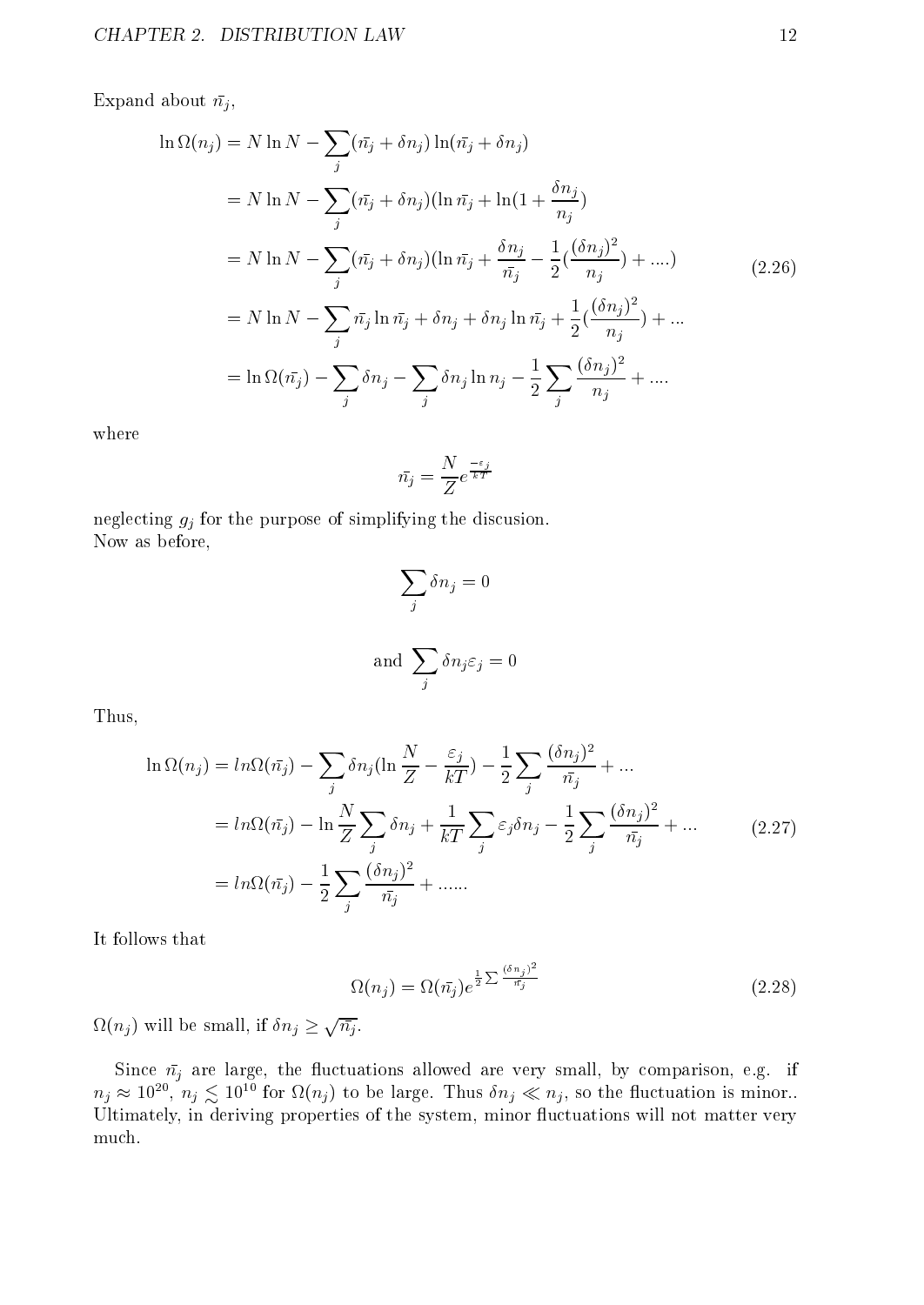Expand about $\bar{n_j}$,

$$
\begin{aligned}
\ln \Omega(n_j) &= N \ln N - \sum_j (\bar{n_j} + \delta n_j) \ln(\bar{n_j} + \delta n_j) \\
&= N \ln N - \sum_j (\bar{n_j} + \delta n_j)(\ln \bar{n_j} + \ln(1 + \frac{\delta n_j}{n_j}) \\
&= N \ln N - \sum_j (\bar{n_j} + \delta n_j)(\ln \bar{n_j} + \frac{\delta n_j}{\bar{n_j}} - \frac{1}{2}(\frac{(\delta n_j)^2}{n_j}) + ....) \\
&= N \ln N - \sum_j \bar{n_j} \ln \bar{n_j} + \delta n_j + \delta n_j \ln \bar{n_j} + \frac{1}{2}(\frac{(\delta n_j)^2}{n_j}) + ... \\
&= \ln \Omega(\bar{n_j}) - \sum_j \delta n_j - \sum_j \delta n_j \ln n_j - \frac{1}{2} \sum_j \frac{(\delta n_j)^2}{n_j} + ....
\end{aligned}
\tag{2.26}
$$

where

$$
\bar{n_j} = \frac{N}{Z} e^{\frac{-\varepsilon_j}{kT}}
$$

neglecting $g_j$ for the purpose of simplifying the discusion.
Now as before,

$$
\sum_j \delta n_j = 0
$$

$$
\text{and } \sum_j \delta n_j \varepsilon_j = 0
$$

Thus,

$$
\begin{aligned}
\ln \Omega(n_j) &= ln\Omega(\bar{n_j}) - \sum_j \delta n_j (\ln \frac{N}{Z} - \frac{\varepsilon_j}{kT}) - \frac{1}{2} \sum_j \frac{(\delta n_j)^2}{\bar{n_j}} + ... \\
&= ln\Omega(\bar{n_j}) - \ln \frac{N}{Z} \sum_j \delta n_j + \frac{1}{kT} \sum_j \varepsilon_j \delta n_j - \frac{1}{2} \sum_j \frac{(\delta n_j)^2}{\bar{n_j}} + ... \\
&= ln\Omega(\bar{n_j}) - \frac{1}{2} \sum_j \frac{(\delta n_j)^2}{\bar{n_j}} + ......
\end{aligned}
\tag{2.27}
$$

It follows that

$$
\Omega(n_j) = \Omega(\bar{n_j}) e^{\frac{1}{2} \sum \frac{(\delta n_j)^2}{\bar{n_j}}}
\tag{2.28}
$$

$\Omega(n_j)$ will be small, if $\delta n_j \geq \sqrt{\bar{n_j}}$.

Since $\bar{n_j}$ are large, the fluctuations allowed are very small, by comparison, e.g. if $n_j \approx 10^{20}$, $n_j \lesssim 10^{10}$ for $\Omega(n_j)$ to be large. Thus $\delta n_j \ll n_j$, so the fluctuation is minor.. Ultimately, in deriving properties of the system, minor fluctuations will not matter very much.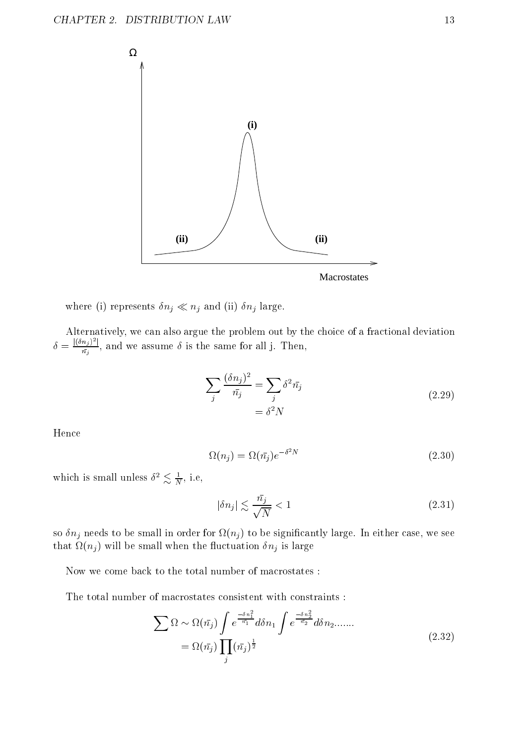where (i) represents $\delta n_j \ll n_j$ and (ii) $\delta n_j$ large.

Alternatively, we can also argue the problem out by the choice of a fractional deviation $\delta = \frac{|(\delta n_j)^2|}{\bar{n_j}}$, and we assume $\delta$ is the same for all j. Then,

$$
\begin{aligned}
\sum_j \frac{(\delta n_j)^2}{\bar{n_j}} &= \sum_j \delta^2 \bar{n_j} \\
&= \delta^2 N
\end{aligned}
\tag{2.29}
$$

Hence

$$
\Omega(n_j) = \Omega(\bar{n_j}) e^{-\delta^2 N} \tag{2.30}
$$

which is small unless $\delta^2 \lesssim \frac{1}{N}$, i.e,

$$
|\delta n_j| \lesssim \frac{\bar{n_j}}{\sqrt{N}} < 1 \tag{2.31}
$$

so $\delta n_j$ needs to be small in order for $\Omega(n_j)$ to be significantly large. In either case, we see that $\Omega(n_j)$ will be small when the fluctuation $\delta n_j$ is large

Now we come back to the total number of macrostates :

The total number of macrostates consistent with constraints :

$$
\begin{aligned}
\sum \Omega &\sim \Omega(\bar{n_j}) \int e^{\frac{-\delta n_1^2}{\bar{n_1}}} d\delta n_1 \int e^{\frac{-\delta n_2^2}{\bar{n_2}}} d\delta n_2 ....... \\
&= \Omega(\bar{n_j}) \prod_j (\bar{n_j})^{\frac{1}{2}}
\end{aligned}
\tag{2.32}
$$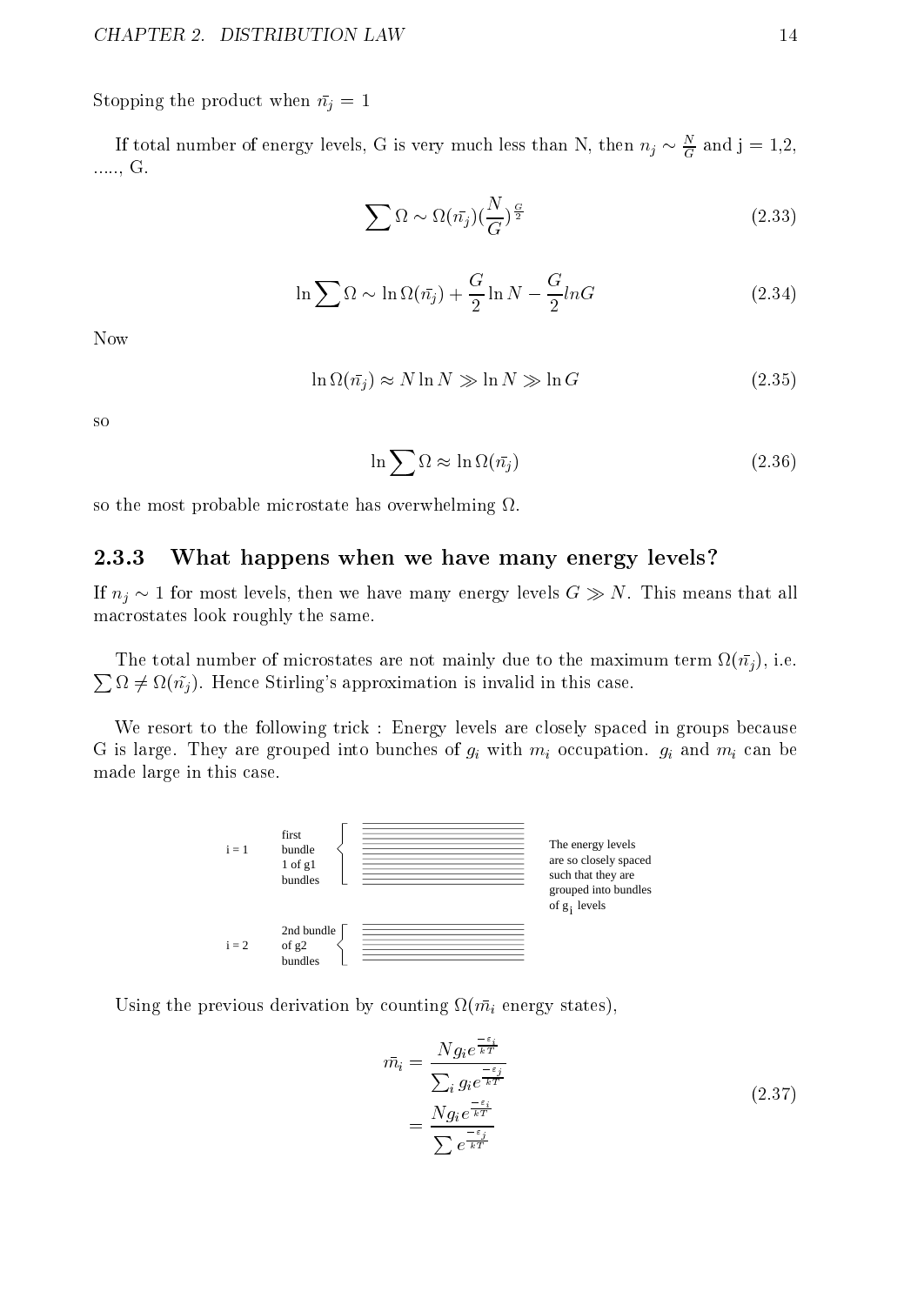Stopping the product when $\bar{n_j} = 1$

If total number of energy levels, G is very much less than N, then $n_j \sim \frac{N}{G}$ and j = 1,2, ....., G.

$$\sum \Omega \sim \Omega(\bar{n_j})(\frac{N}{G})^{\frac{G}{2}} \tag{2.33}$$

$$\ln \sum \Omega \sim \ln \Omega(\bar{n_j}) + \frac{G}{2} \ln N - \frac{G}{2} lnG \tag{2.34}$$

Now

$$\ln \Omega(\bar{n_j}) \approx N \ln N \gg \ln N \gg \ln G \tag{2.35}$$

so

$$\ln \sum \Omega \approx \ln \Omega(\bar{n_j}) \tag{2.36}$$

so the most probable microstate has overwhelming $\Omega$.

### 2.3.3 What happens when we have many energy levels?

If $n_j \sim 1$ for most levels, then we have many energy levels $G \gg N$. This means that all macrostates look roughly the same.

The total number of microstates are not mainly due to the maximum term $\Omega(\bar{n_j})$, i.e. $\sum \Omega \neq \Omega(\tilde{n_j})$. Hence Stirling's approximation is invalid in this case.

We resort to the following trick : Energy levels are closely spaced in groups because G is large. They are grouped into bunches of $g_i$ with $m_i$ occupation. $g_i$ and $m_i$ can be made large in this case.

i = 1 — first bundle 1 of g1 bundles

i = 2 — 2nd bundle of g2 bundles

The energy levels are so closely spaced such that they are grouped into bundles of $g_i$ levels

Using the previous derivation by counting $\Omega(\bar{m_i}$ energy states),

$$\begin{aligned}
\bar{m_i} &= \frac{N g_i e^{\frac{-\varepsilon_i}{kT}}}{\sum_i g_i e^{\frac{-\varepsilon_j}{kT}}} \\
&= \frac{N g_i e^{\frac{-\varepsilon_i}{kT}}}{\sum e^{\frac{-\varepsilon_j}{kT}}}
\end{aligned} \tag{2.37}$$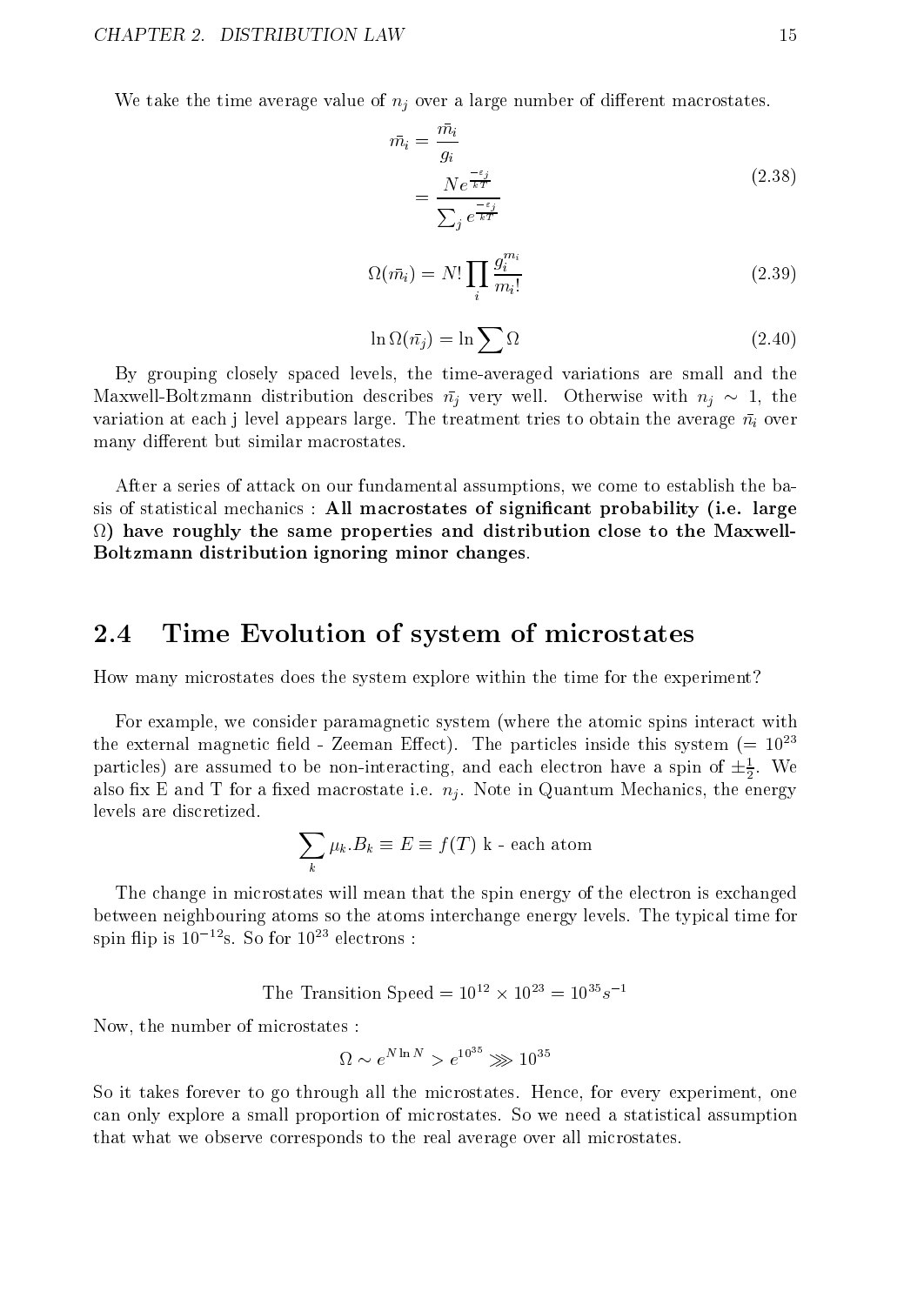We take the time average value of $n_j$ over a large number of different macrostates.

$$
\begin{aligned}
\bar{m_i} &= \frac{\bar{m_i}}{g_i} \\
&= \frac{N e^{\frac{-\varepsilon_j}{kT}}}{\sum_j e^{\frac{-\varepsilon_j}{kT}}}
\end{aligned}
\tag{2.38}
$$

$$
\Omega(\bar{m_i}) = N! \prod_i \frac{g_i^{m_i}}{m_i!} \tag{2.39}
$$

$$
\ln \Omega(\bar{n_j}) = \ln \sum \Omega \tag{2.40}
$$

By grouping closely spaced levels, the time-averaged variations are small and the Maxwell-Boltzmann distribution describes $\bar{n_j}$ very well. Otherwise with $n_j \sim 1$, the variation at each j level appears large. The treatment tries to obtain the average $\bar{n_i}$ over many different but similar macrostates.

After a series of attack on our fundamental assumptions, we come to establish the basis of statistical mechanics : **All macrostates of significant probability (i.e. large $\Omega$) have roughly the same properties and distribution close to the Maxwell-Boltzmann distribution ignoring minor changes**.

## 2.4 Time Evolution of system of microstates

How many microstates does the system explore within the time for the experiment?

For example, we consider paramagnetic system (where the atomic spins interact with the external magnetic field - Zeeman Effect). The particles inside this system ($= 10^{23}$ particles) are assumed to be non-interacting, and each electron have a spin of $\pm\frac{1}{2}$. We also fix E and T for a fixed macrostate i.e. $n_j$. Note in Quantum Mechanics, the energy levels are discretized.

$$
\sum_k \mu_k . B_k \equiv E \equiv f(T) \text{ k - each atom}
$$

The change in microstates will mean that the spin energy of the electron is exchanged between neighbouring atoms so the atoms interchange energy levels. The typical time for spin flip is $10^{-12}$s. So for $10^{23}$ electrons :

$$
\text{The Transition Speed} = 10^{12} \times 10^{23} = 10^{35} s^{-1}
$$

Now, the number of microstates :

$$
\Omega \sim e^{N \ln N} > e^{10^{35}} \ggg 10^{35}
$$

So it takes forever to go through all the microstates. Hence, for every experiment, one can only explore a small proportion of microstates. So we need a statistical assumption that what we observe corresponds to the real average over all microstates.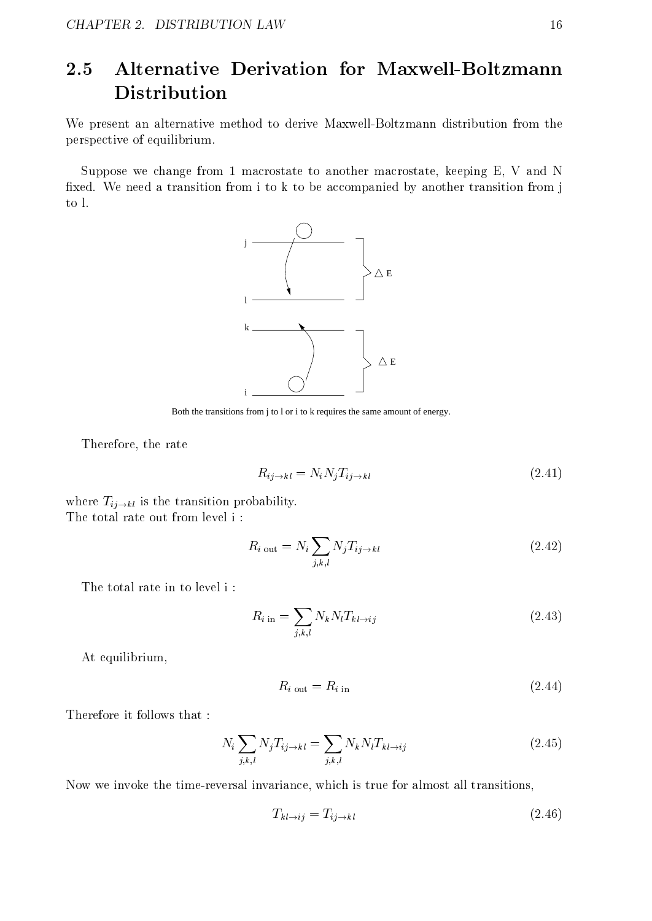## 2.5 Alternative Derivation for Maxwell-Boltzmann Distribution

We present an alternative method to derive Maxwell-Boltzmann distribution from the perspective of equilibrium.

Suppose we change from 1 macrostate to another macrostate, keeping E, V and N fixed. We need a transition from i to k to be accompanied by another transition from j to l.

Both the transitions from j to l or i to k requires the same amount of energy.

Therefore, the rate

$$R_{ij\to kl} = N_i N_j T_{ij\to kl} \tag{2.41}$$

where $T_{ij\to kl}$ is the transition probability.
The total rate out from level i :

$$R_{i\text{ out}} = N_i \sum_{j,k,l} N_j T_{ij\to kl} \tag{2.42}$$

The total rate in to level i :

$$R_{i\text{ in}} = \sum_{j,k,l} N_k N_l T_{kl\to ij} \tag{2.43}$$

At equilibrium,

$$R_{i\text{ out}} = R_{i\text{ in}} \tag{2.44}$$

Therefore it follows that :

$$N_i \sum_{j,k,l} N_j T_{ij\to kl} = \sum_{j,k,l} N_k N_l T_{kl\to ij} \tag{2.45}$$

Now we invoke the time-reversal invariance, which is true for almost all transitions,

$$T_{kl\to ij} = T_{ij\to kl} \tag{2.46}$$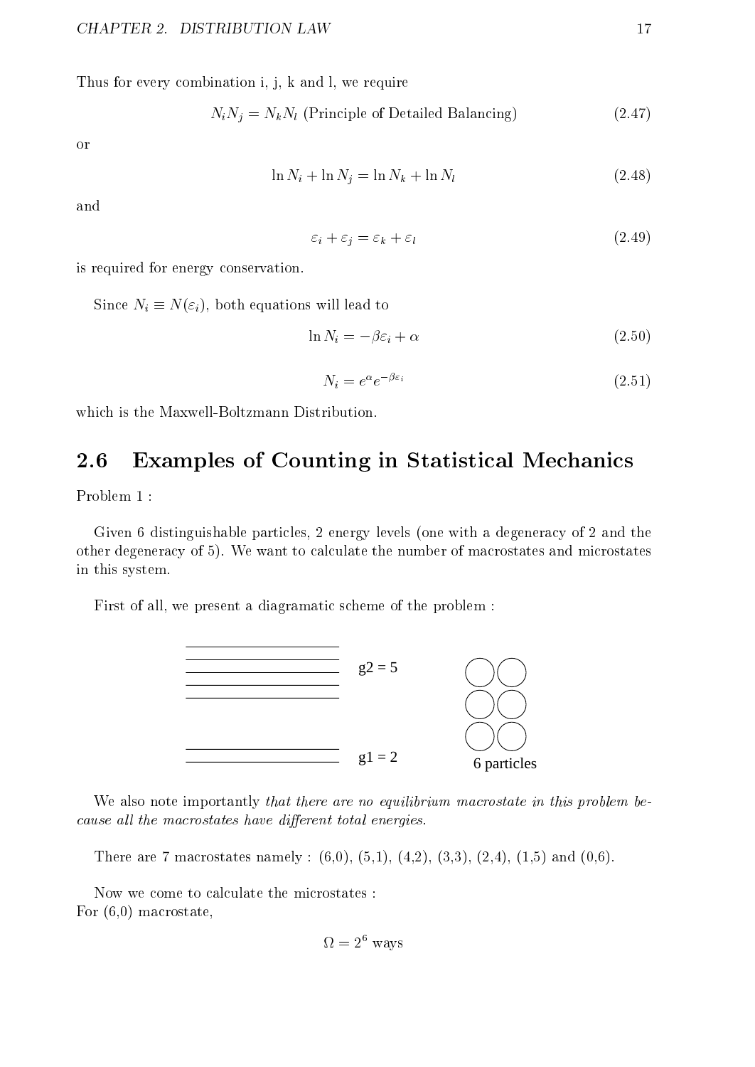Thus for every combination i, j, k and l, we require

$$N_i N_j = N_k N_l \text{ (Principle of Detailed Balancing)} \tag{2.47}$$

or

$$\ln N_i + \ln N_j = \ln N_k + \ln N_l \tag{2.48}$$

and

$$\varepsilon_i + \varepsilon_j = \varepsilon_k + \varepsilon_l \tag{2.49}$$

is required for energy conservation.

Since $N_i \equiv N(\varepsilon_i)$, both equations will lead to

$$\ln N_i = -\beta\varepsilon_i + \alpha \tag{2.50}$$

$$N_i = e^{\alpha} e^{-\beta\varepsilon_i} \tag{2.51}$$

which is the Maxwell-Boltzmann Distribution.

## 2.6 Examples of Counting in Statistical Mechanics

Problem 1 :

Given 6 distinguishable particles, 2 energy levels (one with a degeneracy of 2 and the other degeneracy of 5). We want to calculate the number of macrostates and microstates in this system.

First of all, we present a diagramatic scheme of the problem :

g2 = 5

g1 = 2

6 particles

We also note importantly *that there are no equilibrium macrostate in this problem because all the macrostates have different total energies.*

There are 7 macrostates namely : (6,0), (5,1), (4,2), (3,3), (2,4), (1,5) and (0,6).

Now we come to calculate the microstates :
For (6,0) macrostate,

$$\Omega = 2^6 \text{ ways}$$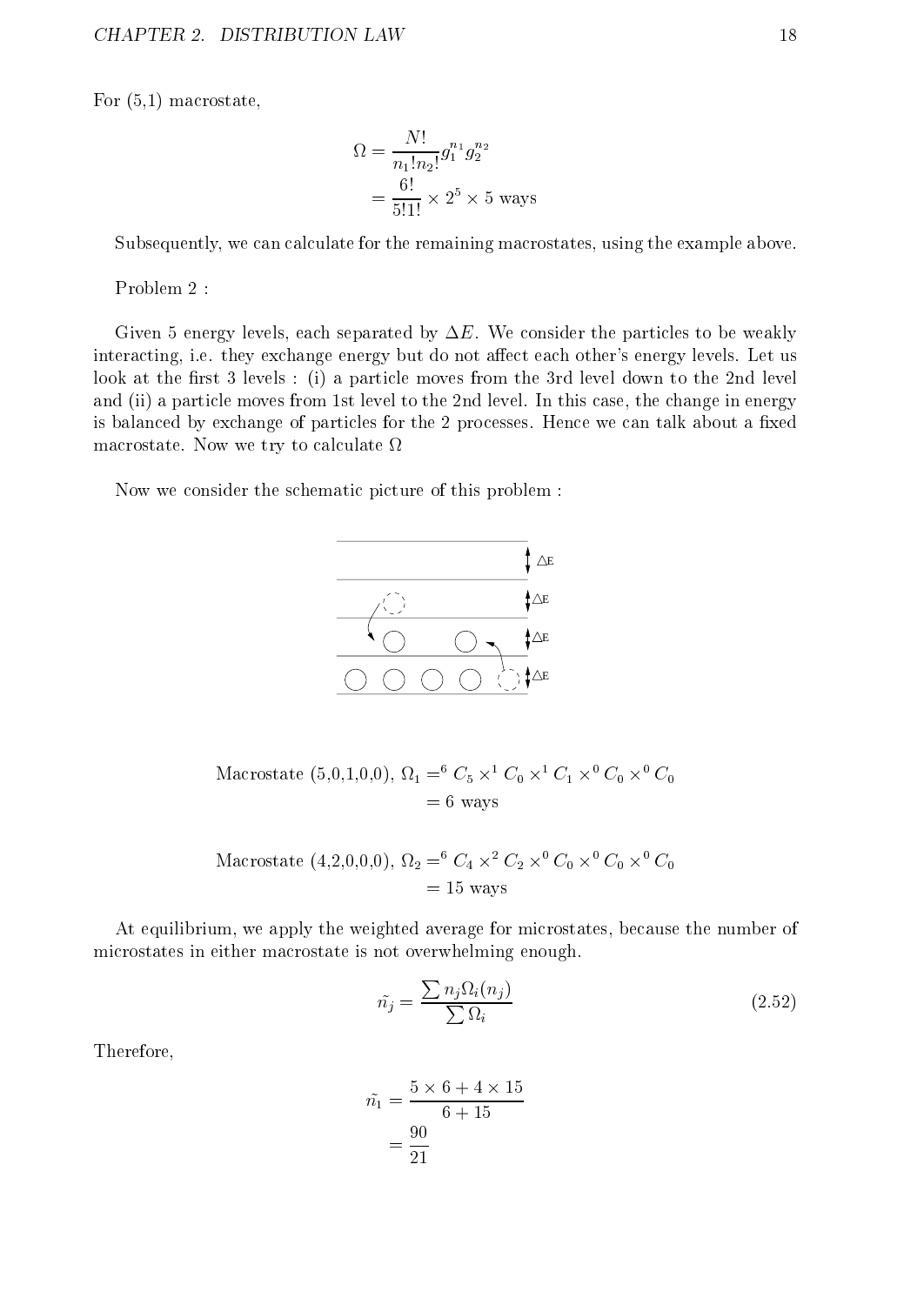For (5,1) macrostate,

$$
\begin{aligned}
\Omega &= \frac{N!}{n_1!n_2!} g_1^{n_1} g_2^{n_2} \\
&= \frac{6!}{5!1!} \times 2^5 \times 5 \text{ ways}
\end{aligned}
$$

Subsequently, we can calculate for the remaining macrostates, using the example above.

Problem 2 :

Given 5 energy levels, each separated by $\Delta E$. We consider the particles to be weakly interacting, i.e. they exchange energy but do not affect each other's energy levels. Let us look at the first 3 levels : (i) a particle moves from the 3rd level down to the 2nd level and (ii) a particle moves from 1st level to the 2nd level. In this case, the change in energy is balanced by exchange of particles for the 2 processes. Hence we can talk about a fixed macrostate. Now we try to calculate $\Omega$

Now we consider the schematic picture of this problem :

$$
\begin{aligned}
\text{Macrostate } (5,0,1,0,0),\ \Omega_1 &= {}^6C_5 \times {}^1C_0 \times {}^1C_1 \times {}^0C_0 \times {}^0C_0 \\
&= 6 \text{ ways}
\end{aligned}
$$

$$
\begin{aligned}
\text{Macrostate } (4,2,0,0,0),\ \Omega_2 &= {}^6C_4 \times {}^2C_2 \times {}^0C_0 \times {}^0C_0 \times {}^0C_0 \\
&= 15 \text{ ways}
\end{aligned}
$$

At equilibrium, we apply the weighted average for microstates, because the number of microstates in either macrostate is not overwhelming enough.

$$
\tilde{n_j} = \frac{\sum n_j \Omega_i(n_j)}{\sum \Omega_i} \tag{2.52}
$$

Therefore,

$$
\begin{aligned}
\tilde{n_1} &= \frac{5 \times 6 + 4 \times 15}{6 + 15} \\
&= \frac{90}{21}
\end{aligned}
$$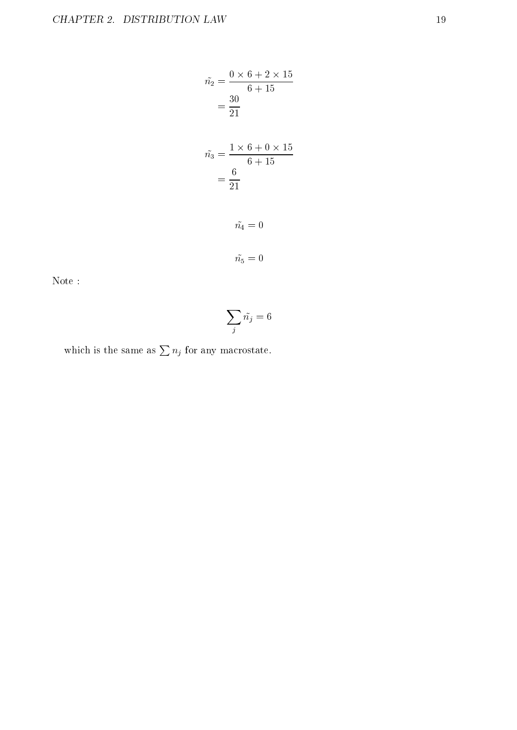$$
\begin{aligned}
\tilde{n_2} &= \frac{0 \times 6 + 2 \times 15}{6 + 15} \\
&= \frac{30}{21}
\end{aligned}
$$

$$
\begin{aligned}
\tilde{n_3} &= \frac{1 \times 6 + 0 \times 15}{6 + 15} \\
&= \frac{6}{21}
\end{aligned}
$$

$$
\tilde{n_4} = 0
$$

$$
\tilde{n_5} = 0
$$

Note :

$$
\sum_j \tilde{n_j} = 6
$$

which is the same as $\sum n_j$ for any macrostate.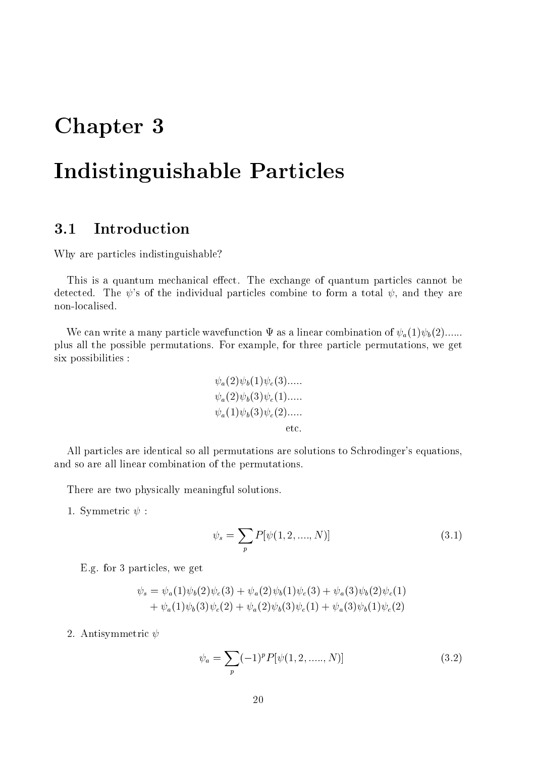# Chapter 3

# Indistinguishable Particles

## 3.1 Introduction

Why are particles indistinguishable?

This is a quantum mechanical effect. The exchange of quantum particles cannot be detected. The $\psi$'s of the individual particles combine to form a total $\psi$, and they are non-localised.

We can write a many particle wavefunction $\Psi$ as a linear combination of $\psi_a(1)\psi_b(2)$...... plus all the possible permutations. For example, for three particle permutations, we get six possibilities :

$$
\begin{aligned}
&\psi_a(2)\psi_b(1)\psi_c(3).....\\
&\psi_a(2)\psi_b(3)\psi_c(1).....\\
&\psi_a(1)\psi_b(3)\psi_c(2).....\\
&\qquad\qquad\text{etc.}
\end{aligned}
$$

All particles are identical so all permutations are solutions to Schrodinger's equations, and so are all linear combination of the permutations.

There are two physically meaningful solutions.

1. Symmetric $\psi$ :

$$\psi_s = \sum_p P[\psi(1, 2, ...., N)] \tag{3.1}$$

E.g. for 3 particles, we get

$$
\begin{aligned}
\psi_s = &\ \psi_a(1)\psi_b(2)\psi_c(3) + \psi_a(2)\psi_b(1)\psi_c(3) + \psi_a(3)\psi_b(2)\psi_c(1)\\
&+ \psi_a(1)\psi_b(3)\psi_c(2) + \psi_a(2)\psi_b(3)\psi_c(1) + \psi_a(3)\psi_b(1)\psi_c(2)
\end{aligned}
$$

2. Antisymmetric $\psi$

$$\psi_a = \sum_p (-1)^p P[\psi(1, 2, ....., N)] \tag{3.2}$$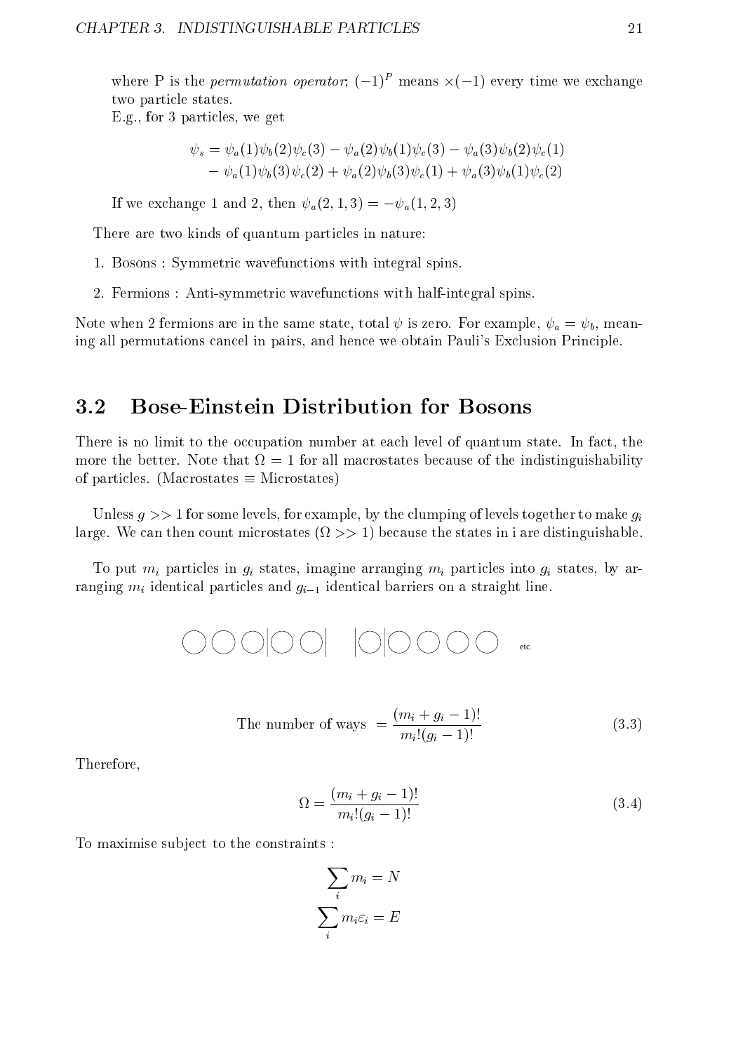where P is the *permutation operator*; $(-1)^P$ means $\times(-1)$ every time we exchange two particle states.

E.g., for 3 particles, we get

$$\psi_s = \psi_a(1)\psi_b(2)\psi_c(3) - \psi_a(2)\psi_b(1)\psi_c(3) - \psi_a(3)\psi_b(2)\psi_c(1)$$
$$- \psi_a(1)\psi_b(3)\psi_c(2) + \psi_a(2)\psi_b(3)\psi_c(1) + \psi_a(3)\psi_b(1)\psi_c(2)$$

If we exchange 1 and 2, then $\psi_a(2,1,3) = -\psi_a(1,2,3)$

There are two kinds of quantum particles in nature:

1. Bosons : Symmetric wavefunctions with integral spins.
2. Fermions : Anti-symmetric wavefunctions with half-integral spins.

Note when 2 fermions are in the same state, total $\psi$ is zero. For example, $\psi_a = \psi_b$, meaning all permutations cancel in pairs, and hence we obtain Pauli's Exclusion Principle.

## 3.2 Bose-Einstein Distribution for Bosons

There is no limit to the occupation number at each level of quantum state. In fact, the more the better. Note that $\Omega = 1$ for all macrostates because of the indistinguishability of particles. (Macrostates $\equiv$ Microstates)

Unless $g >> 1$ for some levels, for example, by the clumping of levels together to make $g_i$ large. We can then count microstates ($\Omega >> 1$) because the states in i are distinguishable.

To put $m_i$ particles in $g_i$ states, imagine arranging $m_i$ particles into $g_i$ states, by arranging $m_i$ identical particles and $g_{i-1}$ identical barriers on a straight line.

$$\bigcirc\bigcirc\bigcirc|\bigcirc\bigcirc| \quad |\bigcirc|\bigcirc\bigcirc\bigcirc\bigcirc \quad \text{etc.}$$

$$\text{The number of ways } = \frac{(m_i + g_i - 1)!}{m_i!(g_i - 1)!} \tag{3.3}$$

Therefore,

$$\Omega = \frac{(m_i + g_i - 1)!}{m_i!(g_i - 1)!} \tag{3.4}$$

To maximise subject to the constraints :

$$\sum_i m_i = N$$
$$\sum_i m_i \varepsilon_i = E$$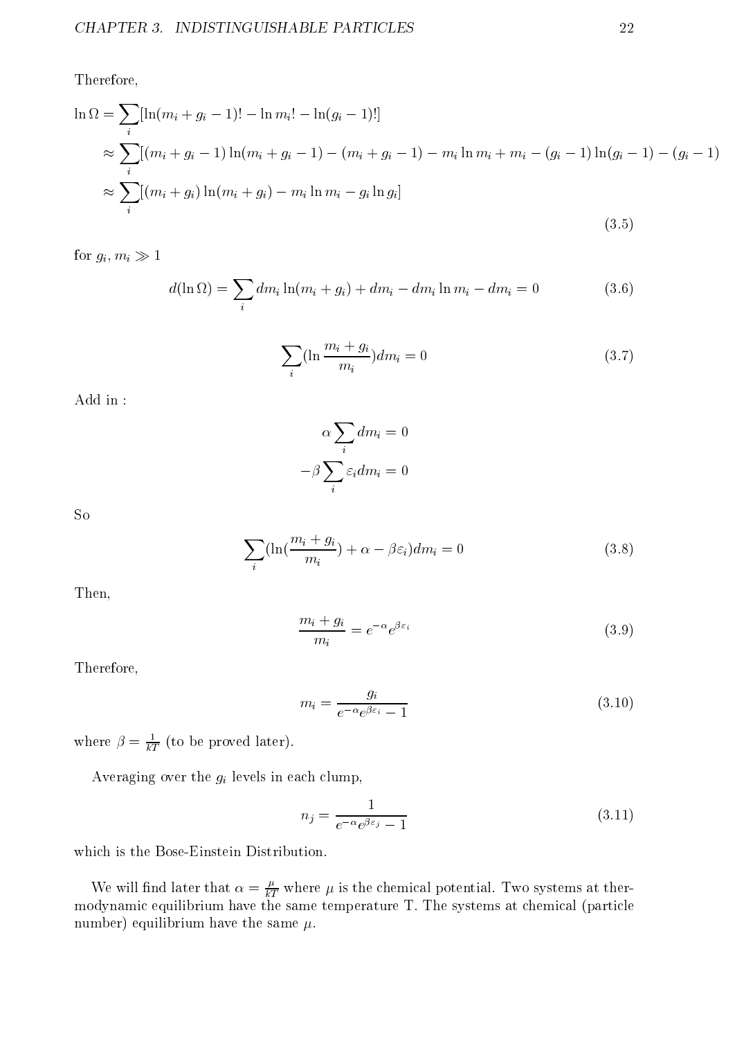Therefore,

$$
\begin{aligned}
\ln \Omega &= \sum_i [\ln(m_i + g_i - 1)! - \ln m_i! - \ln(g_i - 1)!] \\
&\approx \sum_i [(m_i + g_i - 1)\ln(m_i + g_i - 1) - (m_i + g_i - 1) - m_i \ln m_i + m_i - (g_i - 1)\ln(g_i - 1) - (g_i - 1)] \\
&\approx \sum_i [(m_i + g_i)\ln(m_i + g_i) - m_i \ln m_i - g_i \ln g_i]
\end{aligned}
\tag{3.5}
$$

for $g_i, m_i \gg 1$

$$
d(\ln \Omega) = \sum_i dm_i \ln(m_i + g_i) + dm_i - dm_i \ln m_i - dm_i = 0 \tag{3.6}
$$

$$
\sum_i (\ln \frac{m_i + g_i}{m_i}) dm_i = 0 \tag{3.7}
$$

Add in :

$$
\alpha \sum_i dm_i = 0
$$

$$
-\beta \sum_i \varepsilon_i dm_i = 0
$$

So

$$
\sum_i (\ln(\frac{m_i + g_i}{m_i}) + \alpha - \beta \varepsilon_i) dm_i = 0 \tag{3.8}
$$

Then,

$$
\frac{m_i + g_i}{m_i} = e^{-\alpha} e^{\beta \varepsilon_i} \tag{3.9}
$$

Therefore,

$$
m_i = \frac{g_i}{e^{-\alpha} e^{\beta \varepsilon_i} - 1} \tag{3.10}
$$

where $\beta = \frac{1}{kT}$ (to be proved later).

Averaging over the $g_i$ levels in each clump,

$$
n_j = \frac{1}{e^{-\alpha} e^{\beta \varepsilon_j} - 1} \tag{3.11}
$$

which is the Bose-Einstein Distribution.

We will find later that $\alpha = \frac{\mu}{kT}$ where $\mu$ is the chemical potential. Two systems at thermodynamic equilibrium have the same temperature T. The systems at chemical (particle number) equilibrium have the same $\mu$.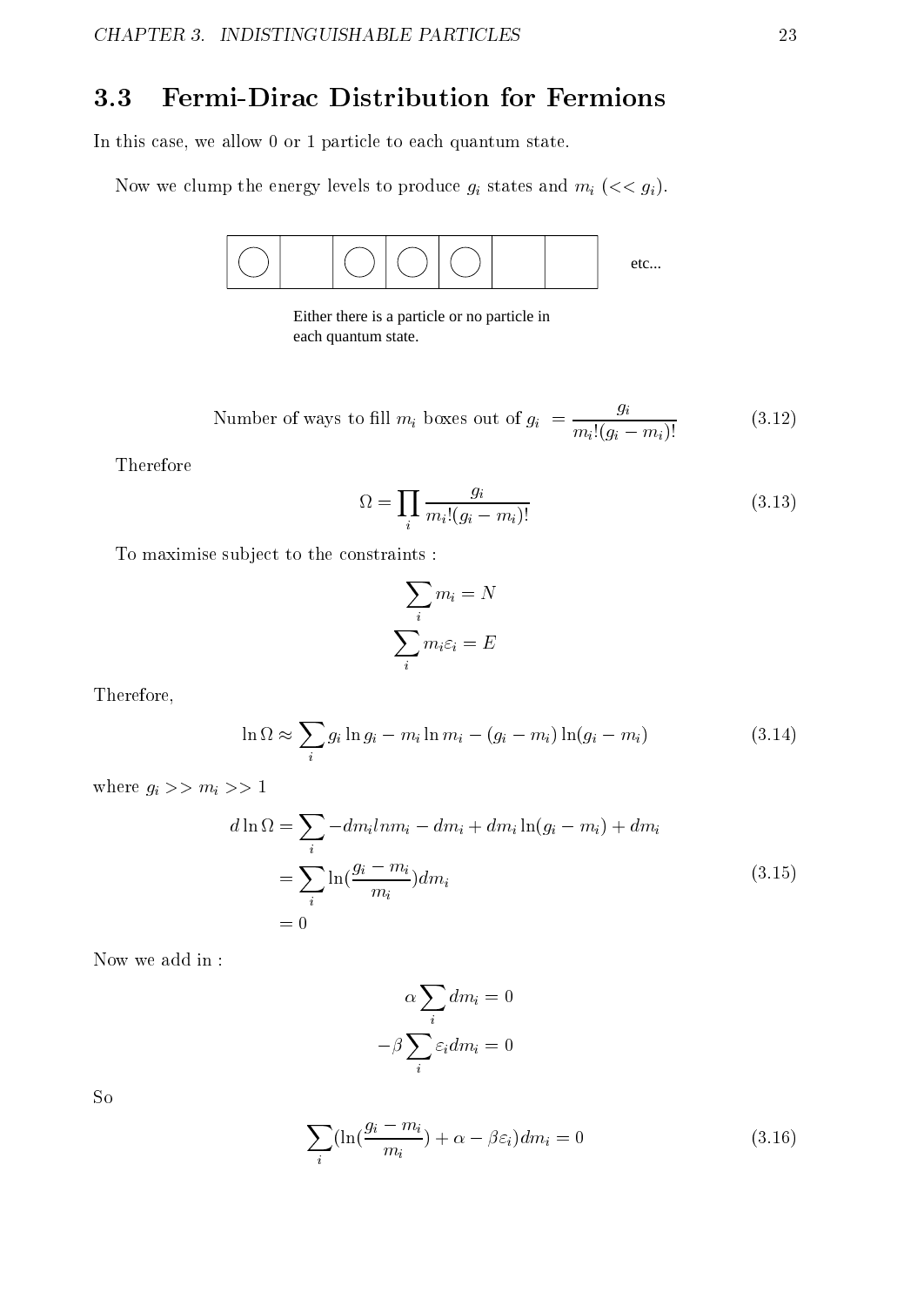## 3.3 Fermi-Dirac Distribution for Fermions

In this case, we allow 0 or 1 particle to each quantum state.

Now we clump the energy levels to produce $g_i$ states and $m_i$ ($<< g_i$).

Either there is a particle or no particle in each quantum state.

$$\text{Number of ways to fill } m_i \text{ boxes out of } g_i = \frac{g_i}{m_i!(g_i - m_i)!} \tag{3.12}$$

Therefore

$$\Omega = \prod_i \frac{g_i}{m_i!(g_i - m_i)!} \tag{3.13}$$

To maximise subject to the constraints :

$$\sum_i m_i = N$$

$$\sum_i m_i \varepsilon_i = E$$

Therefore,

$$\ln \Omega \approx \sum_i g_i \ln g_i - m_i \ln m_i - (g_i - m_i) \ln(g_i - m_i) \tag{3.14}$$

where $g_i >> m_i >> 1$

$$\begin{aligned} d \ln \Omega &= \sum_i -dm_i ln m_i - dm_i + dm_i \ln(g_i - m_i) + dm_i \\ &= \sum_i \ln(\frac{g_i - m_i}{m_i}) dm_i \\ &= 0 \end{aligned} \tag{3.15}$$

Now we add in :

$$\alpha \sum_i dm_i = 0$$

$$-\beta \sum_i \varepsilon_i dm_i = 0$$

So

$$\sum_i (\ln(\frac{g_i - m_i}{m_i}) + \alpha - \beta \varepsilon_i) dm_i = 0 \tag{3.16}$$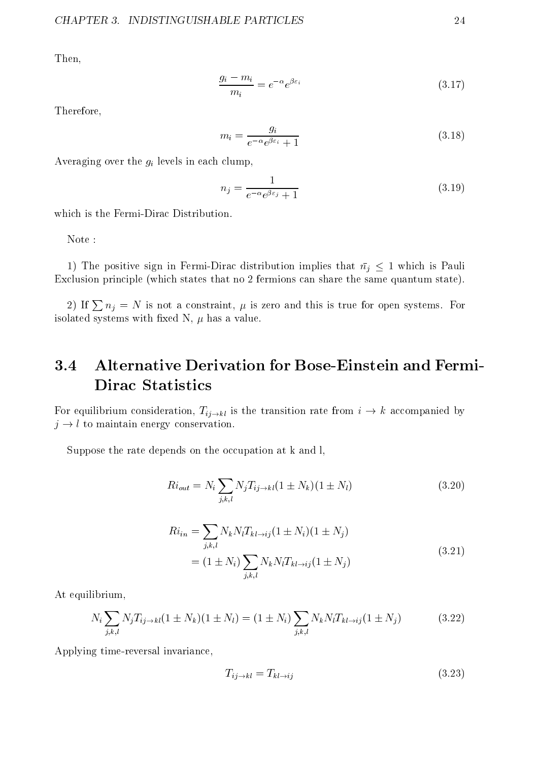Then,

$$\frac{g_i - m_i}{m_i} = e^{-\alpha} e^{\beta \varepsilon_i} \tag{3.17}$$

Therefore,

$$m_i = \frac{g_i}{e^{-\alpha} e^{\beta \varepsilon_i} + 1} \tag{3.18}$$

Averaging over the $g_i$ levels in each clump,

$$n_j = \frac{1}{e^{-\alpha} e^{\beta \varepsilon_j} + 1} \tag{3.19}$$

which is the Fermi-Dirac Distribution.

Note :

1) The positive sign in Fermi-Dirac distribution implies that $\bar{n_j} \leq 1$ which is Pauli Exclusion principle (which states that no 2 fermions can share the same quantum state).

2) If $\sum n_j = N$ is not a constraint, $\mu$ is zero and this is true for open systems. For isolated systems with fixed N, $\mu$ has a value.

## 3.4 Alternative Derivation for Bose-Einstein and Fermi-Dirac Statistics

For equilibrium consideration, $T_{ij \to kl}$ is the transition rate from $i \to k$ accompanied by $j \to l$ to maintain energy conservation.

Suppose the rate depends on the occupation at k and l,

$$Ri_{out} = N_i \sum_{j,k,l} N_j T_{ij \to kl} (1 \pm N_k)(1 \pm N_l) \tag{3.20}$$

$$\begin{aligned} Ri_{in} &= \sum_{j,k,l} N_k N_l T_{kl \to ij} (1 \pm N_i)(1 \pm N_j) \\ &= (1 \pm N_i) \sum_{j,k,l} N_k N_l T_{kl \to ij} (1 \pm N_j) \end{aligned} \tag{3.21}$$

At equilibrium,

$$N_i \sum_{j,k,l} N_j T_{ij \to kl} (1 \pm N_k)(1 \pm N_l) = (1 \pm N_i) \sum_{j,k,l} N_k N_l T_{kl \to ij} (1 \pm N_j) \tag{3.22}$$

Applying time-reversal invariance,

$$T_{ij \to kl} = T_{kl \to ij} \tag{3.23}$$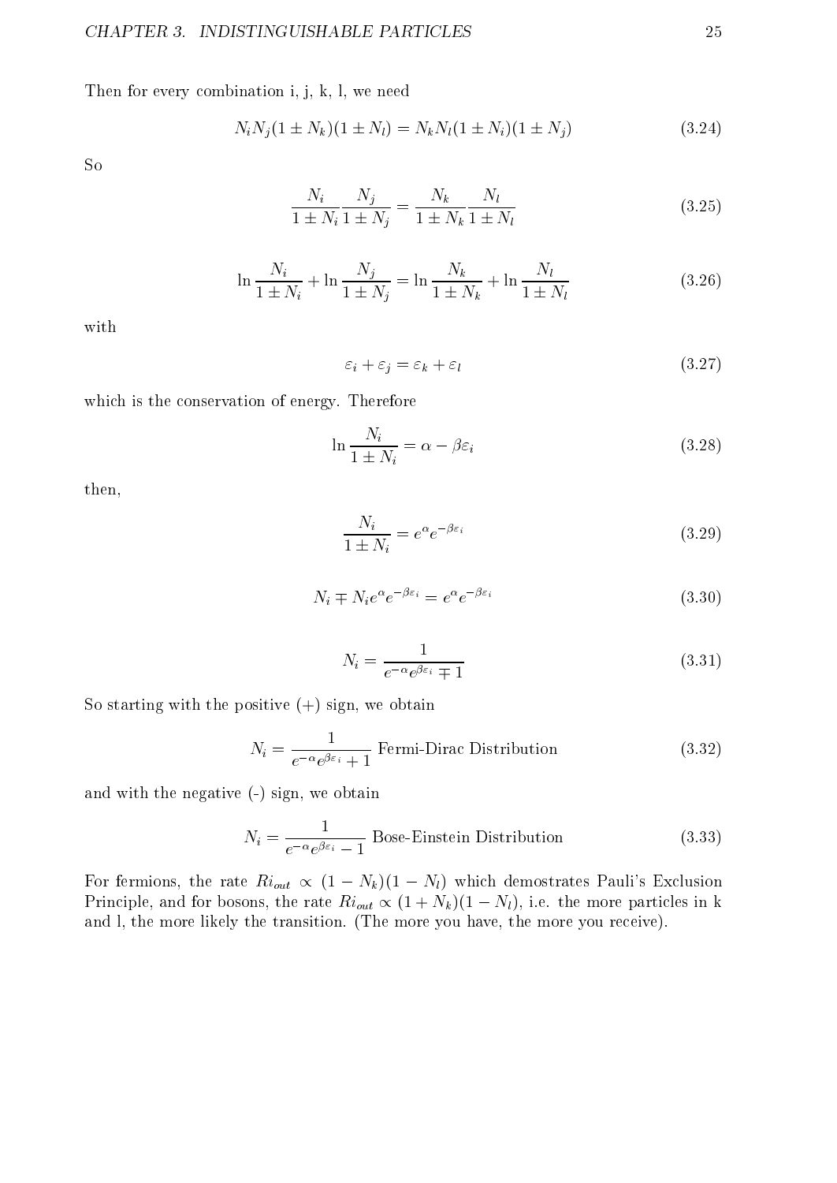Then for every combination i, j, k, l, we need

$$N_i N_j (1 \pm N_k)(1 \pm N_l) = N_k N_l (1 \pm N_i)(1 \pm N_j) \tag{3.24}$$

So

$$\frac{N_i}{1 \pm N_i} \frac{N_j}{1 \pm N_j} = \frac{N_k}{1 \pm N_k} \frac{N_l}{1 \pm N_l} \tag{3.25}$$

$$\ln \frac{N_i}{1 \pm N_i} + \ln \frac{N_j}{1 \pm N_j} = \ln \frac{N_k}{1 \pm N_k} + \ln \frac{N_l}{1 \pm N_l} \tag{3.26}$$

with

$$\varepsilon_i + \varepsilon_j = \varepsilon_k + \varepsilon_l \tag{3.27}$$

which is the conservation of energy. Therefore

$$\ln \frac{N_i}{1 \pm N_i} = \alpha - \beta \varepsilon_i \tag{3.28}$$

then,

$$\frac{N_i}{1 \pm N_i} = e^{\alpha} e^{-\beta \varepsilon_i} \tag{3.29}$$

$$N_i \mp N_i e^{\alpha} e^{-\beta \varepsilon_i} = e^{\alpha} e^{-\beta \varepsilon_i} \tag{3.30}$$

$$N_i = \frac{1}{e^{-\alpha} e^{\beta \varepsilon_i} \mp 1} \tag{3.31}$$

So starting with the positive (+) sign, we obtain

$$N_i = \frac{1}{e^{-\alpha} e^{\beta \varepsilon_i} + 1} \text{ Fermi-Dirac Distribution} \tag{3.32}$$

and with the negative (-) sign, we obtain

$$N_i = \frac{1}{e^{-\alpha} e^{\beta \varepsilon_i} - 1} \text{ Bose-Einstein Distribution} \tag{3.33}$$

For fermions, the rate $Ri_{out} \propto (1 - N_k)(1 - N_l)$ which demostrates Pauli's Exclusion Principle, and for bosons, the rate $Ri_{out} \propto (1 + N_k)(1 - N_l)$, i.e. the more particles in k and l, the more likely the transition. (The more you have, the more you receive).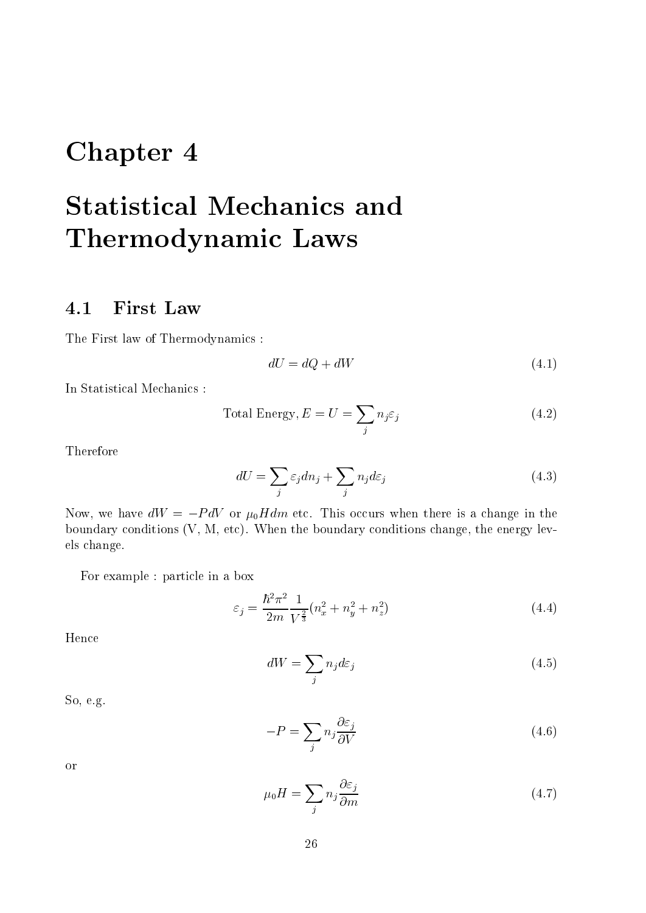# Chapter 4

# Statistical Mechanics and Thermodynamic Laws

## 4.1 First Law

The First law of Thermodynamics :

$$dU = dQ + dW \tag{4.1}$$

In Statistical Mechanics :

$$\text{Total Energy}, E = U = \sum_j n_j \varepsilon_j \tag{4.2}$$

Therefore

$$dU = \sum_j \varepsilon_j dn_j + \sum_j n_j d\varepsilon_j \tag{4.3}$$

Now, we have $dW = -PdV$ or $\mu_0 H dm$ etc. This occurs when there is a change in the boundary conditions (V, M, etc). When the boundary conditions change, the energy levels change.

For example : particle in a box

$$\varepsilon_j = \frac{\hbar^2 \pi^2}{2m} \frac{1}{V^{\frac{2}{3}}} (n_x^2 + n_y^2 + n_z^2) \tag{4.4}$$

Hence

$$dW = \sum_j n_j d\varepsilon_j \tag{4.5}$$

So, e.g.

$$-P = \sum_j n_j \frac{\partial \varepsilon_j}{\partial V} \tag{4.6}$$

or

$$\mu_0 H = \sum_j n_j \frac{\partial \varepsilon_j}{\partial m} \tag{4.7}$$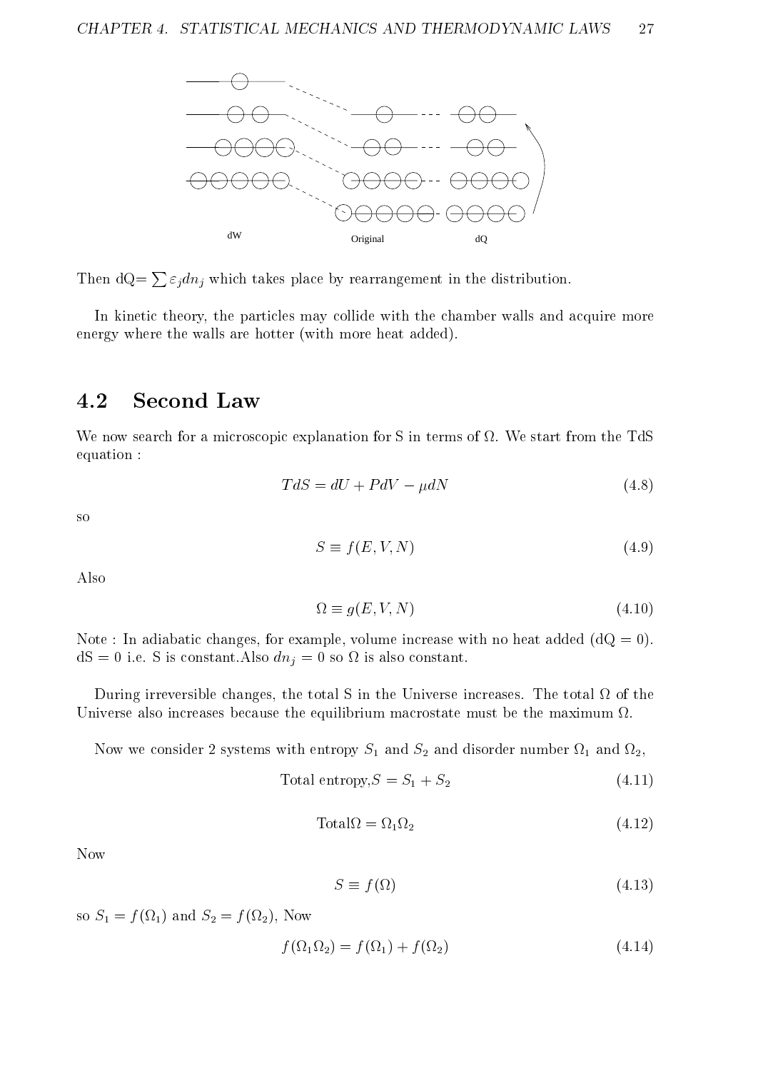dW Original dQ

Then dQ= $\sum \varepsilon_j dn_j$ which takes place by rearrangement in the distribution.

In kinetic theory, the particles may collide with the chamber walls and acquire more energy where the walls are hotter (with more heat added).

## 4.2 Second Law

We now search for a microscopic explanation for S in terms of $\Omega$. We start from the TdS equation :

$$TdS = dU + PdV - \mu dN \tag{4.8}$$

so

$$S \equiv f(E, V, N) \tag{4.9}$$

Also

$$\Omega \equiv g(E, V, N) \tag{4.10}$$

Note : In adiabatic changes, for example, volume increase with no heat added (dQ = 0). dS = 0 i.e. S is constant.Also $dn_j = 0$ so $\Omega$ is also constant.

During irreversible changes, the total S in the Universe increases. The total $\Omega$ of the Universe also increases because the equilibrium macrostate must be the maximum $\Omega$.

Now we consider 2 systems with entropy $S_1$ and $S_2$ and disorder number $\Omega_1$ and $\Omega_2$,

$$\text{Total entropy,} S = S_1 + S_2 \tag{4.11}$$

$$\text{Total}\Omega = \Omega_1 \Omega_2 \tag{4.12}$$

Now

$$S \equiv f(\Omega) \tag{4.13}$$

so $S_1 = f(\Omega_1)$ and $S_2 = f(\Omega_2)$, Now

$$f(\Omega_1 \Omega_2) = f(\Omega_1) + f(\Omega_2) \tag{4.14}$$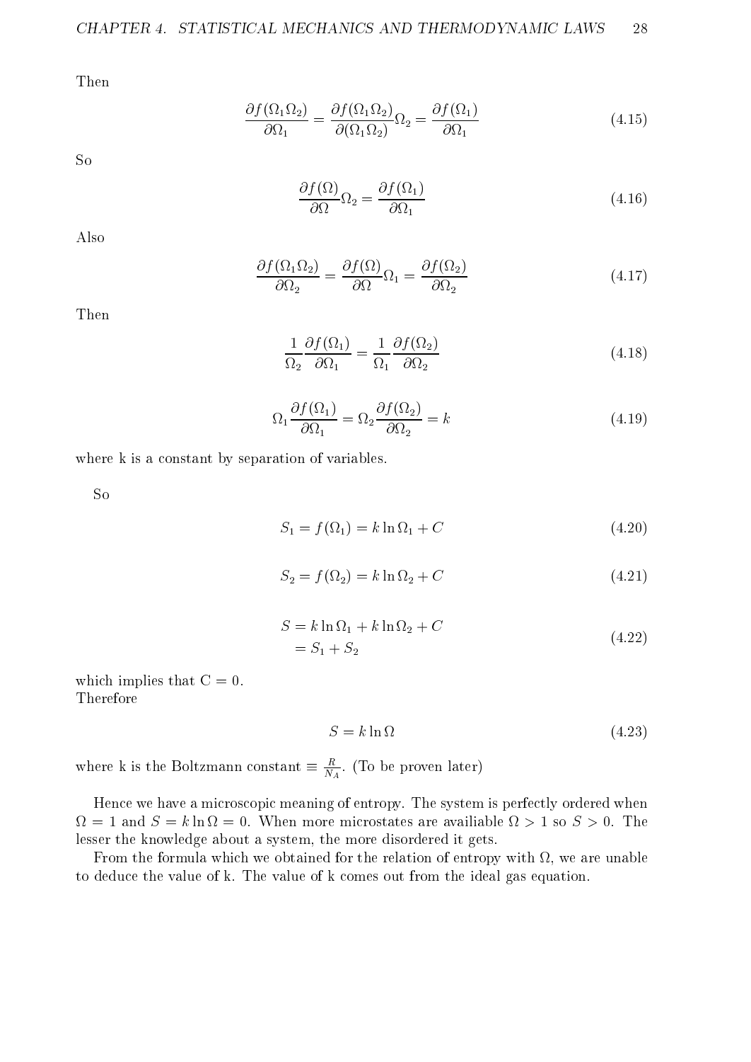Then

$$\frac{\partial f(\Omega_1 \Omega_2)}{\partial \Omega_1} = \frac{\partial f(\Omega_1 \Omega_2)}{\partial (\Omega_1 \Omega_2)} \Omega_2 = \frac{\partial f(\Omega_1)}{\partial \Omega_1} \tag{4.15}$$

So

$$\frac{\partial f(\Omega)}{\partial \Omega} \Omega_2 = \frac{\partial f(\Omega_1)}{\partial \Omega_1} \tag{4.16}$$

Also

$$\frac{\partial f(\Omega_1 \Omega_2)}{\partial \Omega_2} = \frac{\partial f(\Omega)}{\partial \Omega} \Omega_1 = \frac{\partial f(\Omega_2)}{\partial \Omega_2} \tag{4.17}$$

Then

$$\frac{1}{\Omega_2} \frac{\partial f(\Omega_1)}{\partial \Omega_1} = \frac{1}{\Omega_1} \frac{\partial f(\Omega_2)}{\partial \Omega_2} \tag{4.18}$$

$$\Omega_1 \frac{\partial f(\Omega_1)}{\partial \Omega_1} = \Omega_2 \frac{\partial f(\Omega_2)}{\partial \Omega_2} = k \tag{4.19}$$

where k is a constant by separation of variables.

So

$$S_1 = f(\Omega_1) = k \ln \Omega_1 + C \tag{4.20}$$

$$S_2 = f(\Omega_2) = k \ln \Omega_2 + C \tag{4.21}$$

$$\begin{aligned} S &= k \ln \Omega_1 + k \ln \Omega_2 + C \\ &= S_1 + S_2 \end{aligned} \tag{4.22}$$

which implies that C = 0.
Therefore

$$S = k \ln \Omega \tag{4.23}$$

where k is the Boltzmann constant $\equiv \frac{R}{N_A}$. (To be proven later)

Hence we have a microscopic meaning of entropy. The system is perfectly ordered when $\Omega = 1$ and $S = k \ln \Omega = 0$. When more microstates are availiable $\Omega > 1$ so $S > 0$. The lesser the knowledge about a system, the more disordered it gets.

From the formula which we obtained for the relation of entropy with $\Omega$, we are unable to deduce the value of k. The value of k comes out from the ideal gas equation.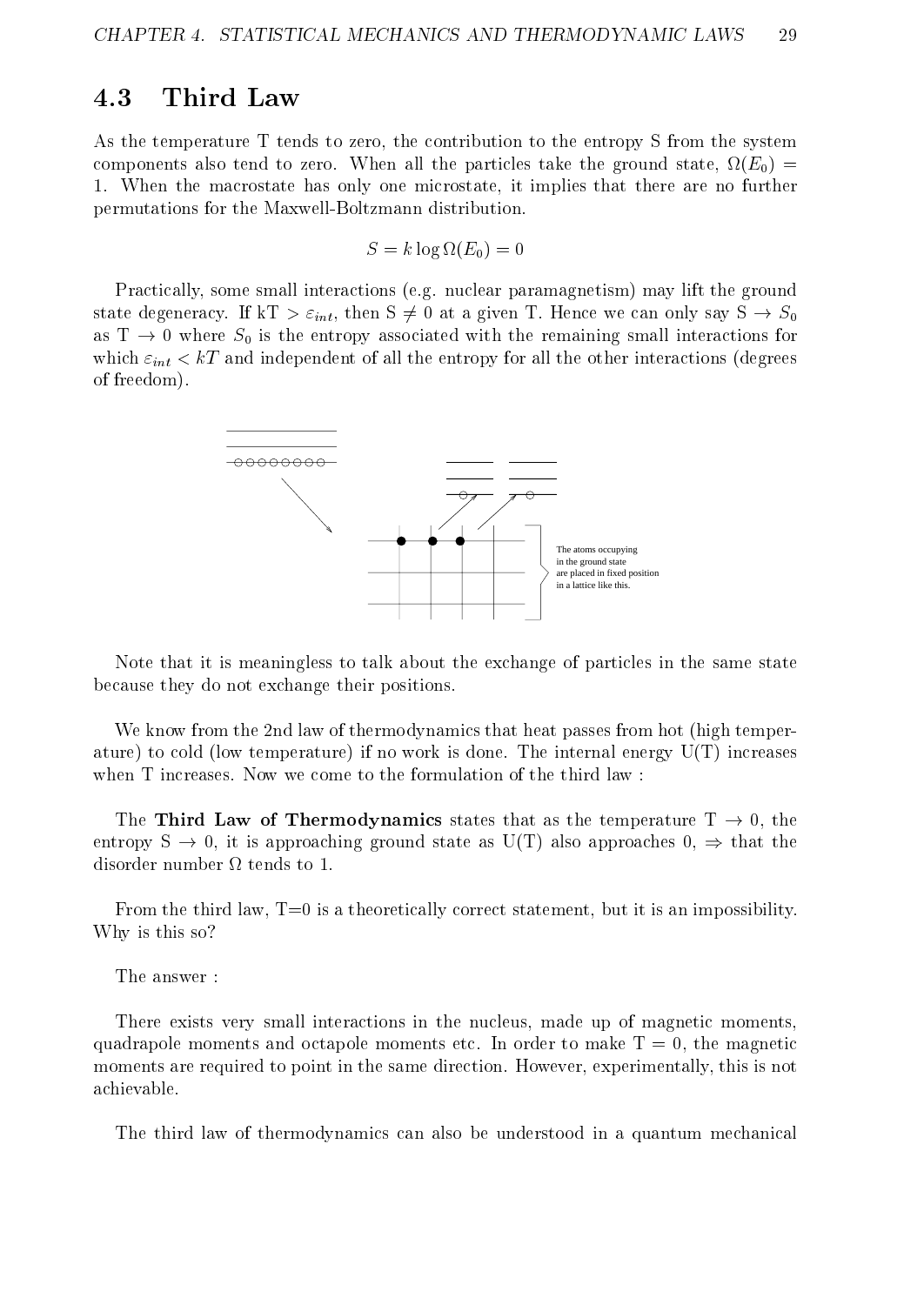## 4.3 Third Law

As the temperature T tends to zero, the contribution to the entropy S from the system components also tend to zero. When all the particles take the ground state, $\Omega(E_0) = 1$. When the macrostate has only one microstate, it implies that there are no further permutations for the Maxwell-Boltzmann distribution.

$$S = k \log \Omega(E_0) = 0$$

Practically, some small interactions (e.g. nuclear paramagnetism) may lift the ground state degeneracy. If $kT > \varepsilon_{int}$, then $S \neq 0$ at a given T. Hence we can only say $S \to S_0$ as $T \to 0$ where $S_0$ is the entropy associated with the remaining small interactions for which $\varepsilon_{int} < kT$ and independent of all the entropy for all the other interactions (degrees of freedom).

The atoms occupying in the ground state are placed in fixed position in a lattice like this.

Note that it is meaningless to talk about the exchange of particles in the same state because they do not exchange their positions.

We know from the 2nd law of thermodynamics that heat passes from hot (high temperature) to cold (low temperature) if no work is done. The internal energy U(T) increases when T increases. Now we come to the formulation of the third law :

The **Third Law of Thermodynamics** states that as the temperature $T \to 0$, the entropy $S \to 0$, it is approaching ground state as U(T) also approaches 0, $\Rightarrow$ that the disorder number $\Omega$ tends to 1.

From the third law, T=0 is a theoretically correct statement, but it is an impossibility. Why is this so?

The answer :

There exists very small interactions in the nucleus, made up of magnetic moments, quadrapole moments and octapole moments etc. In order to make $T = 0$, the magnetic moments are required to point in the same direction. However, experimentally, this is not achievable.

The third law of thermodynamics can also be understood in a quantum mechanical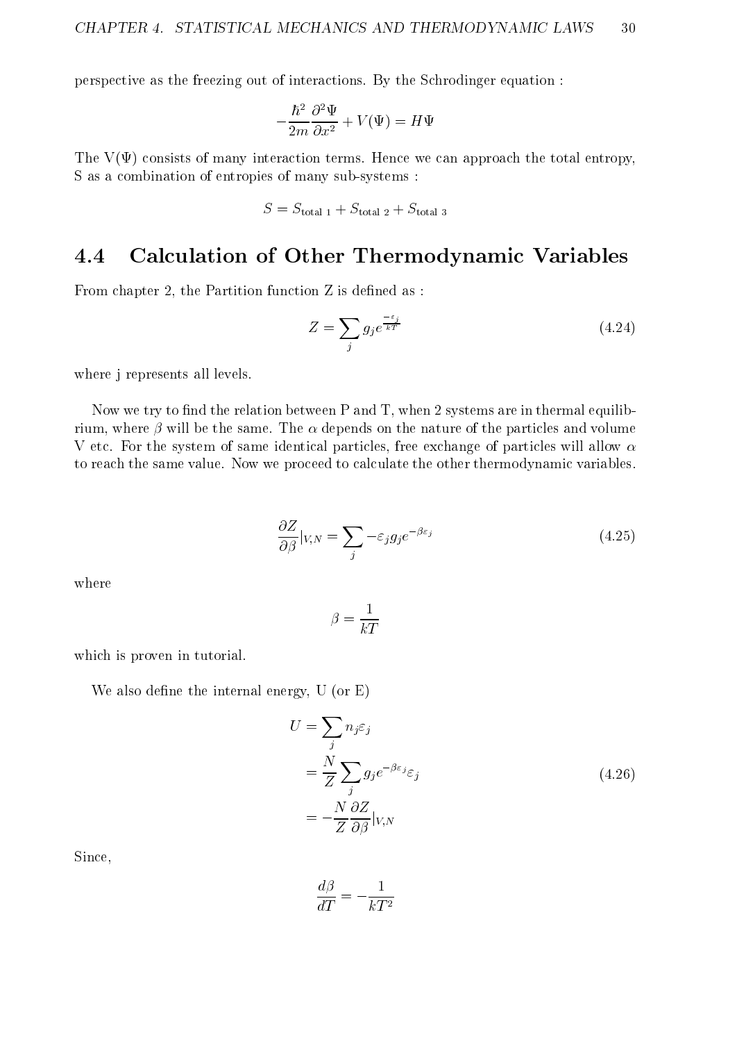perspective as the freezing out of interactions. By the Schrodinger equation :

$$-\frac{\hbar^2}{2m}\frac{\partial^2 \Psi}{\partial x^2} + V(\Psi) = H\Psi$$

The V($\Psi$) consists of many interaction terms. Hence we can approach the total entropy, S as a combination of entropies of many sub-systems :

$$S = S_{\text{total 1}} + S_{\text{total 2}} + S_{\text{total 3}}$$

## 4.4 Calculation of Other Thermodynamic Variables

From chapter 2, the Partition function Z is defined as :

$$Z = \sum_j g_j e^{\frac{-\varepsilon_j}{kT}} \tag{4.24}$$

where j represents all levels.

Now we try to find the relation between P and T, when 2 systems are in thermal equilibrium, where $\beta$ will be the same. The $\alpha$ depends on the nature of the particles and volume V etc. For the system of same identical particles, free exchange of particles will allow $\alpha$ to reach the same value. Now we proceed to calculate the other thermodynamic variables.

$$\frac{\partial Z}{\partial \beta}|_{V,N} = \sum_j -\varepsilon_j g_j e^{-\beta\varepsilon_j} \tag{4.25}$$

where

$$\beta = \frac{1}{kT}$$

which is proven in tutorial.

We also define the internal energy, U (or E)

$$\begin{aligned} U &= \sum_j n_j \varepsilon_j \\ &= \frac{N}{Z}\sum_j g_j e^{-\beta\varepsilon_j}\varepsilon_j \\ &= -\frac{N}{Z}\frac{\partial Z}{\partial \beta}|_{V,N} \end{aligned} \tag{4.26}$$

Since,

$$\frac{d\beta}{dT} = -\frac{1}{kT^2}$$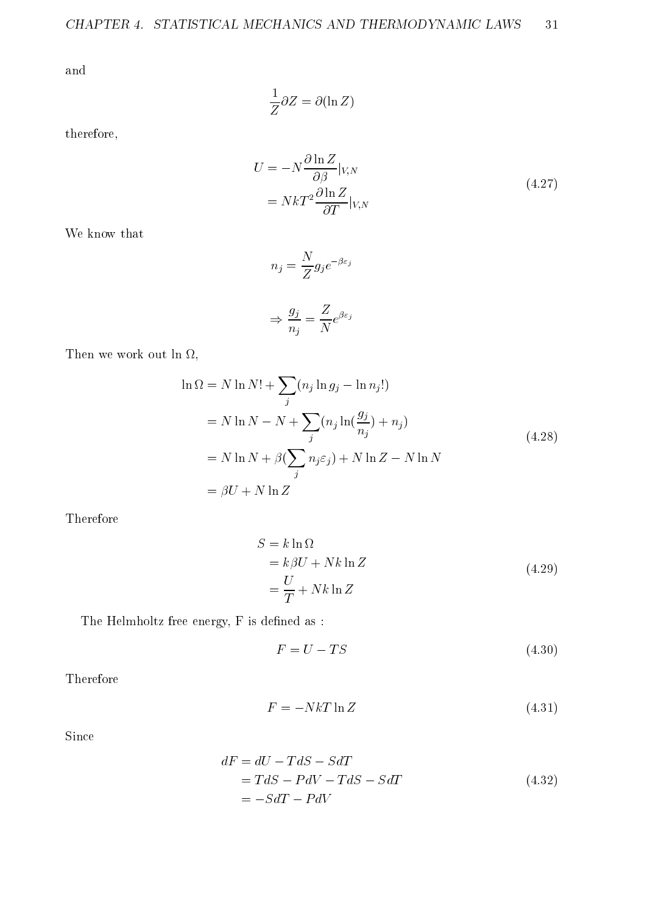and

$$\frac{1}{Z}\partial Z = \partial(\ln Z)$$

therefore,

$$\begin{aligned} U &= -N\frac{\partial \ln Z}{\partial \beta}|_{V,N} \\ &= NkT^2\frac{\partial \ln Z}{\partial T}|_{V,N} \end{aligned} \tag{4.27}$$

We know that

$$n_j = \frac{N}{Z}g_j e^{-\beta\varepsilon_j}$$

$$\Rightarrow \frac{g_j}{n_j} = \frac{Z}{N}e^{\beta\varepsilon_j}$$

Then we work out $\ln \Omega$,

$$\begin{aligned} \ln \Omega &= N \ln N! + \sum_j (n_j \ln g_j - \ln n_j!) \\ &= N \ln N - N + \sum_j (n_j \ln(\frac{g_j}{n_j}) + n_j) \\ &= N \ln N + \beta(\sum_j n_j \varepsilon_j) + N \ln Z - N \ln N \\ &= \beta U + N \ln Z \end{aligned} \tag{4.28}$$

Therefore

$$\begin{aligned} S &= k \ln \Omega \\ &= k\beta U + Nk \ln Z \\ &= \frac{U}{T} + Nk \ln Z \end{aligned} \tag{4.29}$$

The Helmholtz free energy, F is defined as :

$$F = U - TS \tag{4.30}$$

Therefore

$$F = -NkT \ln Z \tag{4.31}$$

Since

$$\begin{aligned} dF &= dU - TdS - SdT \\ &= TdS - PdV - TdS - SdT \\ &= -SdT - PdV \end{aligned} \tag{4.32}$$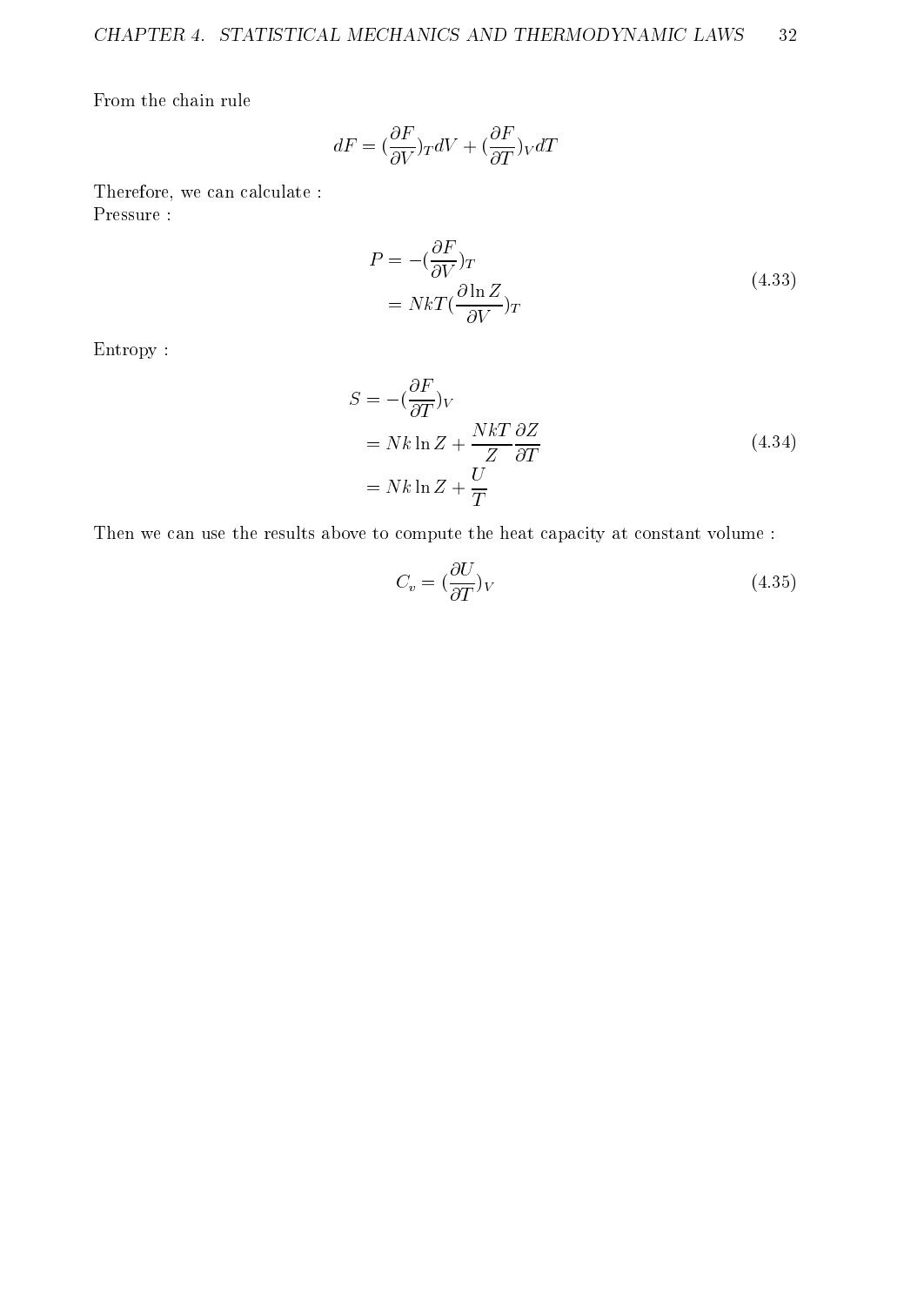From the chain rule

$$dF = (\frac{\partial F}{\partial V})_T dV + (\frac{\partial F}{\partial T})_V dT$$

Therefore, we can calculate :
Pressure :

$$\begin{aligned} P &= -(\frac{\partial F}{\partial V})_T \\ &= NkT(\frac{\partial \ln Z}{\partial V})_T \end{aligned} \tag{4.33}$$

Entropy :

$$\begin{aligned} S &= -(\frac{\partial F}{\partial T})_V \\ &= Nk \ln Z + \frac{NkT}{Z}\frac{\partial Z}{\partial T} \\ &= Nk \ln Z + \frac{U}{T} \end{aligned} \tag{4.34}$$

Then we can use the results above to compute the heat capacity at constant volume :

$$C_v = (\frac{\partial U}{\partial T})_V \tag{4.35}$$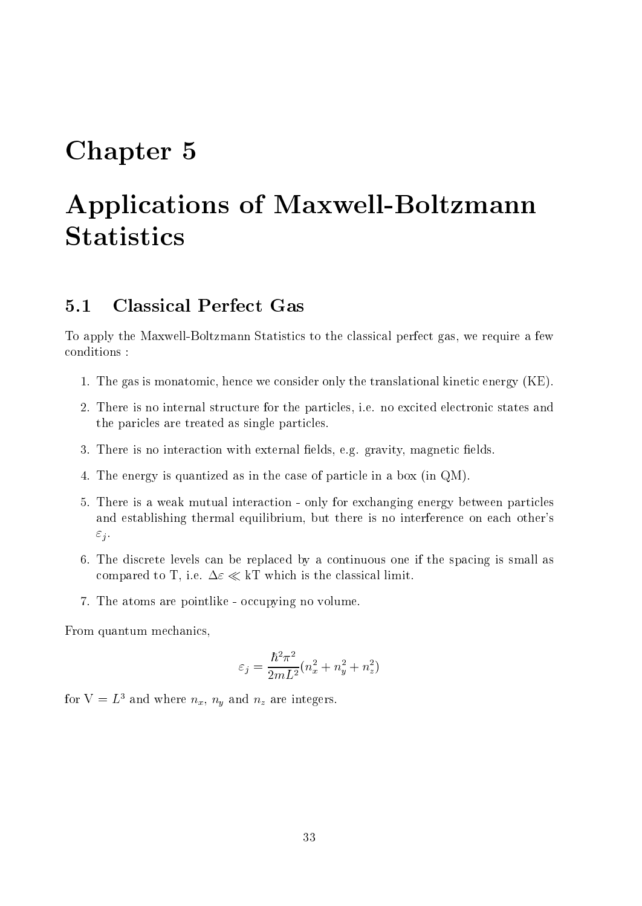# Chapter 5

# Applications of Maxwell-Boltzmann Statistics

## 5.1 Classical Perfect Gas

To apply the Maxwell-Boltzmann Statistics to the classical perfect gas, we require a few conditions :

1. The gas is monatomic, hence we consider only the translational kinetic energy (KE).
2. There is no internal structure for the particles, i.e. no excited electronic states and the paricles are treated as single particles.
3. There is no interaction with external fields, e.g. gravity, magnetic fields.
4. The energy is quantized as in the case of particle in a box (in QM).
5. There is a weak mutual interaction - only for exchanging energy between particles and establishing thermal equilibrium, but there is no interference on each other's $\varepsilon_j$.
6. The discrete levels can be replaced by a continuous one if the spacing is small as compared to T, i.e. $\Delta\varepsilon \ll$ kT which is the classical limit.
7. The atoms are pointlike - occupying no volume.

From quantum mechanics,

$$\varepsilon_j = \frac{\hbar^2\pi^2}{2mL^2}(n_x^2 + n_y^2 + n_z^2)$$

for V = $L^3$ and where $n_x$, $n_y$ and $n_z$ are integers.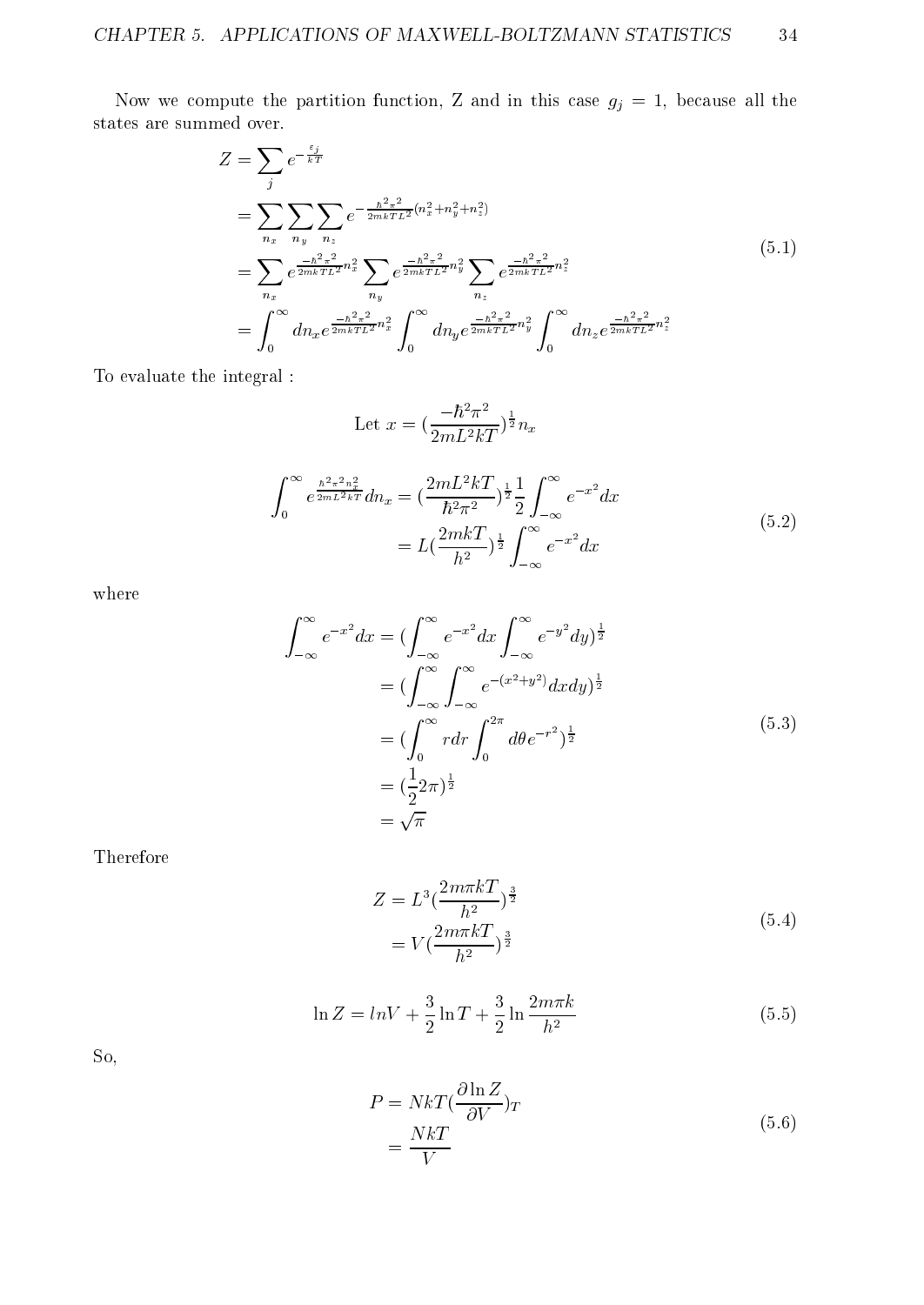Now we compute the partition function, Z and in this case $g_j = 1$, because all the states are summed over.

$$
\begin{aligned}
Z &= \sum_j e^{-\frac{\varepsilon_j}{kT}} \\
&= \sum_{n_x}\sum_{n_y}\sum_{n_z} e^{-\frac{\hbar^2\pi^2}{2mkTL^2}(n_x^2+n_y^2+n_z^2)} \\
&= \sum_{n_x} e^{\frac{-\hbar^2\pi^2}{2mkTL^2}n_x^2} \sum_{n_y} e^{\frac{-\hbar^2\pi^2}{2mkTL^2}n_y^2} \sum_{n_z} e^{\frac{-\hbar^2\pi^2}{2mkTL^2}n_z^2} \\
&= \int_0^\infty dn_x e^{\frac{-\hbar^2\pi^2}{2mkTL^2}n_x^2} \int_0^\infty dn_y e^{\frac{-\hbar^2\pi^2}{2mkTL^2}n_y^2} \int_0^\infty dn_z e^{\frac{-\hbar^2\pi^2}{2mkTL^2}n_z^2}
\end{aligned}
\tag{5.1}
$$

To evaluate the integral :

$$
\text{Let } x = (\frac{-\hbar^2\pi^2}{2mL^2kT})^{\frac{1}{2}} n_x
$$

$$
\begin{aligned}
\int_0^\infty e^{\frac{\hbar^2\pi^2 n_x^2}{2mL^2kT}} dn_x &= (\frac{2mL^2kT}{\hbar^2\pi^2})^{\frac{1}{2}} \frac{1}{2} \int_{-\infty}^\infty e^{-x^2} dx \\
&= L(\frac{2mkT}{h^2})^{\frac{1}{2}} \int_{-\infty}^\infty e^{-x^2} dx
\end{aligned}
\tag{5.2}
$$

where

$$
\begin{aligned}
\int_{-\infty}^\infty e^{-x^2} dx &= (\int_{-\infty}^\infty e^{-x^2} dx \int_{-\infty}^\infty e^{-y^2} dy)^{\frac{1}{2}} \\
&= (\int_{-\infty}^\infty \int_{-\infty}^\infty e^{-(x^2+y^2)} dx dy)^{\frac{1}{2}} \\
&= (\int_0^\infty r dr \int_0^{2\pi} d\theta e^{-r^2})^{\frac{1}{2}} \\
&= (\frac{1}{2} 2\pi)^{\frac{1}{2}} \\
&= \sqrt{\pi}
\end{aligned}
\tag{5.3}
$$

Therefore

$$
\begin{aligned}
Z &= L^3(\frac{2m\pi kT}{h^2})^{\frac{3}{2}} \\
&= V(\frac{2m\pi kT}{h^2})^{\frac{3}{2}}
\end{aligned}
\tag{5.4}
$$

$$
\ln Z = lnV + \frac{3}{2}\ln T + \frac{3}{2}\ln\frac{2m\pi k}{h^2}
\tag{5.5}
$$

So,

$$
\begin{aligned}
P &= NkT(\frac{\partial \ln Z}{\partial V})_T \\
&= \frac{NkT}{V}
\end{aligned}
\tag{5.6}
$$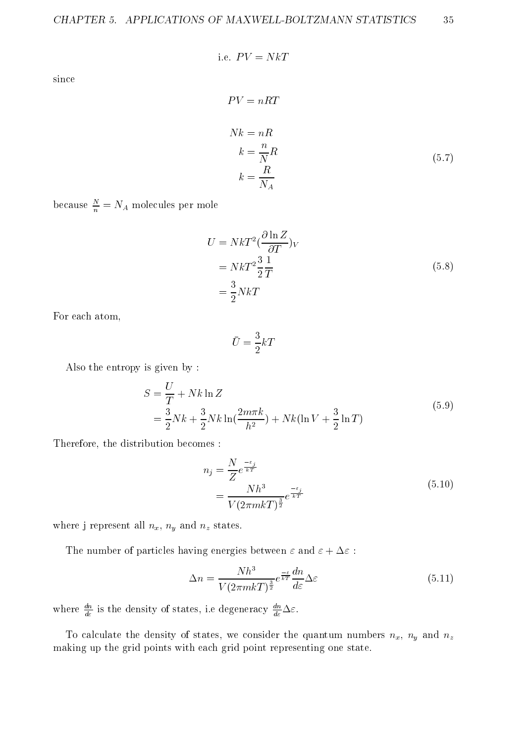$$\text{i.e. } PV = NkT$$

since

$$PV = nRT$$

$$\begin{aligned} Nk &= nR \\ k &= \frac{n}{N}R \\ k &= \frac{R}{N_A} \end{aligned} \tag{5.7}$$

because $\frac{N}{n} = N_A$ molecules per mole

$$\begin{aligned} U &= NkT^2\left(\frac{\partial \ln Z}{\partial T}\right)_V \\ &= NkT^2\frac{3}{2}\frac{1}{T} \\ &= \frac{3}{2}NkT \end{aligned} \tag{5.8}$$

For each atom,

$$\bar{U} = \frac{3}{2}kT$$

Also the entropy is given by :

$$\begin{aligned} S &= \frac{U}{T} + Nk\ln Z \\ &= \frac{3}{2}Nk + \frac{3}{2}Nk\ln\left(\frac{2m\pi k}{h^2}\right) + Nk\left(\ln V + \frac{3}{2}\ln T\right) \end{aligned} \tag{5.9}$$

Therefore, the distribution becomes :

$$\begin{aligned} n_j &= \frac{N}{Z}e^{\frac{-\varepsilon_j}{kT}} \\ &= \frac{Nh^3}{V(2\pi mkT)^{\frac{3}{2}}}e^{\frac{-\varepsilon_j}{kT}} \end{aligned} \tag{5.10}$$

where j represent all $n_x$, $n_y$ and $n_z$ states.

The number of particles having energies between $\varepsilon$ and $\varepsilon + \Delta\varepsilon$ :

$$\Delta n = \frac{Nh^3}{V(2\pi mkT)^{\frac{3}{2}}}e^{\frac{-\varepsilon}{kT}}\frac{dn}{d\varepsilon}\Delta\varepsilon \tag{5.11}$$

where $\frac{dn}{d\varepsilon}$ is the density of states, i.e degeneracy $\frac{dn}{d\varepsilon}\Delta\varepsilon$.

To calculate the density of states, we consider the quantum numbers $n_x$, $n_y$ and $n_z$ making up the grid points with each grid point representing one state.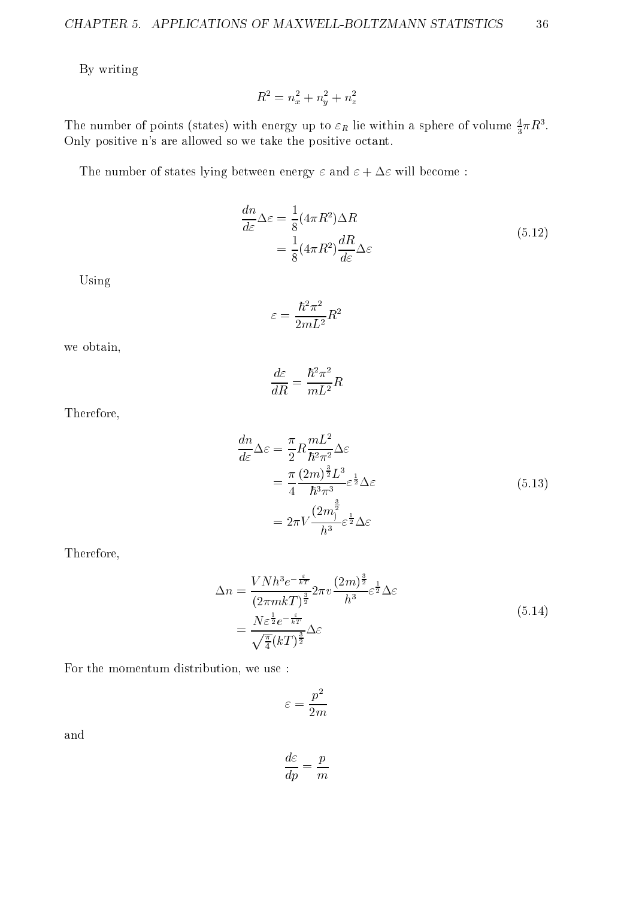By writing

$$R^2 = n_x^2 + n_y^2 + n_z^2$$

The number of points (states) with energy up to $\varepsilon_R$ lie within a sphere of volume $\frac{4}{3}\pi R^3$. Only positive n's are allowed so we take the positive octant.

The number of states lying between energy $\varepsilon$ and $\varepsilon + \Delta\varepsilon$ will become :

$$\begin{aligned}
\frac{dn}{d\varepsilon}\Delta\varepsilon &= \frac{1}{8}(4\pi R^2)\Delta R \\
&= \frac{1}{8}(4\pi R^2)\frac{dR}{d\varepsilon}\Delta\varepsilon
\end{aligned} \tag{5.12}$$

Using

$$\varepsilon = \frac{\hbar^2\pi^2}{2mL^2}R^2$$

we obtain,

$$\frac{d\varepsilon}{dR} = \frac{\hbar^2\pi^2}{mL^2}R$$

Therefore,

$$\begin{aligned}
\frac{dn}{d\varepsilon}\Delta\varepsilon &= \frac{\pi}{2}R\frac{mL^2}{\hbar^2\pi^2}\Delta\varepsilon \\
&= \frac{\pi}{4}\frac{(2m)^{\frac{3}{2}}L^3}{\hbar^3\pi^3}\varepsilon^{\frac{1}{2}}\Delta\varepsilon \\
&= 2\pi V\frac{(2m_)^{\frac{3}{2}}}{h^3}\varepsilon^{\frac{1}{2}}\Delta\varepsilon
\end{aligned} \tag{5.13}$$

Therefore,

$$\begin{aligned}
\Delta n &= \frac{VNh^3e^{-\frac{\varepsilon}{kT}}}{(2\pi mkT)^{\frac{3}{2}}}2\pi v\frac{(2m)^{\frac{3}{2}}}{h^3}\varepsilon^{\frac{1}{2}}\Delta\varepsilon \\
&= \frac{N\varepsilon^{\frac{1}{2}}e^{-\frac{\varepsilon}{kT}}}{\sqrt{\frac{\pi}{4}}(kT)^{\frac{3}{2}}}\Delta\varepsilon
\end{aligned} \tag{5.14}$$

For the momentum distribution, we use :

$$\varepsilon = \frac{p^2}{2m}$$

and

$$\frac{d\varepsilon}{dp} = \frac{p}{m}$$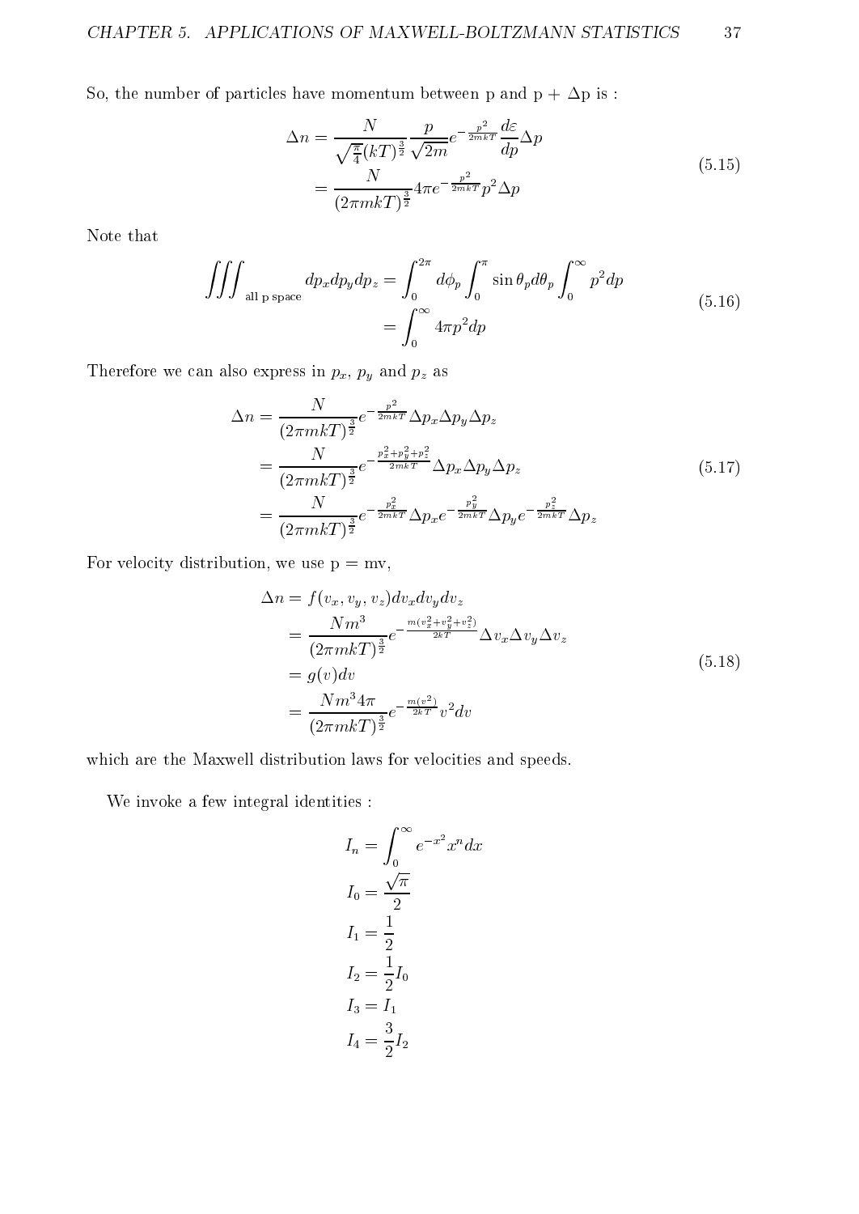So, the number of particles have momentum between p and p + Δp is :

$$
\begin{aligned}
\Delta n &= \frac{N}{\sqrt{\frac{\pi}{4}}(kT)^{\frac{3}{2}}} \frac{p}{\sqrt{2m}} e^{-\frac{p^2}{2mkT}} \frac{d\varepsilon}{dp} \Delta p \\
&= \frac{N}{(2\pi mkT)^{\frac{3}{2}}} 4\pi e^{-\frac{p^2}{2mkT}} p^2 \Delta p
\end{aligned}
\tag{5.15}
$$

Note that

$$
\begin{aligned}
\iiint_{\text{all p space}} dp_x dp_y dp_z &= \int_0^{2\pi} d\phi_p \int_0^{\pi} \sin\theta_p d\theta_p \int_0^{\infty} p^2 dp \\
&= \int_0^{\infty} 4\pi p^2 dp
\end{aligned}
\tag{5.16}
$$

Therefore we can also express in $p_x$, $p_y$ and $p_z$ as

$$
\begin{aligned}
\Delta n &= \frac{N}{(2\pi mkT)^{\frac{3}{2}}} e^{-\frac{p^2}{2mkT}} \Delta p_x \Delta p_y \Delta p_z \\
&= \frac{N}{(2\pi mkT)^{\frac{3}{2}}} e^{-\frac{p_x^2+p_y^2+p_z^2}{2mkT}} \Delta p_x \Delta p_y \Delta p_z \\
&= \frac{N}{(2\pi mkT)^{\frac{3}{2}}} e^{-\frac{p_x^2}{2mkT}} \Delta p_x e^{-\frac{p_y^2}{2mkT}} \Delta p_y e^{-\frac{p_z^2}{2mkT}} \Delta p_z
\end{aligned}
\tag{5.17}
$$

For velocity distribution, we use p = mv,

$$
\begin{aligned}
\Delta n &= f(v_x, v_y, v_z) dv_x dv_y dv_z \\
&= \frac{Nm^3}{(2\pi mkT)^{\frac{3}{2}}} e^{-\frac{m(v_x^2+v_y^2+v_z^2)}{2kT}} \Delta v_x \Delta v_y \Delta v_z \\
&= g(v) dv \\
&= \frac{Nm^3 4\pi}{(2\pi mkT)^{\frac{3}{2}}} e^{-\frac{m(v^2)}{2kT}} v^2 dv
\end{aligned}
\tag{5.18}
$$

which are the Maxwell distribution laws for velocities and speeds.

We invoke a few integral identities :

$$
\begin{aligned}
I_n &= \int_0^{\infty} e^{-x^2} x^n dx \\
I_0 &= \frac{\sqrt{\pi}}{2} \\
I_1 &= \frac{1}{2} \\
I_2 &= \frac{1}{2} I_0 \\
I_3 &= I_1 \\
I_4 &= \frac{3}{2} I_2
\end{aligned}
$$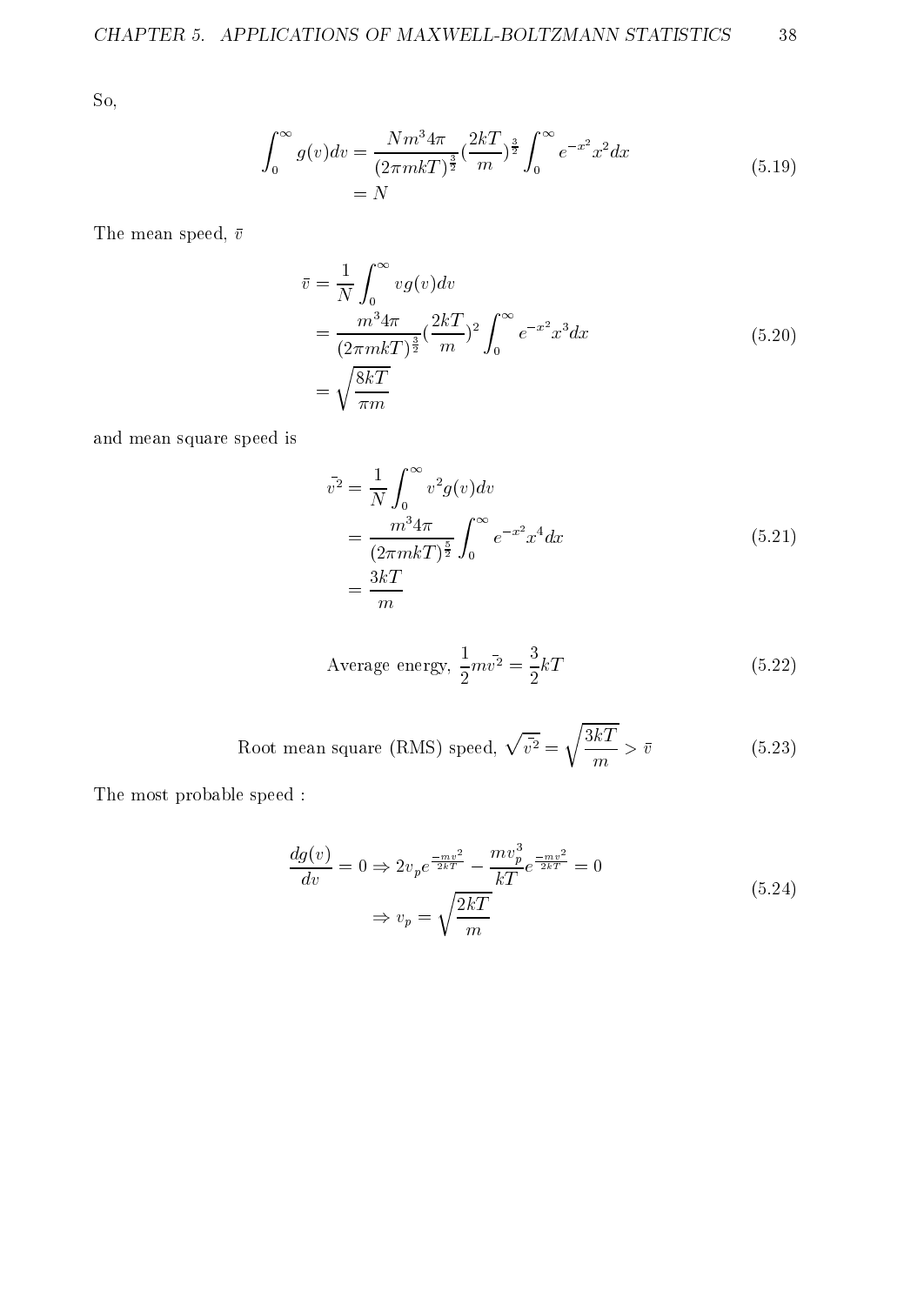So,

$$
\begin{aligned}
\int_0^\infty g(v)dv &= \frac{Nm^3 4\pi}{(2\pi mkT)^{\frac{3}{2}}}(\frac{2kT}{m})^{\frac{3}{2}}\int_0^\infty e^{-x^2}x^2 dx \\
&= N
\end{aligned}
\tag{5.19}
$$

The mean speed, $\bar{v}$

$$
\begin{aligned}
\bar{v} &= \frac{1}{N}\int_0^\infty v g(v)dv \\
&= \frac{m^3 4\pi}{(2\pi mkT)^{\frac{3}{2}}}(\frac{2kT}{m})^2\int_0^\infty e^{-x^2}x^3 dx \\
&= \sqrt{\frac{8kT}{\pi m}}
\end{aligned}
\tag{5.20}
$$

and mean square speed is

$$
\begin{aligned}
\bar{v^2} &= \frac{1}{N}\int_0^\infty v^2 g(v)dv \\
&= \frac{m^3 4\pi}{(2\pi mkT)^{\frac{5}{2}}}\int_0^\infty e^{-x^2}x^4 dx \\
&= \frac{3kT}{m}
\end{aligned}
\tag{5.21}
$$

$$
\text{Average energy, } \frac{1}{2}m\bar{v^2} = \frac{3}{2}kT \tag{5.22}
$$

$$
\text{Root mean square (RMS) speed, } \sqrt{\bar{v^2}} = \sqrt{\frac{3kT}{m}} > \bar{v} \tag{5.23}
$$

The most probable speed :

$$
\begin{aligned}
\frac{dg(v)}{dv} = 0 &\Rightarrow 2v_p e^{\frac{-mv^2}{2kT}} - \frac{mv_p^3}{kT}e^{\frac{-mv^2}{2kT}} = 0 \\
&\Rightarrow v_p = \sqrt{\frac{2kT}{m}}
\end{aligned}
\tag{5.24}
$$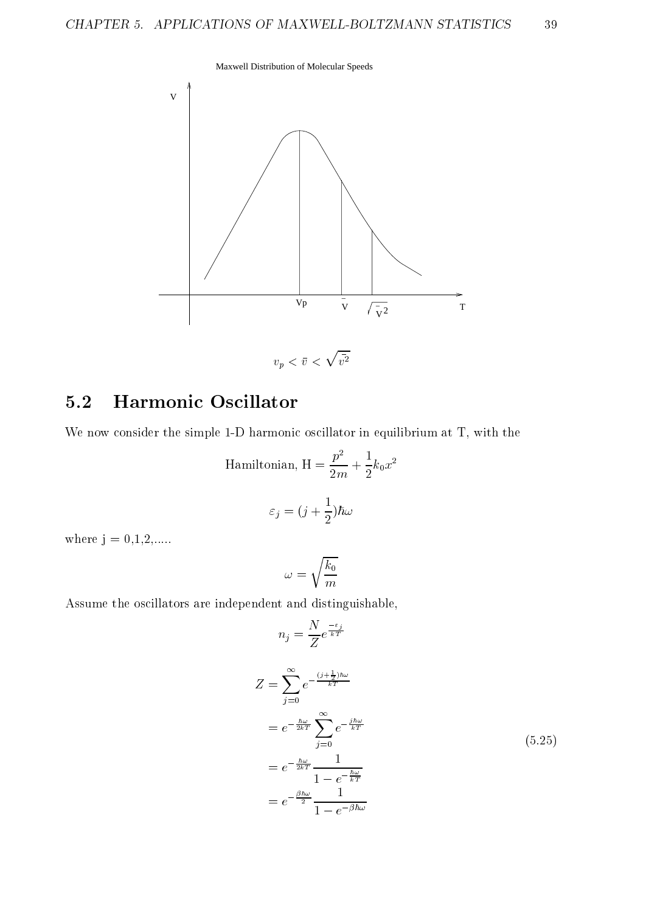Maxwell Distribution of Molecular Speeds

$$v_p < \bar{v} < \sqrt{\bar{v^2}}$$

## 5.2 Harmonic Oscillator

We now consider the simple 1-D harmonic oscillator in equilibrium at T, with the

$$\text{Hamiltonian, H} = \frac{p^2}{2m} + \frac{1}{2}k_0 x^2$$

$$\varepsilon_j = (j + \frac{1}{2})\hbar\omega$$

where j = 0,1,2,.....

$$\omega = \sqrt{\frac{k_0}{m}}$$

Assume the oscillators are independent and distinguishable,

$$n_j = \frac{N}{Z} e^{\frac{-\varepsilon_j}{kT}}$$

$$\begin{aligned}
Z &= \sum_{j=0}^{\infty} e^{-\frac{(j+\frac{1}{2})\hbar\omega}{kT}} \\
&= e^{-\frac{\hbar\omega}{2kT}} \sum_{j=0}^{\infty} e^{-\frac{j\hbar\omega}{kT}} \\
&= e^{-\frac{\hbar\omega}{2kT}} \frac{1}{1 - e^{-\frac{\hbar\omega}{kT}}} \\
&= e^{-\frac{\beta\hbar\omega}{2}} \frac{1}{1 - e^{-\beta\hbar\omega}}
\end{aligned} \tag{5.25}$$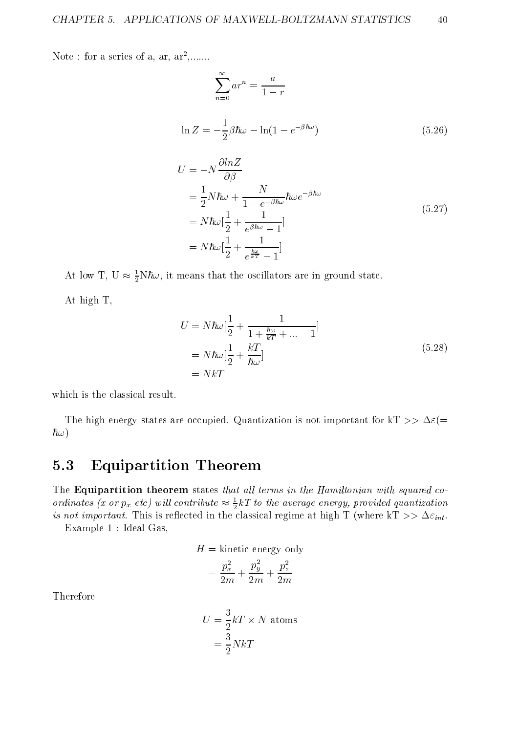Note : for a series of a, ar, ar$^2$,.......

$$\sum_{n=0}^{\infty} ar^n = \frac{a}{1-r}$$

$$\ln Z = -\frac{1}{2}\beta\hbar\omega - \ln(1 - e^{-\beta\hbar\omega}) \tag{5.26}$$

$$\begin{aligned} U &= -N\frac{\partial lnZ}{\partial \beta} \\ &= \frac{1}{2}N\hbar\omega + \frac{N}{1-e^{-\beta\hbar\omega}}\hbar\omega e^{-\beta\hbar\omega} \\ &= N\hbar\omega[\frac{1}{2} + \frac{1}{e^{\beta\hbar\omega}-1}] \\ &= N\hbar\omega[\frac{1}{2} + \frac{1}{e^{\frac{\hbar\omega}{kT}}-1}] \end{aligned} \tag{5.27}$$

At low T, U $\approx \frac{1}{2}$N$\hbar\omega$, it means that the oscillators are in ground state.

At high T,

$$\begin{aligned} U &= N\hbar\omega[\frac{1}{2} + \frac{1}{1+\frac{\hbar\omega}{kT}+...-1}] \\ &= N\hbar\omega[\frac{1}{2} + \frac{kT}{\hbar\omega}] \\ &= NkT \end{aligned} \tag{5.28}$$

which is the classical result.

The high energy states are occupied. Quantization is not important for kT >> $\Delta\varepsilon(= \hbar\omega)$

## 5.3 Equipartition Theorem

The **Equipartition theorem** states *that all terms in the Hamiltonian with squared coordinates (x or $p_x$ etc) will contribute $\approx \frac{1}{2}kT$ to the average energy, provided quantization is not important*. This is reflected in the classical regime at high T (where kT >> $\Delta\varepsilon_{int}$.

Example 1 : Ideal Gas,

$$\begin{aligned} H &= \text{kinetic energy only} \\ &= \frac{p_x^2}{2m} + \frac{p_y^2}{2m} + \frac{p_z^2}{2m} \end{aligned}$$

Therefore

$$\begin{aligned} U &= \frac{3}{2}kT \times N \text{ atoms} \\ &= \frac{3}{2}NkT \end{aligned}$$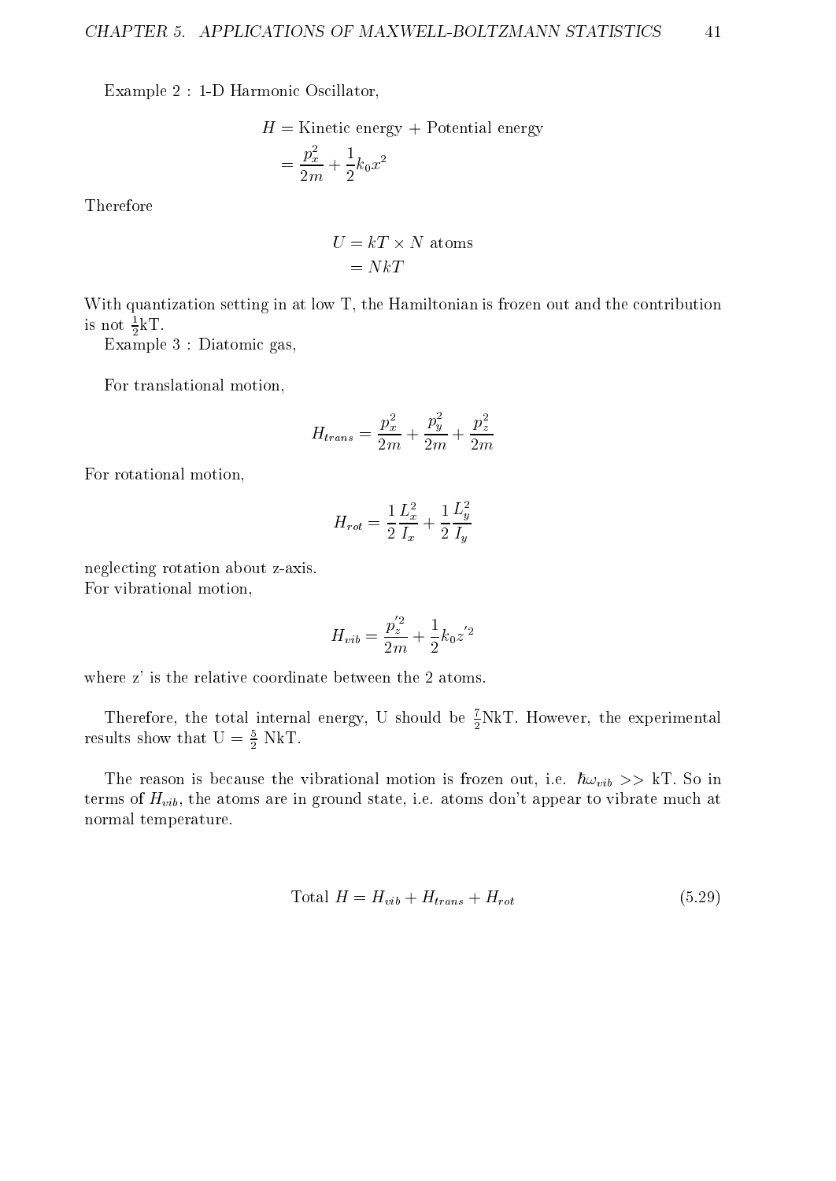Example 2 : 1-D Harmonic Oscillator,

$$
\begin{aligned}
H &= \text{Kinetic energy} + \text{Potential energy} \\
&= \frac{p_x^2}{2m} + \frac{1}{2}k_0 x^2
\end{aligned}
$$

Therefore

$$
\begin{aligned}
U &= kT \times N \text{ atoms} \\
&= NkT
\end{aligned}
$$

With quantization setting in at low T, the Hamiltonian is frozen out and the contribution is not $\frac{1}{2}$kT.

Example 3 : Diatomic gas,

For translational motion,

$$
H_{trans} = \frac{p_x^2}{2m} + \frac{p_y^2}{2m} + \frac{p_z^2}{2m}
$$

For rotational motion,

$$
H_{rot} = \frac{1}{2}\frac{L_x^2}{I_x} + \frac{1}{2}\frac{L_y^2}{I_y}
$$

neglecting rotation about z-axis.
For vibrational motion,

$$
H_{vib} = \frac{p_z'^2}{2m} + \frac{1}{2}k_0 z'^2
$$

where z' is the relative coordinate between the 2 atoms.

Therefore, the total internal energy, U should be $\frac{7}{2}$NkT. However, the experimental results show that U = $\frac{5}{2}$ NkT.

The reason is because the vibrational motion is frozen out, i.e. $\hbar\omega_{vib} >>$ kT. So in terms of $H_{vib}$, the atoms are in ground state, i.e. atoms don't appear to vibrate much at normal temperature.

$$
\text{Total } H = H_{vib} + H_{trans} + H_{rot} \tag{5.29}
$$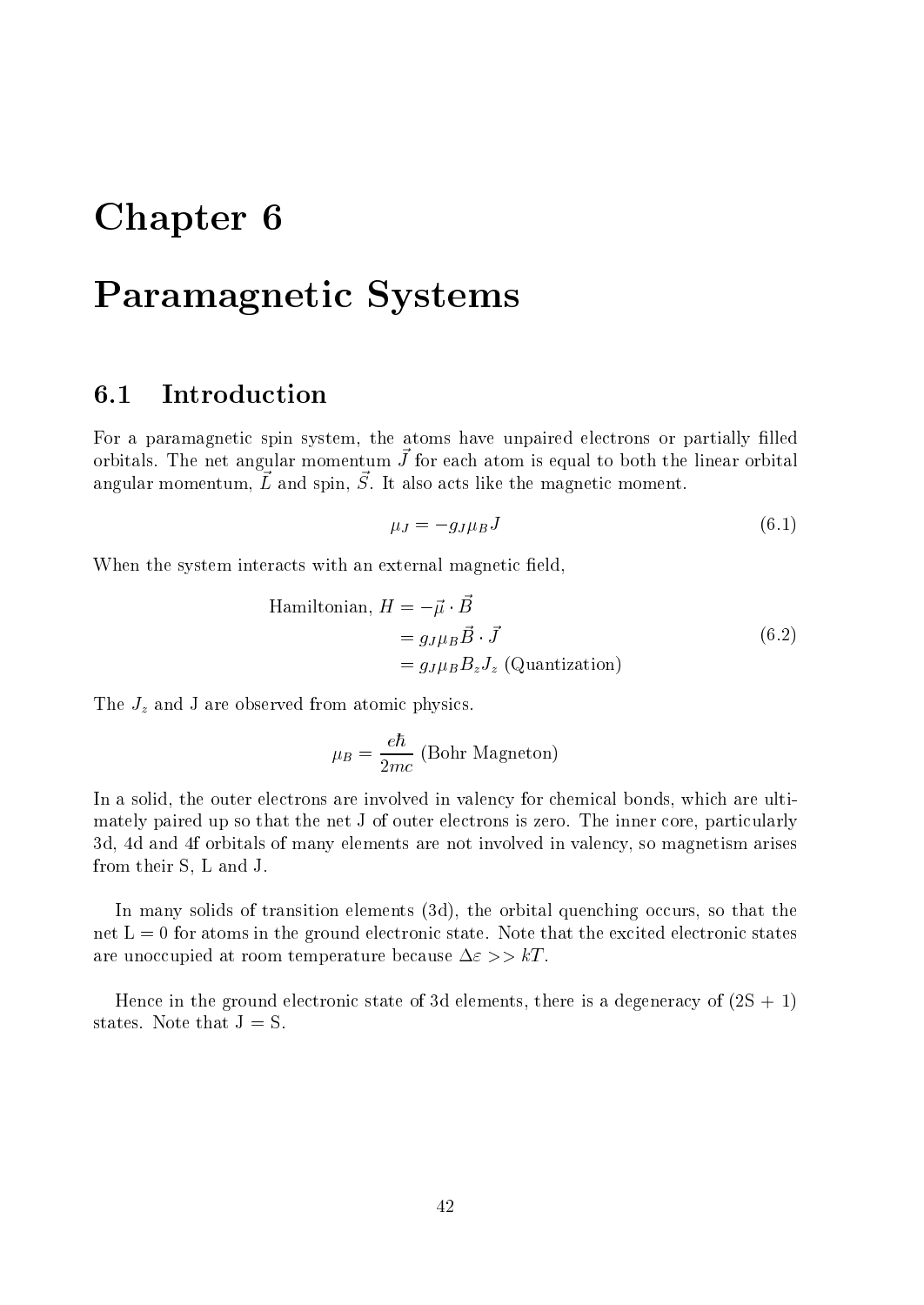# Chapter 6

# Paramagnetic Systems

## 6.1 Introduction

For a paramagnetic spin system, the atoms have unpaired electrons or partially filled orbitals. The net angular momentum $\vec{J}$ for each atom is equal to both the linear orbital angular momentum, $\vec{L}$ and spin, $\vec{S}$. It also acts like the magnetic moment.

$$\mu_J = -g_J \mu_B J \tag{6.1}$$

When the system interacts with an external magnetic field,

$$\begin{aligned}
\text{Hamiltonian, } H &= -\vec{\mu} \cdot \vec{B} \\
&= g_J \mu_B \vec{B} \cdot \vec{J} \\
&= g_J \mu_B B_z J_z \text{ (Quantization)}
\end{aligned} \tag{6.2}$$

The $J_z$ and J are observed from atomic physics.

$$\mu_B = \frac{e\hbar}{2mc} \text{ (Bohr Magneton)}$$

In a solid, the outer electrons are involved in valency for chemical bonds, which are ultimately paired up so that the net J of outer electrons is zero. The inner core, particularly 3d, 4d and 4f orbitals of many elements are not involved in valency, so magnetism arises from their S, L and J.

In many solids of transition elements (3d), the orbital quenching occurs, so that the net L = 0 for atoms in the ground electronic state. Note that the excited electronic states are unoccupied at room temperature because $\Delta\varepsilon >> kT$.

Hence in the ground electronic state of 3d elements, there is a degeneracy of (2S + 1) states. Note that J = S.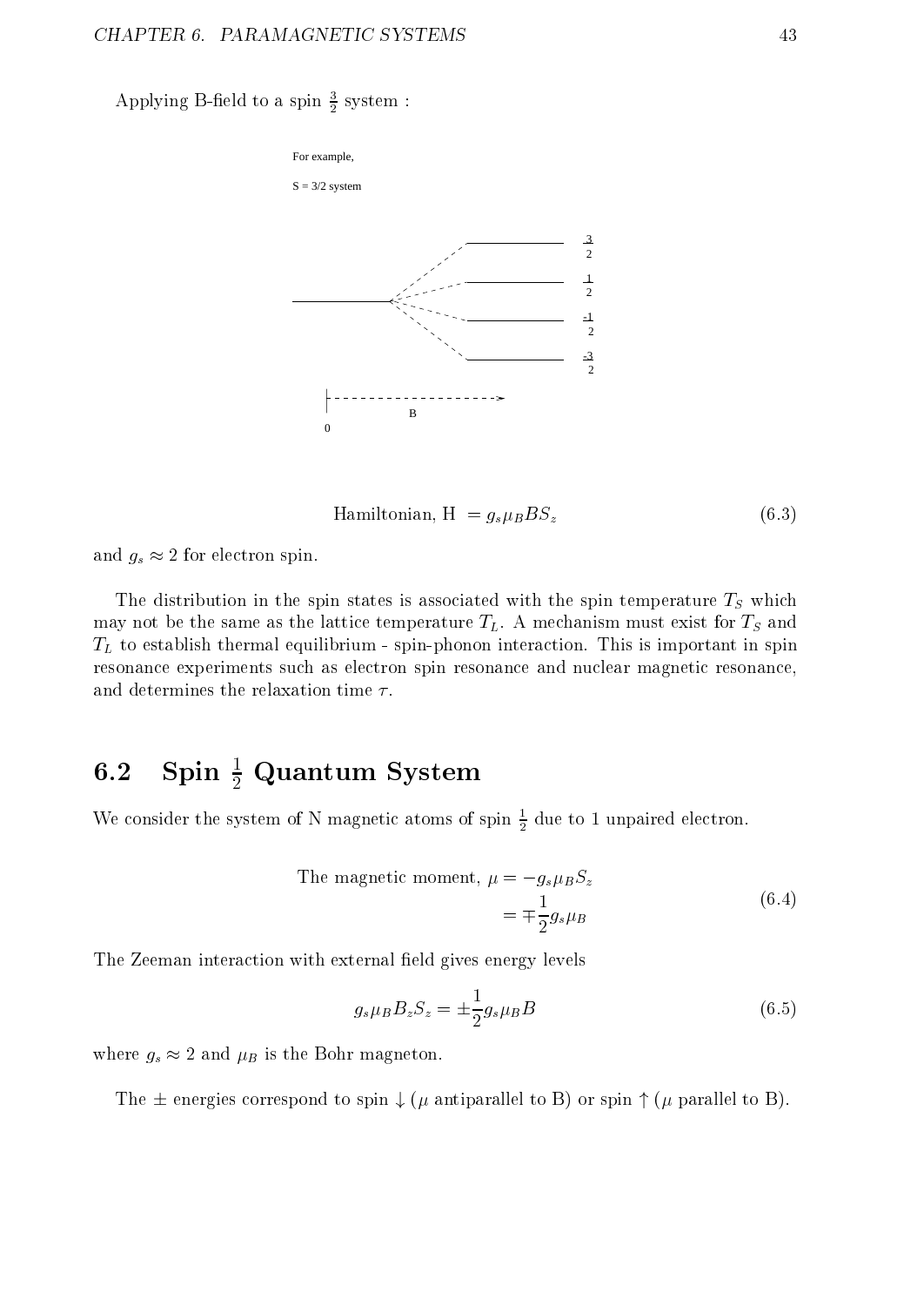Applying B-field to a spin $\frac{3}{2}$ system :

For example,

S = 3/2 system

$\frac{3}{2}$

$\frac{1}{2}$

$\frac{-1}{2}$

$\frac{-3}{2}$

0 B

$$\text{Hamiltonian, H } = g_s \mu_B B S_z \tag{6.3}$$

and $g_s \approx 2$ for electron spin.

The distribution in the spin states is associated with the spin temperature $T_S$ which may not be the same as the lattice temperature $T_L$. A mechanism must exist for $T_S$ and $T_L$ to establish thermal equilibrium - spin-phonon interaction. This is important in spin resonance experiments such as electron spin resonance and nuclear magnetic resonance, and determines the relaxation time $\tau$.

## 6.2 Spin $\frac{1}{2}$ Quantum System

We consider the system of N magnetic atoms of spin $\frac{1}{2}$ due to 1 unpaired electron.

$$\begin{aligned} \text{The magnetic moment, } \mu &= -g_s \mu_B S_z \\ &= \mp \frac{1}{2} g_s \mu_B \end{aligned} \tag{6.4}$$

The Zeeman interaction with external field gives energy levels

$$g_s \mu_B B_z S_z = \pm \frac{1}{2} g_s \mu_B B \tag{6.5}$$

where $g_s \approx 2$ and $\mu_B$ is the Bohr magneton.

The $\pm$ energies correspond to spin $\downarrow$ ($\mu$ antiparallel to B) or spin $\uparrow$ ($\mu$ parallel to B).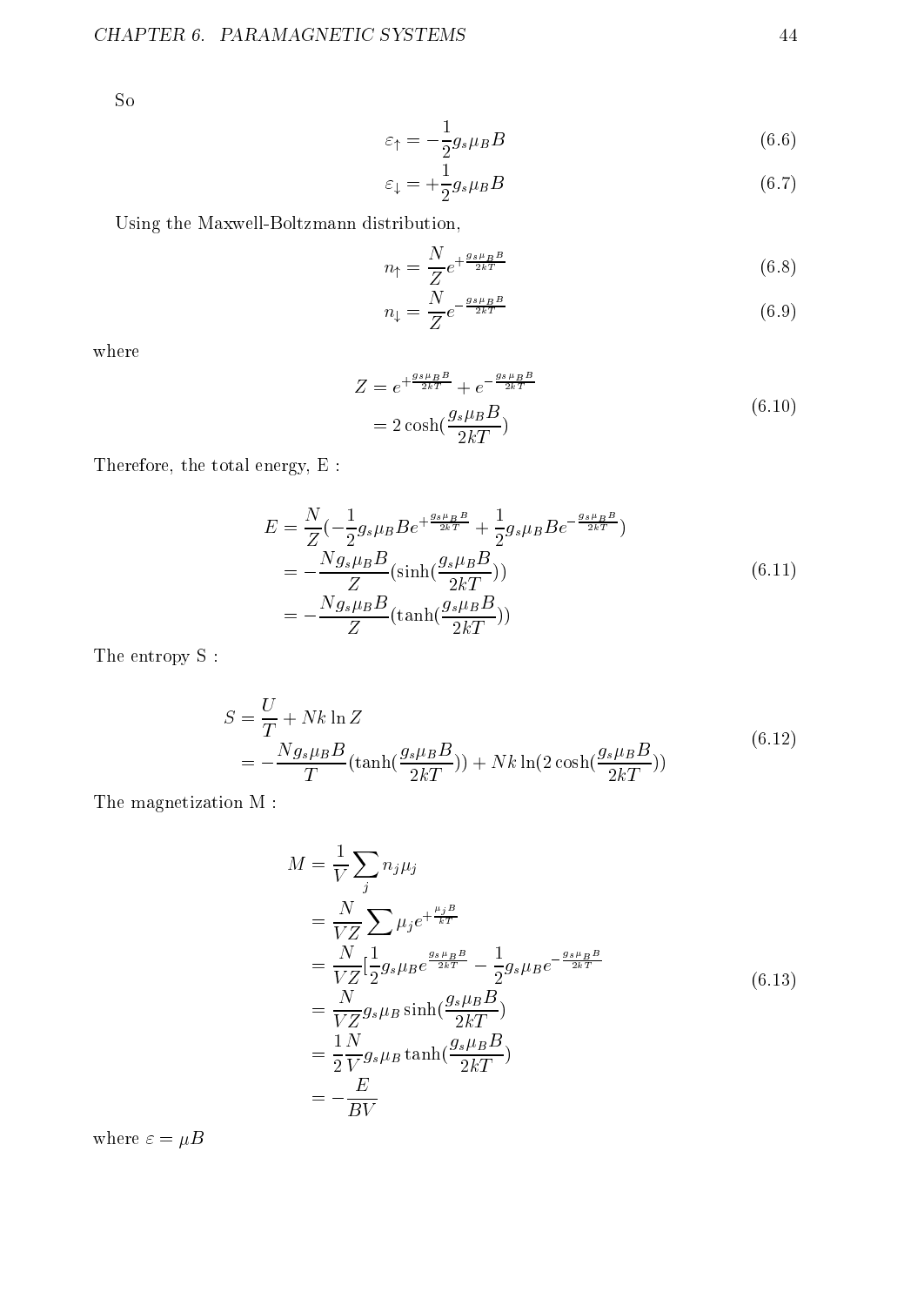So

$$\varepsilon_{\uparrow} = -\frac{1}{2} g_s \mu_B B \tag{6.6}$$

$$\varepsilon_{\downarrow} = +\frac{1}{2} g_s \mu_B B \tag{6.7}$$

Using the Maxwell-Boltzmann distribution,

$$n_{\uparrow} = \frac{N}{Z} e^{+\frac{g_s \mu_B B}{2kT}} \tag{6.8}$$

$$n_{\downarrow} = \frac{N}{Z} e^{-\frac{g_s \mu_B B}{2kT}} \tag{6.9}$$

where

$$\begin{aligned} Z &= e^{+\frac{g_s \mu_B B}{2kT}} + e^{-\frac{g_s \mu_B B}{2kT}} \\ &= 2\cosh(\frac{g_s \mu_B B}{2kT}) \end{aligned} \tag{6.10}$$

Therefore, the total energy, E :

$$\begin{aligned} E &= \frac{N}{Z}(-\frac{1}{2} g_s \mu_B B e^{+\frac{g_s \mu_B B}{2kT}} + \frac{1}{2} g_s \mu_B B e^{-\frac{g_s \mu_B B}{2kT}}) \\ &= -\frac{N g_s \mu_B B}{Z}(\sinh(\frac{g_s \mu_B B}{2kT})) \\ &= -\frac{N g_s \mu_B B}{Z}(\tanh(\frac{g_s \mu_B B}{2kT})) \end{aligned} \tag{6.11}$$

The entropy S :

$$\begin{aligned} S &= \frac{U}{T} + Nk\ln Z \\ &= -\frac{N g_s \mu_B B}{T}(\tanh(\frac{g_s \mu_B B}{2kT})) + Nk\ln(2\cosh(\frac{g_s \mu_B B}{2kT})) \end{aligned} \tag{6.12}$$

The magnetization M :

$$\begin{aligned} M &= \frac{1}{V}\sum_j n_j \mu_j \\ &= \frac{N}{VZ}\sum \mu_j e^{+\frac{\mu_j B}{kT}} \\ &= \frac{N}{VZ}[\frac{1}{2} g_s \mu_B e^{\frac{g_s \mu_B B}{2kT}} - \frac{1}{2} g_s \mu_B e^{-\frac{g_s \mu_B B}{2kT}} \\ &= \frac{N}{VZ} g_s \mu_B \sinh(\frac{g_s \mu_B B}{2kT}) \\ &= \frac{1}{2}\frac{N}{V} g_s \mu_B \tanh(\frac{g_s \mu_B B}{2kT}) \\ &= -\frac{E}{BV} \end{aligned} \tag{6.13}$$

where $\varepsilon = \mu B$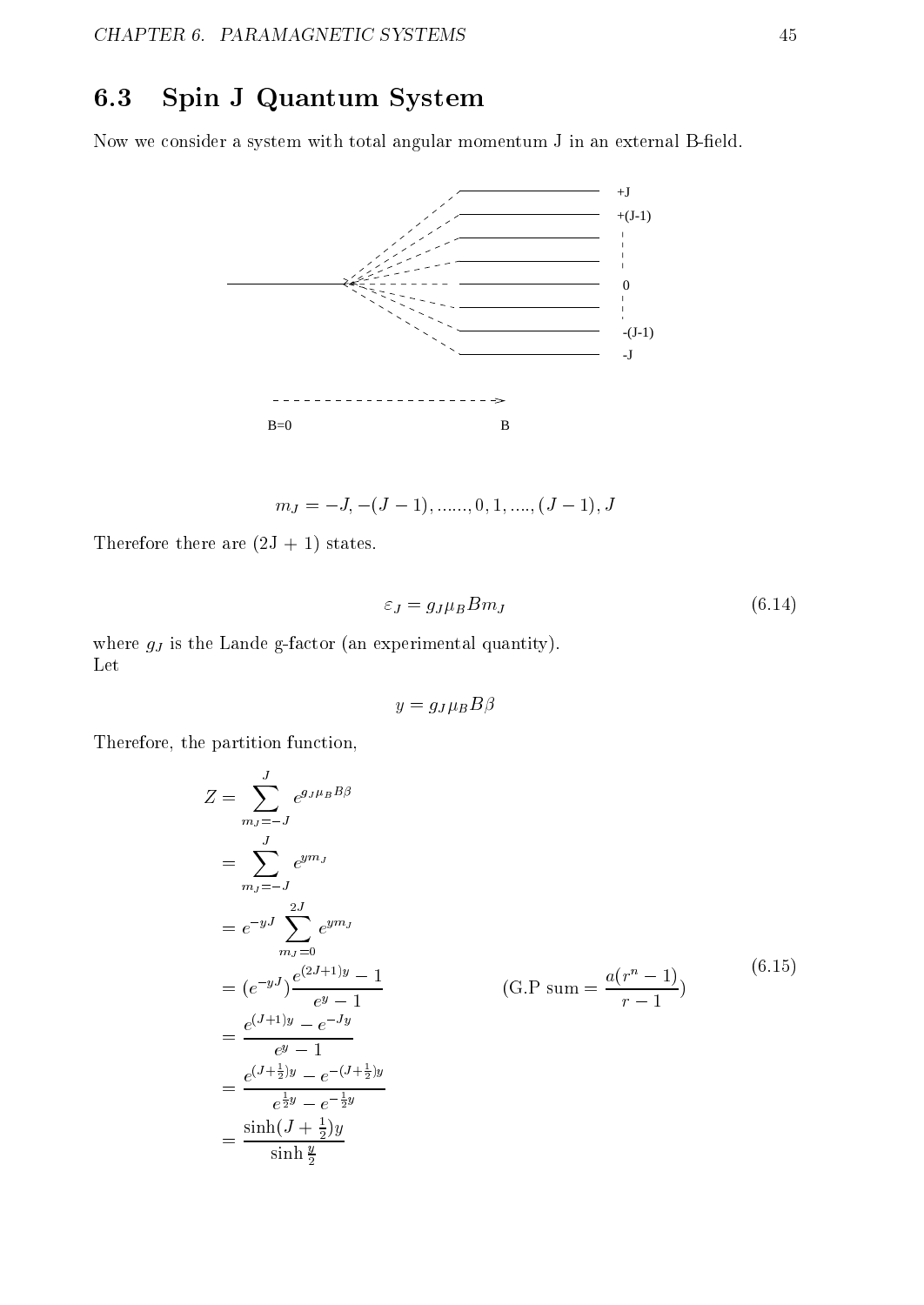## 6.3 Spin J Quantum System

Now we consider a system with total angular momentum J in an external B-field.

$$m_J = -J, -(J-1), ......, 0, 1, ...., (J-1), J$$

Therefore there are (2J + 1) states.

$$\varepsilon_J = g_J \mu_B B m_J \tag{6.14}$$

where $g_J$ is the Lande g-factor (an experimental quantity).
Let

$$y = g_J \mu_B B \beta$$

Therefore, the partition function,

$$\begin{aligned}
Z &= \sum_{m_J=-J}^{J} e^{g_J \mu_B B \beta} \\
&= \sum_{m_J=-J}^{J} e^{y m_J} \\
&= e^{-yJ} \sum_{m_J=0}^{2J} e^{y m_J} \\
&= (e^{-yJ}) \frac{e^{(2J+1)y} - 1}{e^y - 1} \qquad\qquad (\text{G.P sum} = \frac{a(r^n - 1)}{r - 1}) \\
&= \frac{e^{(J+1)y} - e^{-Jy}}{e^y - 1} \\
&= \frac{e^{(J+\frac{1}{2})y} - e^{-(J+\frac{1}{2})y}}{e^{\frac{1}{2}y} - e^{-\frac{1}{2}y}} \\
&= \frac{\sinh(J + \frac{1}{2})y}{\sinh \frac{y}{2}}
\end{aligned} \tag{6.15}$$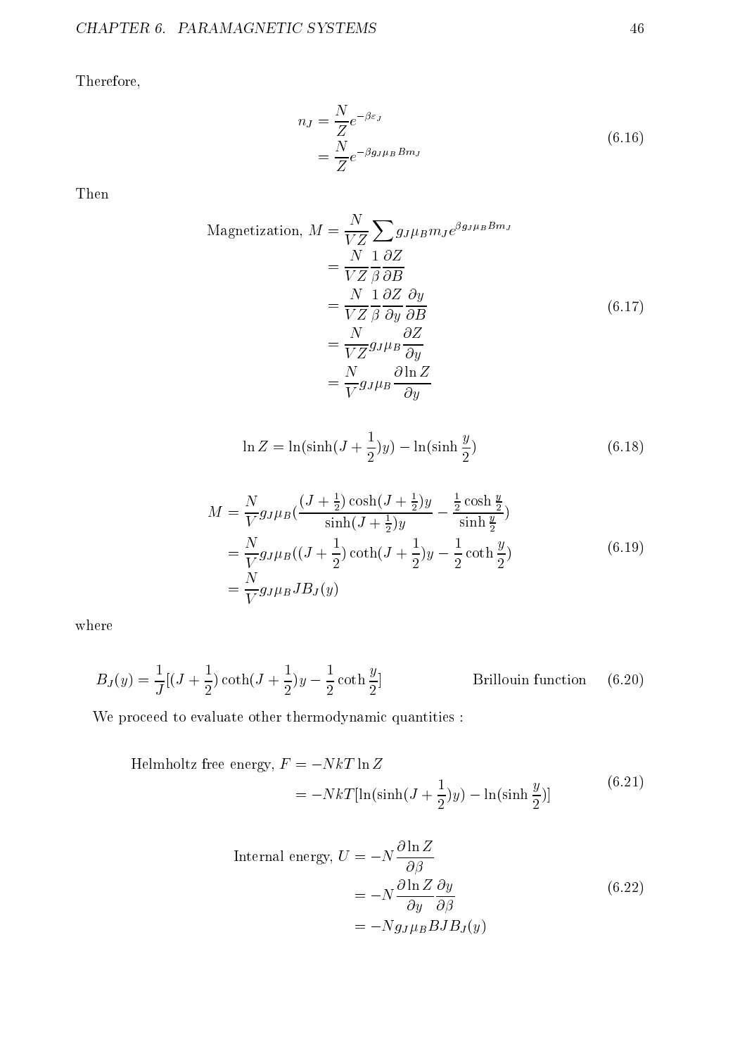Therefore,

$$
\begin{aligned}
n_J &= \frac{N}{Z} e^{-\beta \varepsilon_J} \\
&= \frac{N}{Z} e^{-\beta g_J \mu_B B m_J}
\end{aligned}
\tag{6.16}
$$

Then

$$
\begin{aligned}
\text{Magnetization, } M &= \frac{N}{VZ} \sum g_J \mu_B m_J e^{\beta g_J \mu_B B m_J} \\
&= \frac{N}{VZ} \frac{1}{\beta} \frac{\partial Z}{\partial B} \\
&= \frac{N}{VZ} \frac{1}{\beta} \frac{\partial Z}{\partial y} \frac{\partial y}{\partial B} \\
&= \frac{N}{VZ} g_J \mu_B \frac{\partial Z}{\partial y} \\
&= \frac{N}{V} g_J \mu_B \frac{\partial \ln Z}{\partial y}
\end{aligned}
\tag{6.17}
$$

$$
\ln Z = \ln(\sinh(J + \frac{1}{2})y) - \ln(\sinh \frac{y}{2})
\tag{6.18}
$$

$$
\begin{aligned}
M &= \frac{N}{V} g_J \mu_B \left( \frac{(J + \frac{1}{2}) \cosh(J + \frac{1}{2})y}{\sinh(J + \frac{1}{2})y} - \frac{\frac{1}{2} \cosh \frac{y}{2}}{\sinh \frac{y}{2}} \right) \\
&= \frac{N}{V} g_J \mu_B \left( (J + \frac{1}{2}) \coth(J + \frac{1}{2})y - \frac{1}{2} \coth \frac{y}{2} \right) \\
&= \frac{N}{V} g_J \mu_B J B_J(y)
\end{aligned}
\tag{6.19}
$$

where

$$
B_J(y) = \frac{1}{J} [(J + \frac{1}{2}) \coth(J + \frac{1}{2})y - \frac{1}{2} \coth \frac{y}{2}] \qquad \text{Brillouin function}
\tag{6.20}
$$

We proceed to evaluate other thermodynamic quantities :

$$
\begin{aligned}
\text{Helmholtz free energy, } F &= -NkT \ln Z \\
&= -NkT [\ln(\sinh(J + \frac{1}{2})y) - \ln(\sinh \frac{y}{2})]
\end{aligned}
\tag{6.21}
$$

$$
\begin{aligned}
\text{Internal energy, } U &= -N \frac{\partial \ln Z}{\partial \beta} \\
&= -N \frac{\partial \ln Z}{\partial y} \frac{\partial y}{\partial \beta} \\
&= -N g_J \mu_B B J B_J(y)
\end{aligned}
\tag{6.22}
$$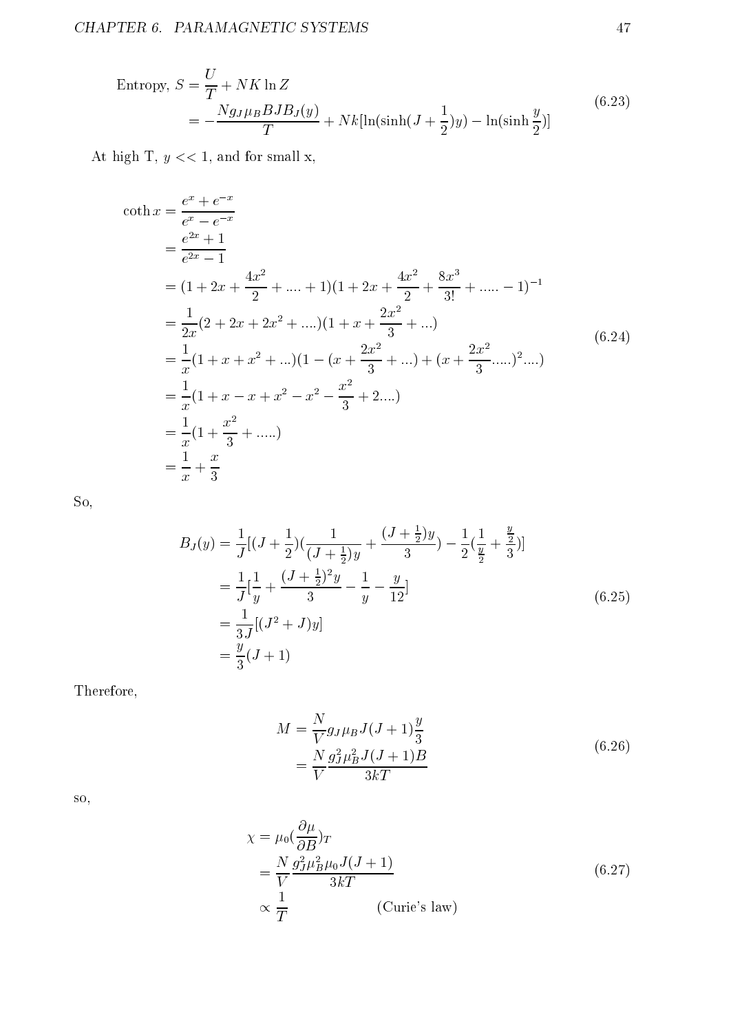$$
\begin{aligned}
\text{Entropy, } S &= \frac{U}{T} + NK\ln Z \\
&= -\frac{Ng_J\mu_B BJB_J(y)}{T} + Nk[\ln(\sinh(J+\frac{1}{2})y) - \ln(\sinh\frac{y}{2})]
\end{aligned}
\tag{6.23}
$$

At high T, $y << 1$, and for small x,

$$
\begin{aligned}
\coth x &= \frac{e^x + e^{-x}}{e^x - e^{-x}} \\
&= \frac{e^{2x}+1}{e^{2x}-1} \\
&= (1 + 2x + \frac{4x^2}{2} + .... + 1)(1 + 2x + \frac{4x^2}{2} + \frac{8x^3}{3!} + ..... - 1)^{-1} \\
&= \frac{1}{2x}(2 + 2x + 2x^2 + ....)(1 + x + \frac{2x^2}{3} + ...) \\
&= \frac{1}{x}(1 + x + x^2 + ...)(1 - (x + \frac{2x^2}{3} + ...) + (x + \frac{2x^2}{3}.....)^2....) \\
&= \frac{1}{x}(1 + x - x + x^2 - x^2 - \frac{x^2}{3} + 2....) \\
&= \frac{1}{x}(1 + \frac{x^2}{3} + .....) \\
&= \frac{1}{x} + \frac{x}{3}
\end{aligned}
\tag{6.24}
$$

So,

$$
\begin{aligned}
B_J(y) &= \frac{1}{J}[(J+\frac{1}{2})(\frac{1}{(J+\frac{1}{2})y} + \frac{(J+\frac{1}{2})y}{3}) - \frac{1}{2}(\frac{1}{\frac{y}{2}} + \frac{\frac{y}{2}}{3})] \\
&= \frac{1}{J}[\frac{1}{y} + \frac{(J+\frac{1}{2})^2 y}{3} - \frac{1}{y} - \frac{y}{12}] \\
&= \frac{1}{3J}[(J^2 + J)y] \\
&= \frac{y}{3}(J+1)
\end{aligned}
\tag{6.25}
$$

Therefore,

$$
\begin{aligned}
M &= \frac{N}{V} g_J \mu_B J(J+1)\frac{y}{3} \\
&= \frac{N}{V}\frac{g_J^2 \mu_B^2 J(J+1)B}{3kT}
\end{aligned}
\tag{6.26}
$$

so,

$$
\begin{aligned}
\chi &= \mu_0(\frac{\partial \mu}{\partial B})_T \\
&= \frac{N}{V}\frac{g_J^2 \mu_B^2 \mu_0 J(J+1)}{3kT} \\
&\propto \frac{1}{T} \qquad\qquad \text{(Curie's law)}
\end{aligned}
\tag{6.27}
$$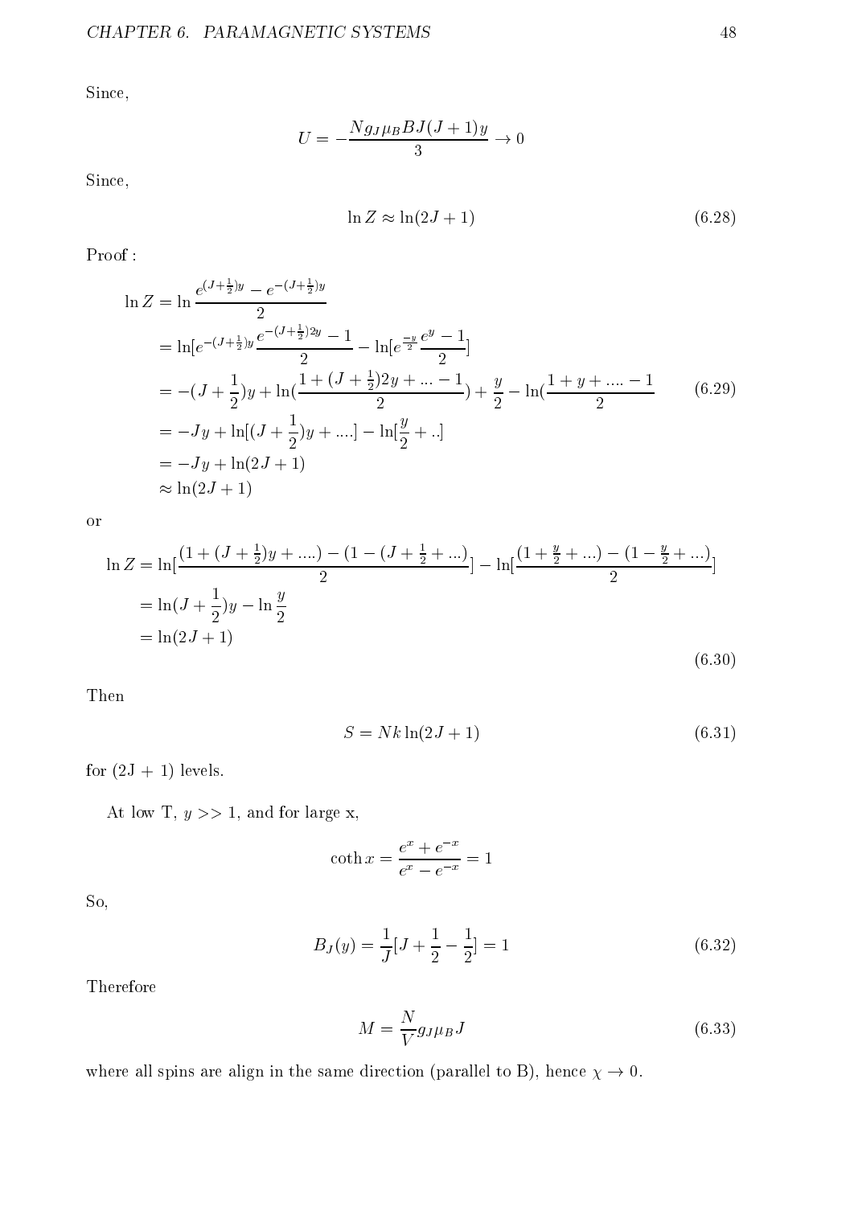Since,

$$U = -\frac{Ng_J\mu_B BJ(J+1)y}{3} \to 0$$

Since,

$$\ln Z \approx \ln(2J+1) \tag{6.28}$$

Proof :

$$\begin{aligned}
\ln Z &= \ln\frac{e^{(J+\frac{1}{2})y} - e^{-(J+\frac{1}{2})y}}{2} \\
&= \ln[e^{-(J+\frac{1}{2})y}\frac{e^{-(J+\frac{1}{2})2y}-1}{2} - \ln[e^{\frac{-y}{2}}\frac{e^{y}-1}{2}] \\
&= -(J+\frac{1}{2})y + \ln(\frac{1+(J+\frac{1}{2})2y+...-1}{2}) + \frac{y}{2} - \ln(\frac{1+y+....-1}{2} \\
&= -Jy + \ln[(J+\frac{1}{2})y + ....] - \ln[\frac{y}{2}+..] \\
&= -Jy + \ln(2J+1) \\
&\approx \ln(2J+1)
\end{aligned} \tag{6.29}$$

or

$$\begin{aligned}
\ln Z &= \ln[\frac{(1+(J+\frac{1}{2})y+....)-(1-(J+\frac{1}{2}+...)}{2}] - \ln[\frac{(1+\frac{y}{2}+...)-(1-\frac{y}{2}+...)}{2}] \\
&= \ln(J+\frac{1}{2})y - \ln\frac{y}{2} \\
&= \ln(2J+1)
\end{aligned} \tag{6.30}$$

Then

$$S = Nk\ln(2J+1) \tag{6.31}$$

for (2J + 1) levels.

At low T, $y >> 1$, and for large x,

$$\coth x = \frac{e^x + e^{-x}}{e^x - e^{-x}} = 1$$

So,

$$B_J(y) = \frac{1}{J}[J + \frac{1}{2} - \frac{1}{2}] = 1 \tag{6.32}$$

Therefore

$$M = \frac{N}{V}g_J\mu_B J \tag{6.33}$$

where all spins are align in the same direction (parallel to B), hence $\chi \to 0$.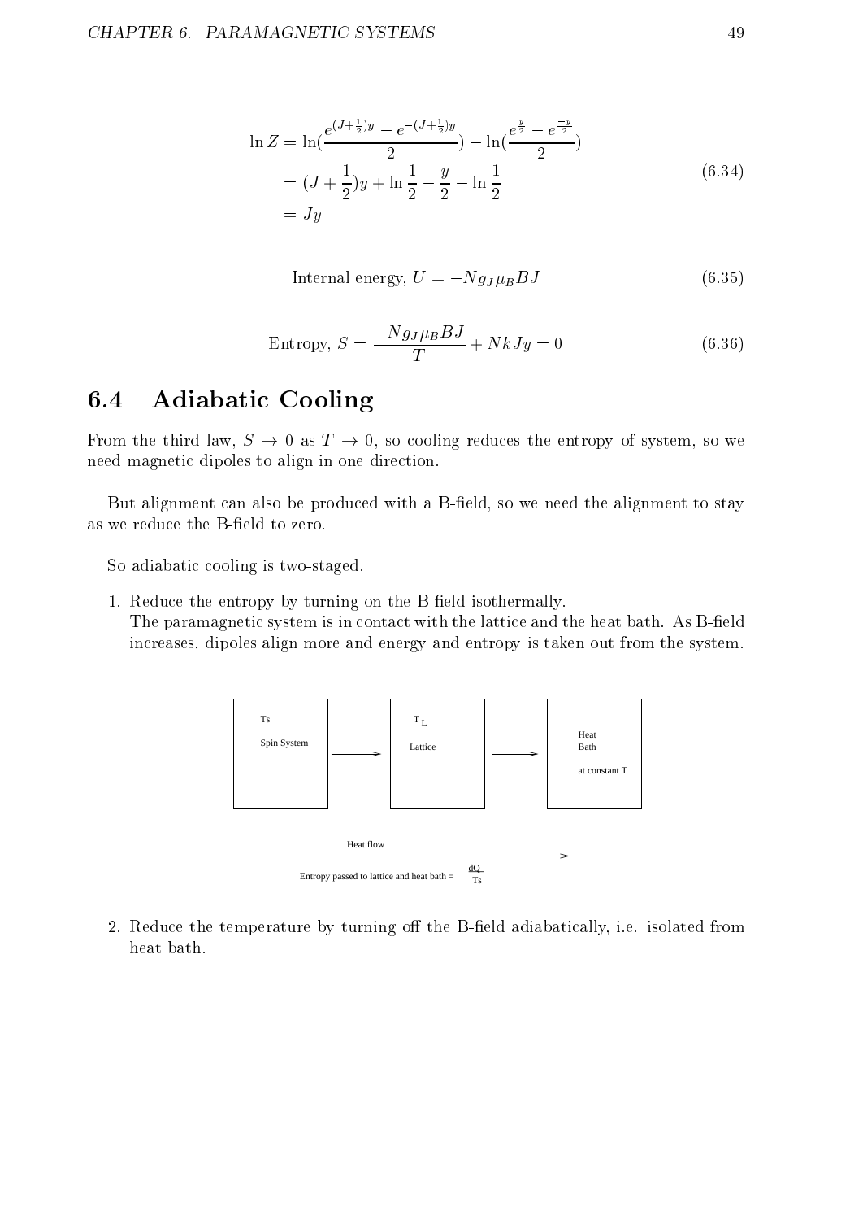$$
\begin{aligned}
\ln Z &= \ln\left(\frac{e^{(J+\frac{1}{2})y} - e^{-(J+\frac{1}{2})y}}{2}\right) - \ln\left(\frac{e^{\frac{y}{2}} - e^{\frac{-y}{2}}}{2}\right) \\
&= (J+\frac{1}{2})y + \ln\frac{1}{2} - \frac{y}{2} - \ln\frac{1}{2} \\
&= Jy
\end{aligned}
\tag{6.34}
$$

$$
\text{Internal energy, } U = -N g_J \mu_B B J \tag{6.35}
$$

$$
\text{Entropy, } S = \frac{-N g_J \mu_B B J}{T} + NkJy = 0 \tag{6.36}
$$

## 6.4 Adiabatic Cooling

From the third law, $S \to 0$ as $T \to 0$, so cooling reduces the entropy of system, so we need magnetic dipoles to align in one direction.

But alignment can also be produced with a B-field, so we need the alignment to stay as we reduce the B-field to zero.

So adiabatic cooling is two-staged.

1. Reduce the entropy by turning on the B-field isothermally.
   The paramagnetic system is in contact with the lattice and the heat bath. As B-field increases, dipoles align more and energy and entropy is taken out from the system.

   Ts Spin System → $T_L$ Lattice → Heat Bath at constant T

   Heat flow →

   Entropy passed to lattice and heat bath = $\frac{dQ}{Ts}$

2. Reduce the temperature by turning off the B-field adiabatically, i.e. isolated from heat bath.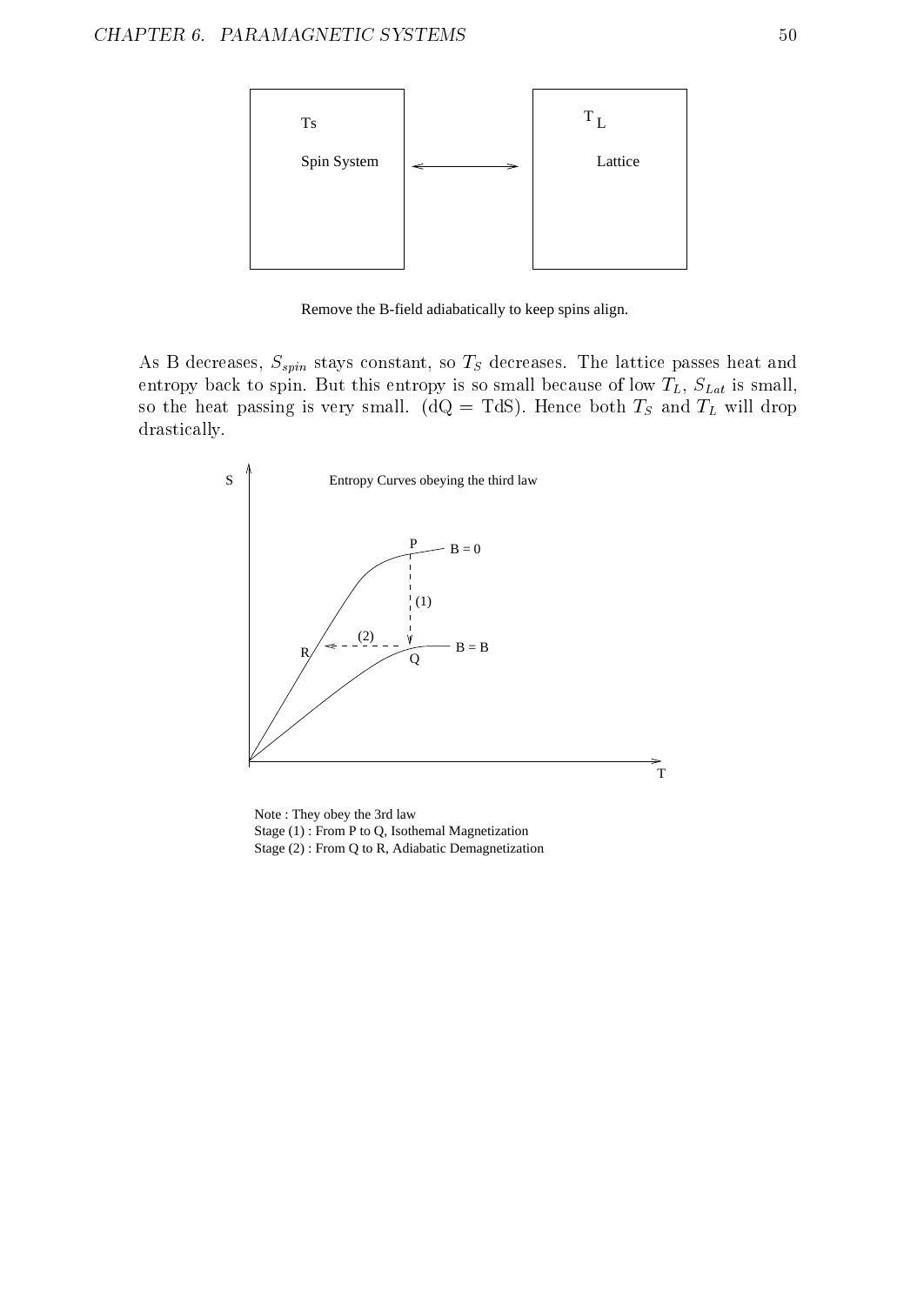Remove the B-field adiabatically to keep spins align.

As B decreases, $S_{spin}$ stays constant, so $T_S$ decreases. The lattice passes heat and entropy back to spin. But this entropy is so small because of low $T_L$, $S_{Lat}$ is small, so the heat passing is very small. (dQ = TdS). Hence both $T_S$ and $T_L$ will drop drastically.

Note : They obey the 3rd law

Stage (1) : From P to Q, Isothemal Magnetization

Stage (2) : From Q to R, Adiabatic Demagnetization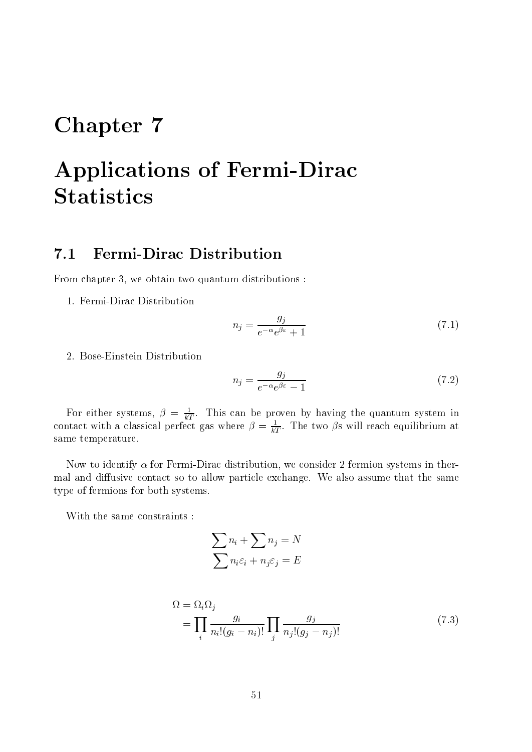# Chapter 7

# Applications of Fermi-Dirac Statistics

## 7.1 Fermi-Dirac Distribution

From chapter 3, we obtain two quantum distributions :

1. Fermi-Dirac Distribution

$$n_j = \frac{g_j}{e^{-\alpha}e^{\beta\varepsilon} + 1} \tag{7.1}$$

2. Bose-Einstein Distribution

$$n_j = \frac{g_j}{e^{-\alpha}e^{\beta\varepsilon} - 1} \tag{7.2}$$

For either systems, $\beta = \frac{1}{kT}$. This can be proven by having the quantum system in contact with a classical perfect gas where $\beta = \frac{1}{kT}$. The two $\beta$s will reach equilibrium at same temperature.

Now to identify $\alpha$ for Fermi-Dirac distribution, we consider 2 fermion systems in thermal and diffusive contact so to allow particle exchange. We also assume that the same type of fermions for both systems.

With the same constraints :

$$\sum n_i + \sum n_j = N$$
$$\sum n_i\varepsilon_i + n_j\varepsilon_j = E$$

$$\begin{aligned} \Omega &= \Omega_i\Omega_j \\ &= \prod_i \frac{g_i}{n_i!(g_i - n_i)!} \prod_j \frac{g_j}{n_j!(g_j - n_j)!} \end{aligned} \tag{7.3}$$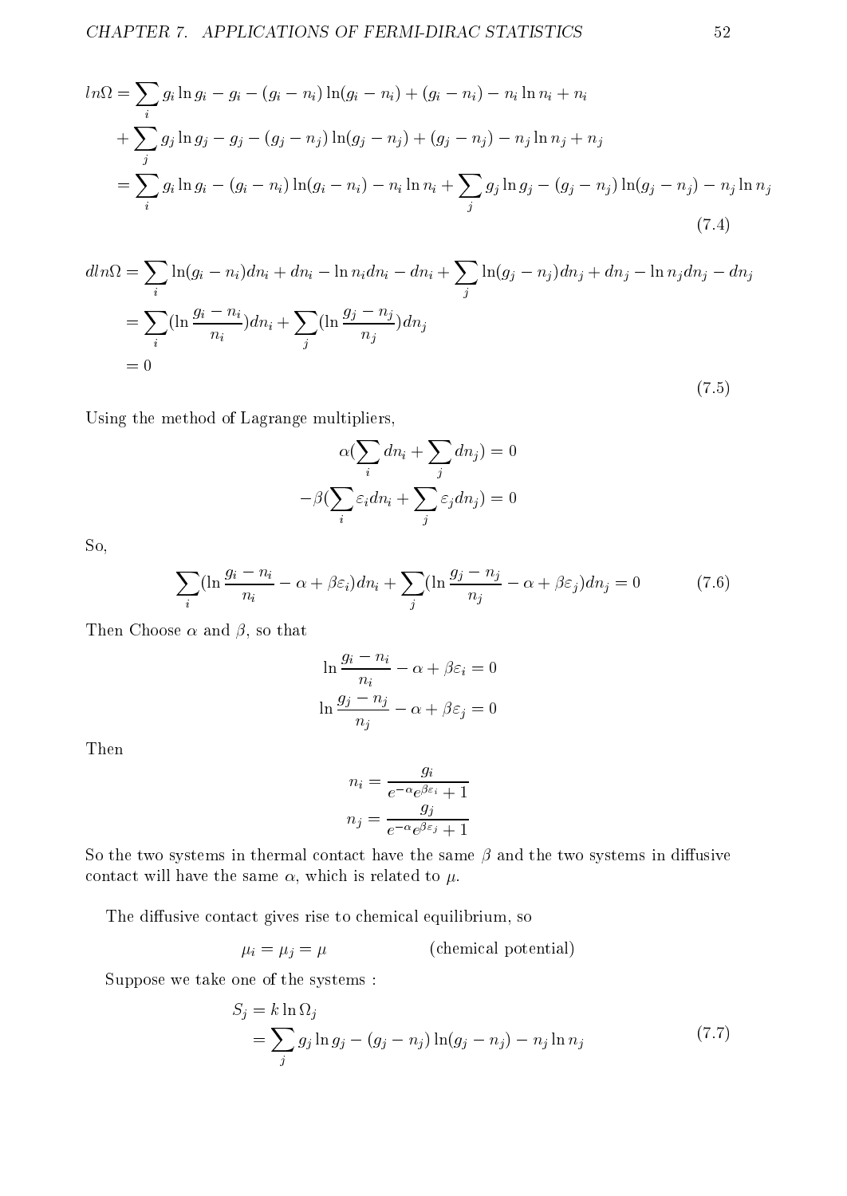$$
\begin{aligned}
ln\Omega &= \sum_i g_i \ln g_i - g_i - (g_i - n_i)\ln(g_i - n_i) + (g_i - n_i) - n_i \ln n_i + n_i \\
&+ \sum_j g_j \ln g_j - g_j - (g_j - n_j)\ln(g_j - n_j) + (g_j - n_j) - n_j \ln n_j + n_j \\
&= \sum_i g_i \ln g_i - (g_i - n_i)\ln(g_i - n_i) - n_i \ln n_i + \sum_j g_j \ln g_j - (g_j - n_j)\ln(g_j - n_j) - n_j \ln n_j
\end{aligned}
\tag{7.4}
$$

$$
\begin{aligned}
dln\Omega &= \sum_i \ln(g_i - n_i)dn_i + dn_i - \ln n_i dn_i - dn_i + \sum_j \ln(g_j - n_j)dn_j + dn_j - \ln n_j dn_j - dn_j \\
&= \sum_i (\ln \frac{g_i - n_i}{n_i})dn_i + \sum_j (\ln \frac{g_j - n_j}{n_j})dn_j \\
&= 0
\end{aligned}
\tag{7.5}
$$

Using the method of Lagrange multipliers,

$$
\alpha(\sum_i dn_i + \sum_j dn_j) = 0
$$

$$
-\beta(\sum_i \varepsilon_i dn_i + \sum_j \varepsilon_j dn_j) = 0
$$

So,

$$
\sum_i (\ln \frac{g_i - n_i}{n_i} - \alpha + \beta\varepsilon_i)dn_i + \sum_j (\ln \frac{g_j - n_j}{n_j} - \alpha + \beta\varepsilon_j)dn_j = 0 \tag{7.6}
$$

Then Choose $\alpha$ and $\beta$, so that

$$
\ln \frac{g_i - n_i}{n_i} - \alpha + \beta\varepsilon_i = 0
$$

$$
\ln \frac{g_j - n_j}{n_j} - \alpha + \beta\varepsilon_j = 0
$$

Then

$$
n_i = \frac{g_i}{e^{-\alpha}e^{\beta\varepsilon_i} + 1}
$$

$$
n_j = \frac{g_j}{e^{-\alpha}e^{\beta\varepsilon_j} + 1}
$$

So the two systems in thermal contact have the same $\beta$ and the two systems in diffusive contact will have the same $\alpha$, which is related to $\mu$.

The diffusive contact gives rise to chemical equilibrium, so

$$
\mu_i = \mu_j = \mu \qquad \text{(chemical potential)}
$$

Suppose we take one of the systems :

$$
\begin{aligned}
S_j &= k \ln \Omega_j \\
&= \sum_j g_j \ln g_j - (g_j - n_j)\ln(g_j - n_j) - n_j \ln n_j
\end{aligned}
\tag{7.7}
$$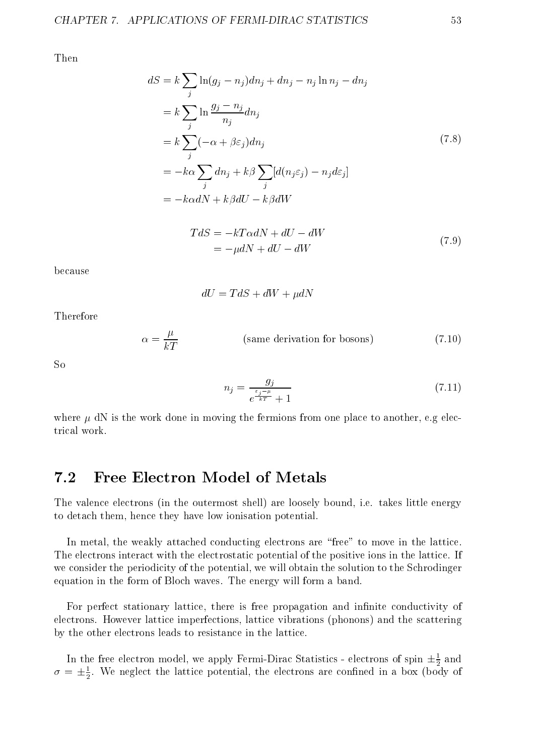Then

$$
\begin{aligned}
dS &= k \sum_j \ln(g_j - n_j) dn_j + dn_j - n_j \ln n_j - dn_j \\
&= k \sum_j \ln \frac{g_j - n_j}{n_j} dn_j \\
&= k \sum_j (-\alpha + \beta \varepsilon_j) dn_j \\
&= -k\alpha \sum_j dn_j + k\beta \sum_j [d(n_j \varepsilon_j) - n_j d\varepsilon_j] \\
&= -k\alpha dN + k\beta dU - k\beta dW
\end{aligned}
\tag{7.8}
$$

$$
\begin{aligned}
TdS &= -kT\alpha dN + dU - dW \\
&= -\mu dN + dU - dW
\end{aligned}
\tag{7.9}
$$

because

$$
dU = TdS + dW + \mu dN
$$

Therefore

$$
\alpha = \frac{\mu}{kT} \qquad \text{(same derivation for bosons)} \tag{7.10}
$$

So

$$
n_j = \frac{g_j}{e^{\frac{\varepsilon_j - \mu}{kT}} + 1} \tag{7.11}
$$

where $\mu$ dN is the work done in moving the fermions from one place to another, e.g electrical work.

## 7.2 Free Electron Model of Metals

The valence electrons (in the outermost shell) are loosely bound, i.e. takes little energy to detach them, hence they have low ionisation potential.

In metal, the weakly attached conducting electrons are "free" to move in the lattice. The electrons interact with the electrostatic potential of the positive ions in the lattice. If we consider the periodicity of the potential, we will obtain the solution to the Schrodinger equation in the form of Bloch waves. The energy will form a band.

For perfect stationary lattice, there is free propagation and infinite conductivity of electrons. However lattice imperfections, lattice vibrations (phonons) and the scattering by the other electrons leads to resistance in the lattice.

In the free electron model, we apply Fermi-Dirac Statistics - electrons of spin $\pm\frac{1}{2}$ and $\sigma = \pm\frac{1}{2}$. We neglect the lattice potential, the electrons are confined in a box (body of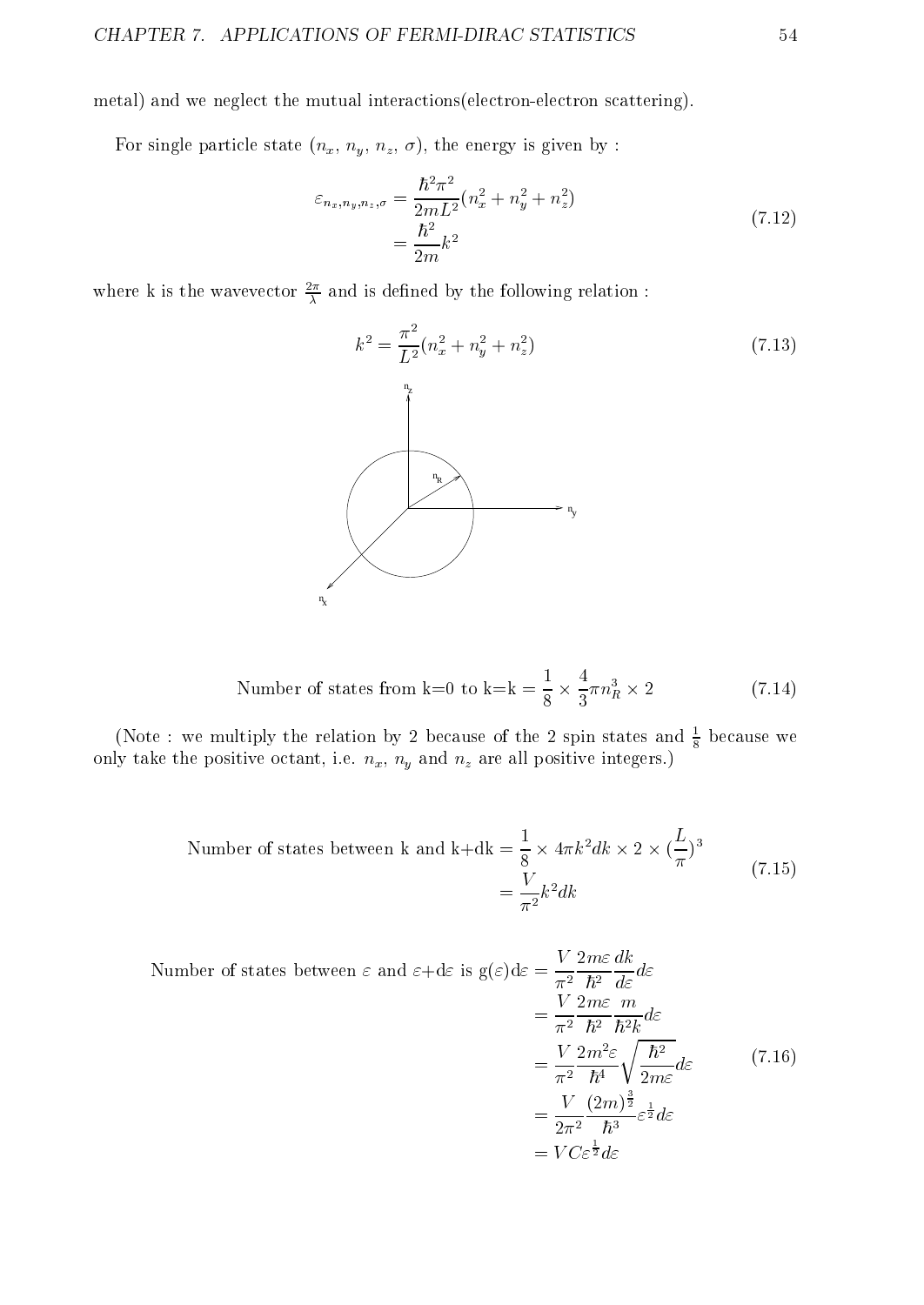metal) and we neglect the mutual interactions(electron-electron scattering).

For single particle state ($n_x$, $n_y$, $n_z$, $\sigma$), the energy is given by :

$$
\begin{aligned}
\varepsilon_{n_x,n_y,n_z,\sigma} &= \frac{\hbar^2\pi^2}{2mL^2}(n_x^2+n_y^2+n_z^2) \\
&= \frac{\hbar^2}{2m}k^2
\end{aligned}
\tag{7.12}
$$

where k is the wavevector $\frac{2\pi}{\lambda}$ and is defined by the following relation :

$$
k^2 = \frac{\pi^2}{L^2}(n_x^2+n_y^2+n_z^2) \tag{7.13}
$$

$$
\text{Number of states from k=0 to k=k} = \frac{1}{8}\times\frac{4}{3}\pi n_R^3 \times 2 \tag{7.14}
$$

(Note : we multiply the relation by 2 because of the 2 spin states and $\frac{1}{8}$ because we only take the positive octant, i.e. $n_x$, $n_y$ and $n_z$ are all positive integers.)

$$
\begin{aligned}
\text{Number of states between k and k+dk} &= \frac{1}{8}\times 4\pi k^2 dk \times 2 \times (\frac{L}{\pi})^3 \\
&= \frac{V}{\pi^2}k^2 dk
\end{aligned}
\tag{7.15}
$$

$$
\begin{aligned}
\text{Number of states between } \varepsilon \text{ and } \varepsilon\text{+d}\varepsilon \text{ is g}(\varepsilon)\text{d}\varepsilon &= \frac{V}{\pi^2}\frac{2m\varepsilon}{\hbar^2}\frac{dk}{d\varepsilon}d\varepsilon \\
&= \frac{V}{\pi^2}\frac{2m\varepsilon}{\hbar^2}\frac{m}{\hbar^2 k}d\varepsilon \\
&= \frac{V}{\pi^2}\frac{2m^2\varepsilon}{\hbar^4}\sqrt{\frac{\hbar^2}{2m\varepsilon}}d\varepsilon \\
&= \frac{V}{2\pi^2}\frac{(2m)^{\frac{3}{2}}}{\hbar^3}\varepsilon^{\frac{1}{2}}d\varepsilon \\
&= VC\varepsilon^{\frac{1}{2}}d\varepsilon
\end{aligned}
\tag{7.16}
$$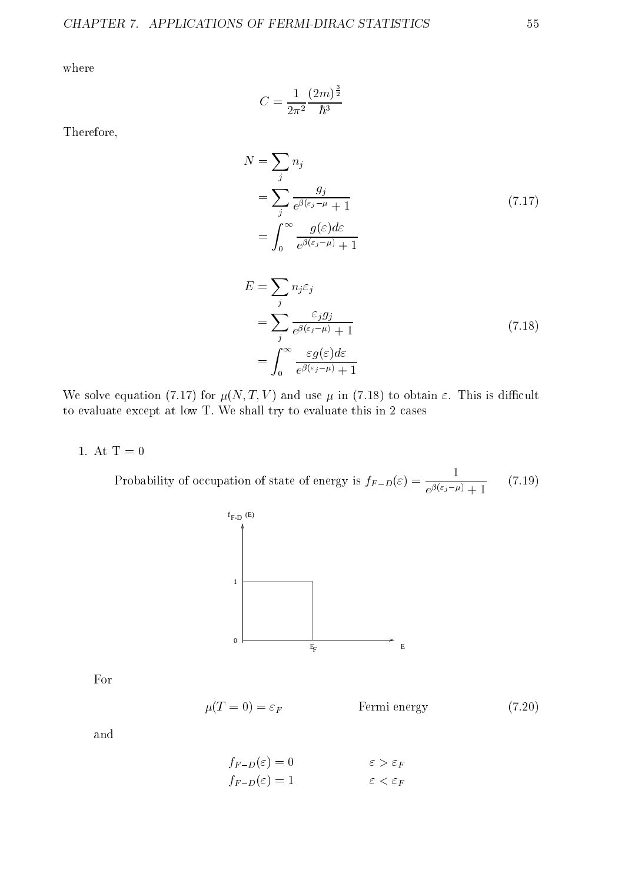where

$$C = \frac{1}{2\pi^2}\frac{(2m)^{\frac{3}{2}}}{\hbar^3}$$

Therefore,

$$\begin{aligned} N &= \sum_j n_j \\ &= \sum_j \frac{g_j}{e^{\beta(\varepsilon_j - \mu} + 1} \\ &= \int_0^\infty \frac{g(\varepsilon) d\varepsilon}{e^{\beta(\varepsilon_j - \mu)} + 1} \end{aligned} \tag{7.17}$$

$$\begin{aligned} E &= \sum_j n_j \varepsilon_j \\ &= \sum_j \frac{\varepsilon_j g_j}{e^{\beta(\varepsilon_j - \mu)} + 1} \\ &= \int_0^\infty \frac{\varepsilon g(\varepsilon) d\varepsilon}{e^{\beta(\varepsilon_j - \mu)} + 1} \end{aligned} \tag{7.18}$$

We solve equation (7.17) for $\mu(N, T, V)$ and use $\mu$ in (7.18) to obtain $\varepsilon$. This is difficult to evaluate except at low T. We shall try to evaluate this in 2 cases

1. At T = 0

   Probability of occupation of state of energy is $f_{F-D}(\varepsilon) = \dfrac{1}{e^{\beta(\varepsilon_j - \mu)} + 1}$ (7.19)

   For

   $$\mu(T = 0) = \varepsilon_F \qquad \text{Fermi energy} \tag{7.20}$$

   and

   $$\begin{aligned} f_{F-D}(\varepsilon) &= 0 \qquad & \varepsilon > \varepsilon_F \\ f_{F-D}(\varepsilon) &= 1 \qquad & \varepsilon < \varepsilon_F \end{aligned}$$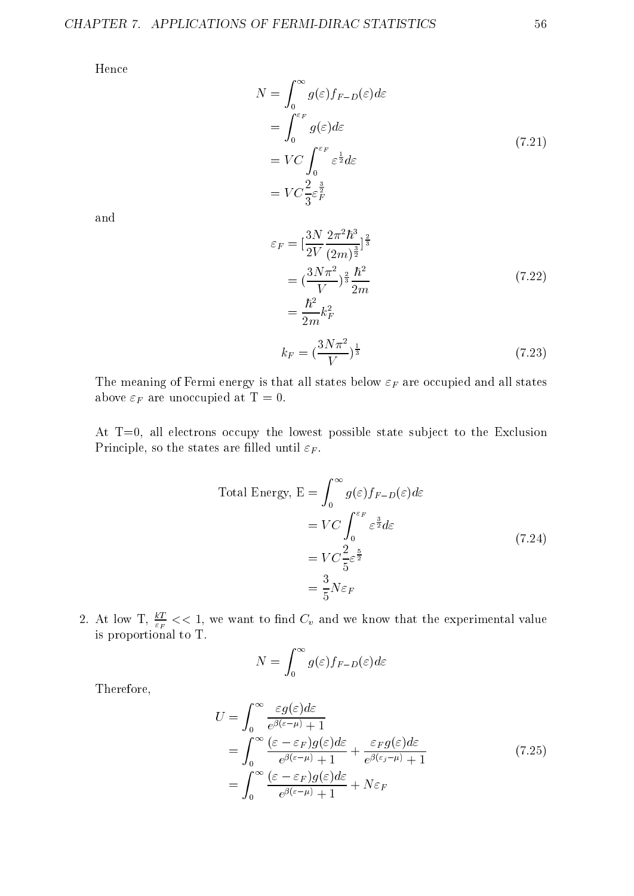Hence

$$
\begin{aligned}
N &= \int_0^\infty g(\varepsilon) f_{F-D}(\varepsilon) d\varepsilon \\
&= \int_0^{\varepsilon_F} g(\varepsilon) d\varepsilon \\
&= VC \int_0^{\varepsilon_F} \varepsilon^{\frac{1}{2}} d\varepsilon \\
&= VC \frac{2}{3} \varepsilon_F^{\frac{3}{2}}
\end{aligned}
\tag{7.21}
$$

and

$$
\begin{aligned}
\varepsilon_F &= [\frac{3N}{2V} \frac{2\pi^2 \hbar^3}{(2m)^{\frac{3}{2}}}]^{\frac{2}{3}} \\
&= (\frac{3N\pi^2}{V})^{\frac{2}{3}} \frac{\hbar^2}{2m} \\
&= \frac{\hbar^2}{2m} k_F^2
\end{aligned}
\tag{7.22}
$$

$$
k_F = (\frac{3N\pi^2}{V})^{\frac{1}{3}} \tag{7.23}
$$

The meaning of Fermi energy is that all states below $\varepsilon_F$ are occupied and all states above $\varepsilon_F$ are unoccupied at T = 0.

At T=0, all electrons occupy the lowest possible state subject to the Exclusion Principle, so the states are filled until $\varepsilon_F$.

$$
\begin{aligned}
\text{Total Energy, E} &= \int_0^\infty g(\varepsilon) f_{F-D}(\varepsilon) d\varepsilon \\
&= VC \int_0^{\varepsilon_F} \varepsilon^{\frac{3}{2}} d\varepsilon \\
&= VC \frac{2}{5} \varepsilon^{\frac{5}{2}} \\
&= \frac{3}{5} N \varepsilon_F
\end{aligned}
\tag{7.24}
$$

2. At low T, $\frac{kT}{\varepsilon_F} << 1$, we want to find $C_v$ and we know that the experimental value is proportional to T.

$$
N = \int_0^\infty g(\varepsilon) f_{F-D}(\varepsilon) d\varepsilon
$$

Therefore,

$$
\begin{aligned}
U &= \int_0^\infty \frac{\varepsilon g(\varepsilon) d\varepsilon}{e^{\beta(\varepsilon - \mu)} + 1} \\
&= \int_0^\infty \frac{(\varepsilon - \varepsilon_F) g(\varepsilon) d\varepsilon}{e^{\beta(\varepsilon - \mu)} + 1} + \frac{\varepsilon_F g(\varepsilon) d\varepsilon}{e^{\beta(\varepsilon_j - \mu)} + 1} \\
&= \int_0^\infty \frac{(\varepsilon - \varepsilon_F) g(\varepsilon) d\varepsilon}{e^{\beta(\varepsilon - \mu)} + 1} + N\varepsilon_F
\end{aligned}
\tag{7.25}
$$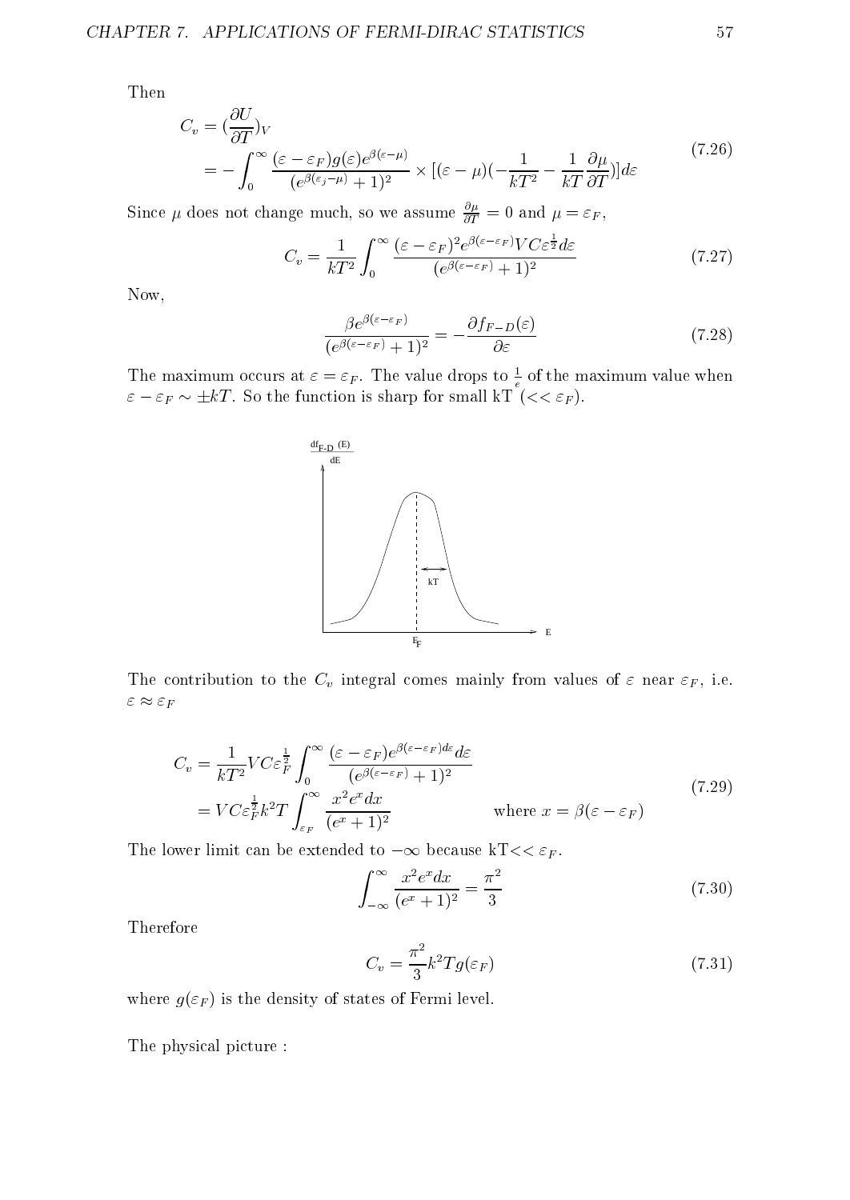Then

$$
\begin{aligned}
C_v &= (\frac{\partial U}{\partial T})_V \\
&= -\int_0^\infty \frac{(\varepsilon - \varepsilon_F) g(\varepsilon) e^{\beta(\varepsilon-\mu)}}{(e^{\beta(\varepsilon_j - \mu)}+1)^2} \times [(\varepsilon-\mu)(-\frac{1}{kT^2} - \frac{1}{kT}\frac{\partial \mu}{\partial T})] d\varepsilon
\end{aligned}
\tag{7.26}
$$

Since $\mu$ does not change much, so we assume $\frac{\partial \mu}{\partial T} = 0$ and $\mu = \varepsilon_F$,

$$
C_v = \frac{1}{kT^2}\int_0^\infty \frac{(\varepsilon-\varepsilon_F)^2 e^{\beta(\varepsilon-\varepsilon_F)} V C \varepsilon^{\frac{1}{2}} d\varepsilon}{(e^{\beta(\varepsilon-\varepsilon_F)}+1)^2}
\tag{7.27}
$$

Now,

$$
\frac{\beta e^{\beta(\varepsilon-\varepsilon_F)}}{(e^{\beta(\varepsilon-\varepsilon_F)}+1)^2} = -\frac{\partial f_{F-D}(\varepsilon)}{\partial \varepsilon}
\tag{7.28}
$$

The maximum occurs at $\varepsilon = \varepsilon_F$. The value drops to $\frac{1}{e}$ of the maximum value when $\varepsilon - \varepsilon_F \sim \pm kT$. So the function is sharp for small kT ($<< \varepsilon_F$).

The contribution to the $C_v$ integral comes mainly from values of $\varepsilon$ near $\varepsilon_F$, i.e. $\varepsilon \approx \varepsilon_F$

$$
\begin{aligned}
C_v &= \frac{1}{kT^2} V C \varepsilon_F^{\frac{1}{2}} \int_0^\infty \frac{(\varepsilon-\varepsilon_F) e^{\beta(\varepsilon-\varepsilon_F) d\varepsilon} d\varepsilon}{(e^{\beta(\varepsilon-\varepsilon_F)}+1)^2} \\
&= V C \varepsilon_F^{\frac{1}{2}} k^2 T \int_{\varepsilon_F}^\infty \frac{x^2 e^x dx}{(e^x+1)^2} \qquad \text{where } x = \beta(\varepsilon-\varepsilon_F)
\end{aligned}
\tag{7.29}
$$

The lower limit can be extended to $-\infty$ because kT$<< \varepsilon_F$.

$$
\int_{-\infty}^\infty \frac{x^2 e^x dx}{(e^x+1)^2} = \frac{\pi^2}{3}
\tag{7.30}
$$

Therefore

$$
C_v = \frac{\pi^2}{3} k^2 T g(\varepsilon_F)
\tag{7.31}
$$

where $g(\varepsilon_F)$ is the density of states of Fermi level.

The physical picture :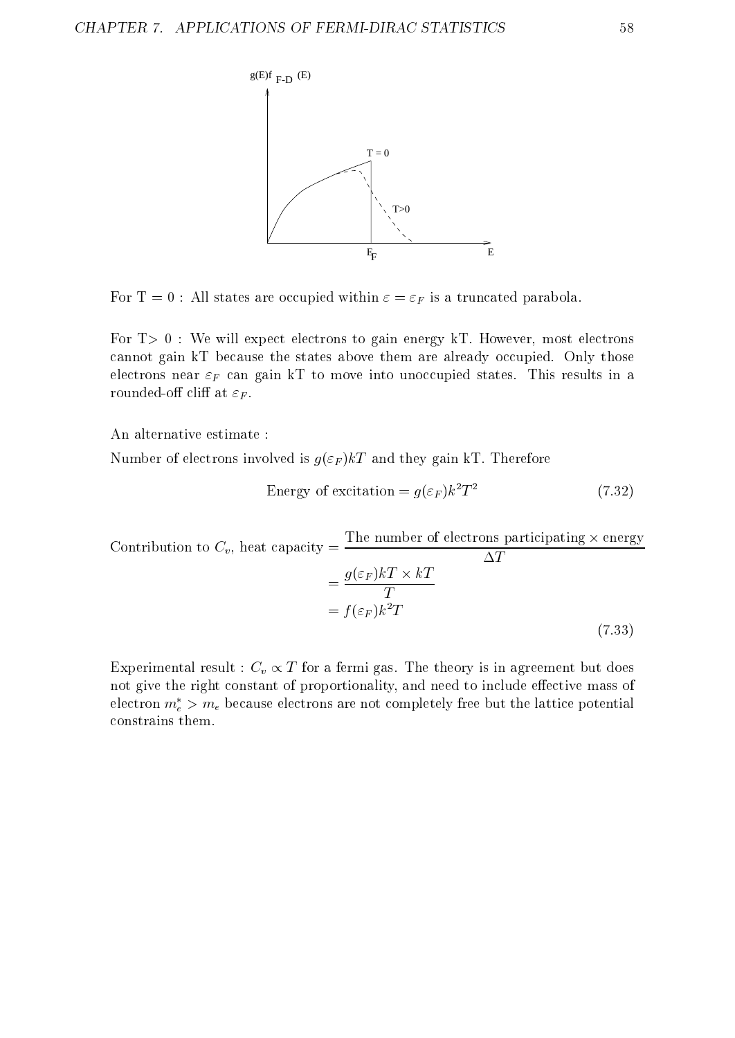For T = 0 : All states are occupied within $\varepsilon = \varepsilon_F$ is a truncated parabola.

For T$>$ 0 : We will expect electrons to gain energy kT. However, most electrons cannot gain kT because the states above them are already occupied. Only those electrons near $\varepsilon_F$ can gain kT to move into unoccupied states. This results in a rounded-off cliff at $\varepsilon_F$.

An alternative estimate :

Number of electrons involved is $g(\varepsilon_F)kT$ and they gain kT. Therefore

$$\text{Energy of excitation} = g(\varepsilon_F)k^2T^2 \tag{7.32}$$

$$\begin{aligned}
\text{Contribution to } C_v\text{, heat capacity} &= \frac{\text{The number of electrons participating} \times \text{energy}}{\Delta T} \\
&= \frac{g(\varepsilon_F)kT \times kT}{T} \\
&= f(\varepsilon_F)k^2T
\end{aligned} \tag{7.33}$$

Experimental result : $C_v \propto T$ for a fermi gas. The theory is in agreement but does not give the right constant of proportionality, and need to include effective mass of electron $m_e^* > m_e$ because electrons are not completely free but the lattice potential constrains them.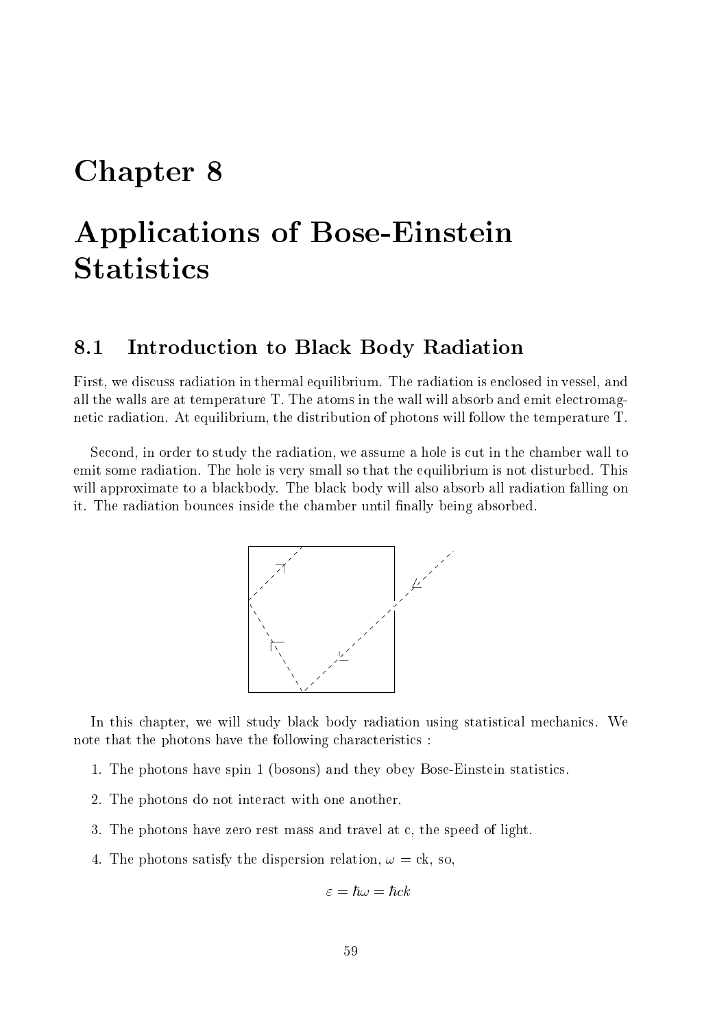# Chapter 8

# Applications of Bose-Einstein Statistics

## 8.1 Introduction to Black Body Radiation

First, we discuss radiation in thermal equilibrium. The radiation is enclosed in vessel, and all the walls are at temperature T. The atoms in the wall will absorb and emit electromagnetic radiation. At equilibrium, the distribution of photons will follow the temperature T.

Second, in order to study the radiation, we assume a hole is cut in the chamber wall to emit some radiation. The hole is very small so that the equilibrium is not disturbed. This will approximate to a blackbody. The black body will also absorb all radiation falling on it. The radiation bounces inside the chamber until finally being absorbed.

In this chapter, we will study black body radiation using statistical mechanics. We note that the photons have the following characteristics :

1. The photons have spin 1 (bosons) and they obey Bose-Einstein statistics.
2. The photons do not interact with one another.
3. The photons have zero rest mass and travel at c, the speed of light.
4. The photons satisfy the dispersion relation, $\omega = ck$, so,

$$\varepsilon = \hbar\omega = \hbar ck$$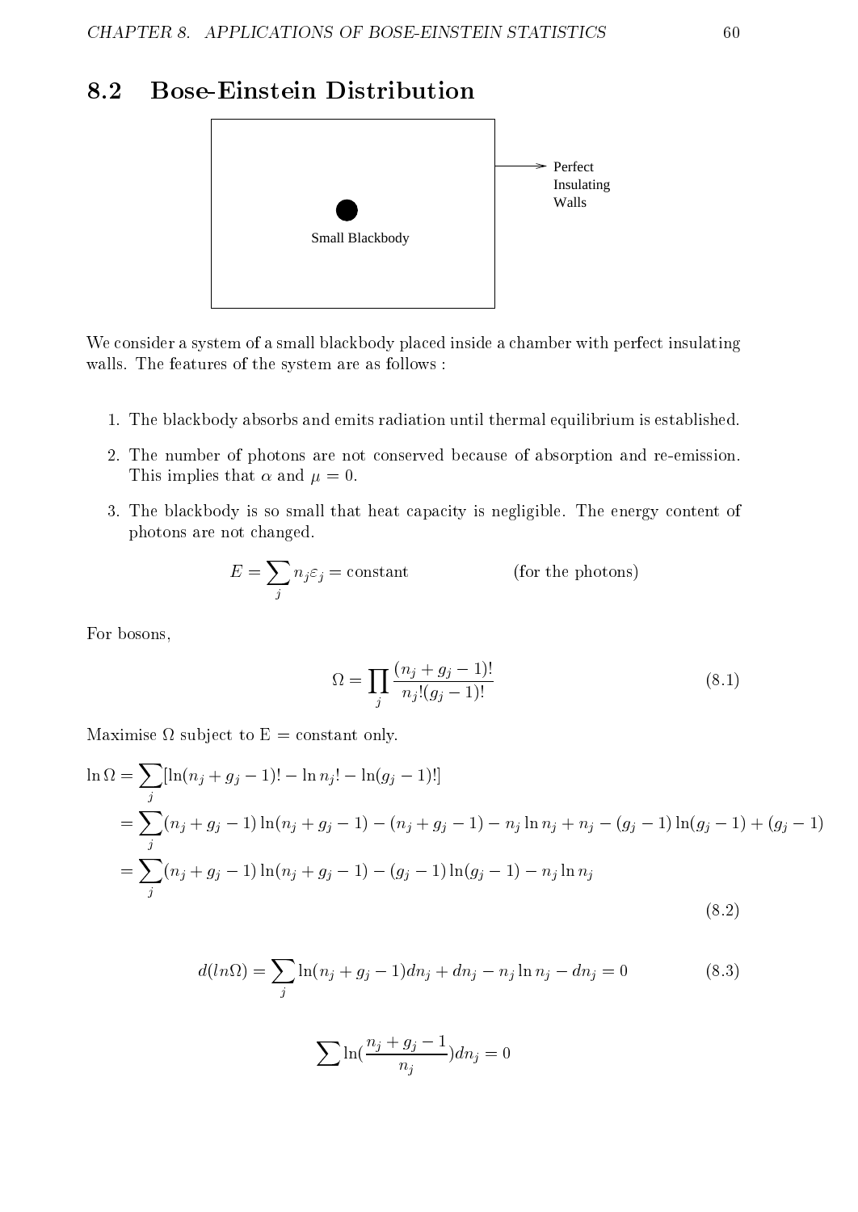## 8.2 Bose-Einstein Distribution

Perfect Insulating Walls

Small Blackbody

We consider a system of a small blackbody placed inside a chamber with perfect insulating walls. The features of the system are as follows :

1. The blackbody absorbs and emits radiation until thermal equilibrium is established.
2. The number of photons are not conserved because of absorption and re-emission. This implies that $\alpha$ and $\mu = 0$.
3. The blackbody is so small that heat capacity is negligible. The energy content of photons are not changed.

$$E = \sum_j n_j \varepsilon_j = \text{constant} \qquad\qquad \text{(for the photons)}$$

For bosons,

$$\Omega = \prod_j \frac{(n_j + g_j - 1)!}{n_j!(g_j - 1)!} \tag{8.1}$$

Maximise $\Omega$ subject to E = constant only.

$$\begin{aligned}
\ln \Omega &= \sum_j [\ln(n_j + g_j - 1)! - \ln n_j! - \ln(g_j - 1)!] \\
&= \sum_j (n_j + g_j - 1)\ln(n_j + g_j - 1) - (n_j + g_j - 1) - n_j \ln n_j + n_j - (g_j - 1)\ln(g_j - 1) + (g_j - 1) \\
&= \sum_j (n_j + g_j - 1)\ln(n_j + g_j - 1) - (g_j - 1)\ln(g_j - 1) - n_j \ln n_j
\end{aligned} \tag{8.2}$$

$$d(ln\Omega) = \sum_j \ln(n_j + g_j - 1)dn_j + dn_j - n_j \ln n_j - dn_j = 0 \tag{8.3}$$

$$\sum \ln(\frac{n_j + g_j - 1}{n_j})dn_j = 0$$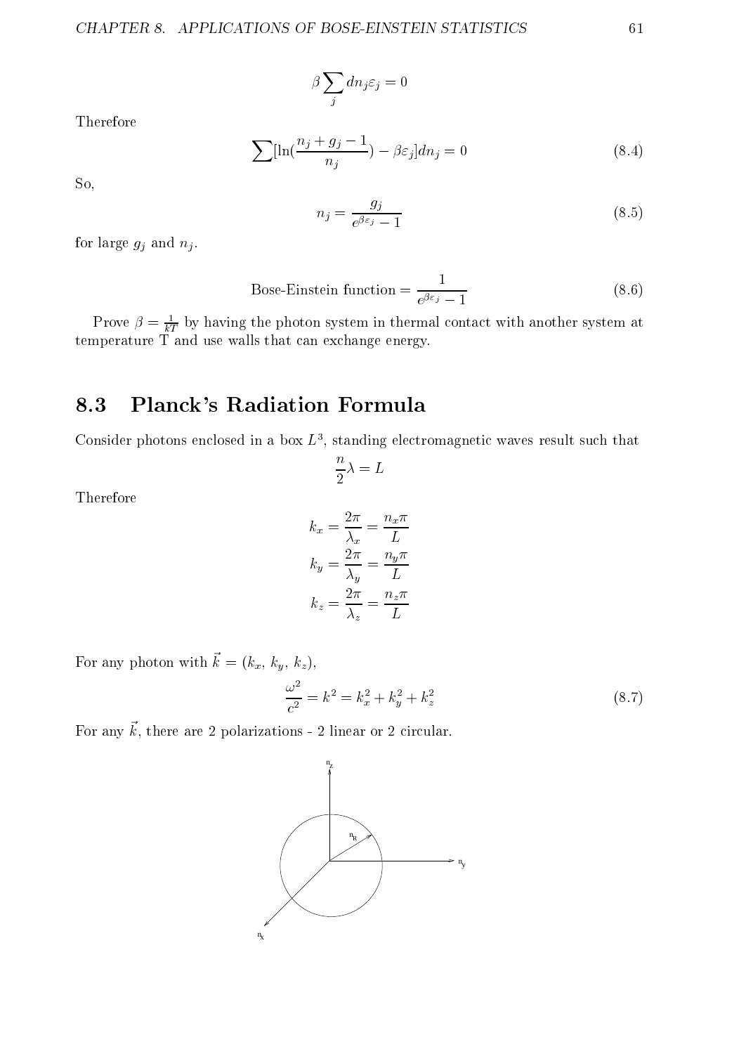$$\beta \sum_j dn_j \varepsilon_j = 0$$

Therefore

$$\sum [\ln(\frac{n_j + g_j - 1}{n_j}) - \beta\varepsilon_j] dn_j = 0 \tag{8.4}$$

So,

$$n_j = \frac{g_j}{e^{\beta\varepsilon_j} - 1} \tag{8.5}$$

for large $g_j$ and $n_j$.

$$\text{Bose-Einstein function} = \frac{1}{e^{\beta\varepsilon_j} - 1} \tag{8.6}$$

Prove $\beta = \frac{1}{kT}$ by having the photon system in thermal contact with another system at temperature T and use walls that can exchange energy.

## 8.3 Planck's Radiation Formula

Consider photons enclosed in a box $L^3$, standing electromagnetic waves result such that

$$\frac{n}{2}\lambda = L$$

Therefore

$$k_x = \frac{2\pi}{\lambda_x} = \frac{n_x \pi}{L}$$
$$k_y = \frac{2\pi}{\lambda_y} = \frac{n_y \pi}{L}$$
$$k_z = \frac{2\pi}{\lambda_z} = \frac{n_z \pi}{L}$$

For any photon with $\vec{k} = (k_x, k_y, k_z)$,

$$\frac{\omega^2}{c^2} = k^2 = k_x^2 + k_y^2 + k_z^2 \tag{8.7}$$

For any $\vec{k}$, there are 2 polarizations - 2 linear or 2 circular.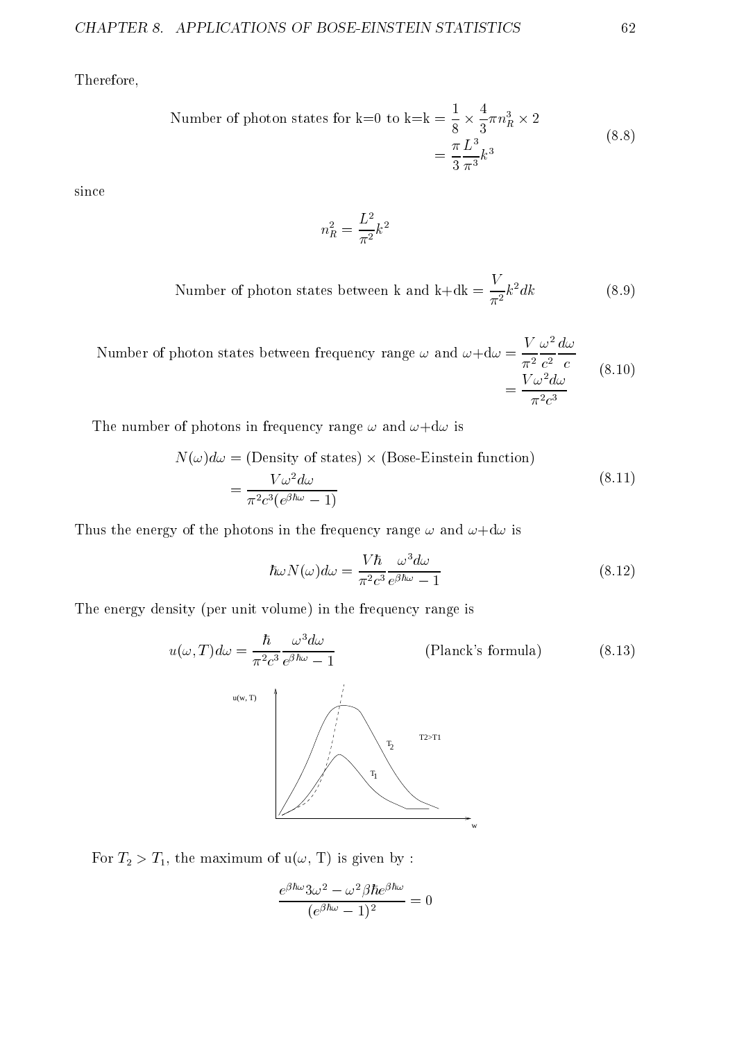Therefore,

$$
\begin{aligned}
\text{Number of photon states for k=0 to k=k} &= \frac{1}{8} \times \frac{4}{3}\pi n_R^3 \times 2 \\
&= \frac{\pi}{3}\frac{L^3}{\pi^3}k^3
\end{aligned} \tag{8.8}
$$

since

$$
n_R^2 = \frac{L^2}{\pi^2}k^2
$$

$$
\text{Number of photon states between k and k+dk} = \frac{V}{\pi^2}k^2 dk \tag{8.9}
$$

$$
\begin{aligned}
\text{Number of photon states between frequency range } \omega \text{ and } \omega\text{+d}\omega &= \frac{V}{\pi^2}\frac{\omega^2}{c^2}\frac{d\omega}{c} \\
&= \frac{V\omega^2 d\omega}{\pi^2 c^3}
\end{aligned} \tag{8.10}
$$

The number of photons in frequency range $\omega$ and $\omega$+d$\omega$ is

$$
\begin{aligned}
N(\omega)d\omega &= (\text{Density of states}) \times (\text{Bose-Einstein function}) \\
&= \frac{V\omega^2 d\omega}{\pi^2 c^3 (e^{\beta\hbar\omega} - 1)}
\end{aligned} \tag{8.11}
$$

Thus the energy of the photons in the frequency range $\omega$ and $\omega$+d$\omega$ is

$$
\hbar\omega N(\omega)d\omega = \frac{V\hbar}{\pi^2 c^3}\frac{\omega^3 d\omega}{e^{\beta\hbar\omega} - 1} \tag{8.12}
$$

The energy density (per unit volume) in the frequency range is

$$
u(\omega, T)d\omega = \frac{\hbar}{\pi^2 c^3}\frac{\omega^3 d\omega}{e^{\beta\hbar\omega} - 1} \qquad \text{(Planck's formula)} \tag{8.13}
$$

For $T_2 > T_1$, the maximum of u($\omega$, T) is given by :

$$
\frac{e^{\beta\hbar\omega}3\omega^2 - \omega^2\beta\hbar e^{\beta\hbar\omega}}{(e^{\beta\hbar\omega} - 1)^2} = 0
$$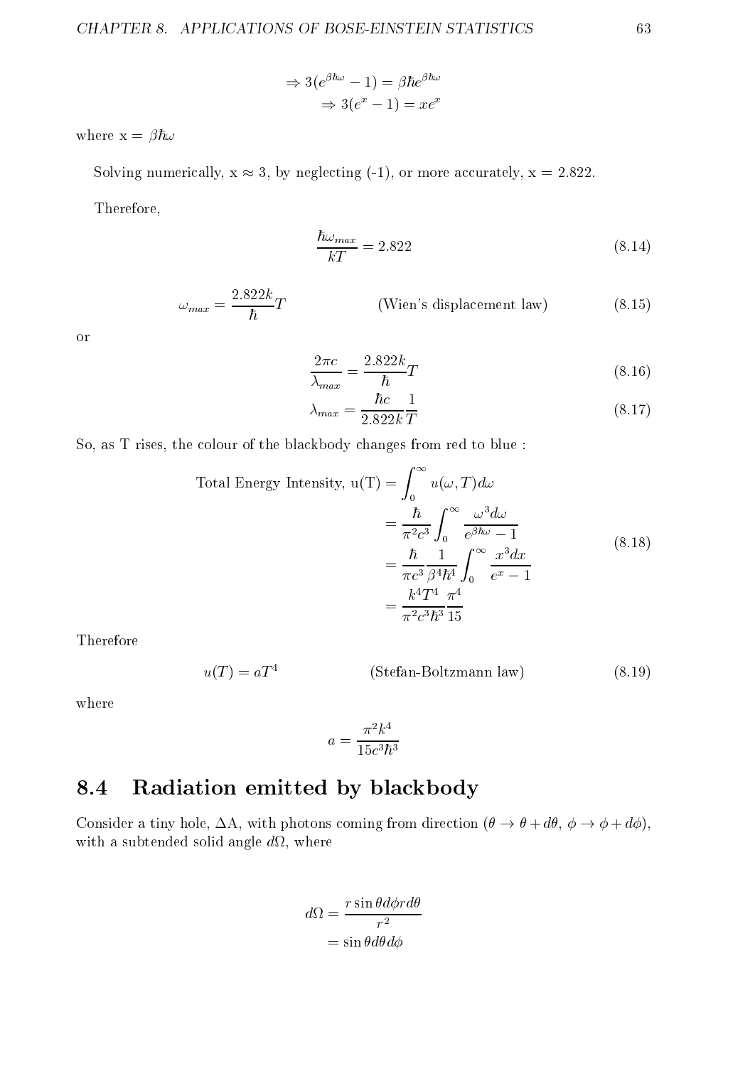$$\Rightarrow 3(e^{\beta\hbar\omega} - 1) = \beta\hbar e^{\beta\hbar\omega}$$
$$\Rightarrow 3(e^x - 1) = xe^x$$

where x = $\beta\hbar\omega$

Solving numerically, x $\approx$ 3, by neglecting (-1), or more accurately, x = 2.822.

Therefore,

$$\frac{\hbar\omega_{max}}{kT} = 2.822 \tag{8.14}$$

$$\omega_{max} = \frac{2.822k}{\hbar}T \qquad \text{(Wien's displacement law)} \tag{8.15}$$

or

$$\frac{2\pi c}{\lambda_{max}} = \frac{2.822k}{\hbar}T \tag{8.16}$$

$$\lambda_{max} = \frac{\hbar c}{2.822k}\frac{1}{T} \tag{8.17}$$

So, as T rises, the colour of the blackbody changes from red to blue :

$$\begin{aligned}
\text{Total Energy Intensity, u(T)} &= \int_0^\infty u(\omega, T) d\omega \\
&= \frac{\hbar}{\pi^2 c^3} \int_0^\infty \frac{\omega^3 d\omega}{e^{\beta\hbar\omega} - 1} \\
&= \frac{\hbar}{\pi c^3} \frac{1}{\beta^4 \hbar^4} \int_0^\infty \frac{x^3 dx}{e^x - 1} \\
&= \frac{k^4 T^4}{\pi^2 c^3 \hbar^3} \frac{\pi^4}{15}
\end{aligned} \tag{8.18}$$

Therefore

$$u(T) = aT^4 \qquad \text{(Stefan-Boltzmann law)} \tag{8.19}$$

where

$$a = \frac{\pi^2 k^4}{15 c^3 \hbar^3}$$

## 8.4 Radiation emitted by blackbody

Consider a tiny hole, $\Delta$A, with photons coming from direction ($\theta \to \theta + d\theta$, $\phi \to \phi + d\phi$), with a subtended solid angle $d\Omega$, where

$$\begin{aligned}
d\Omega &= \frac{r \sin\theta d\phi r d\theta}{r^2} \\
&= \sin\theta d\theta d\phi
\end{aligned}$$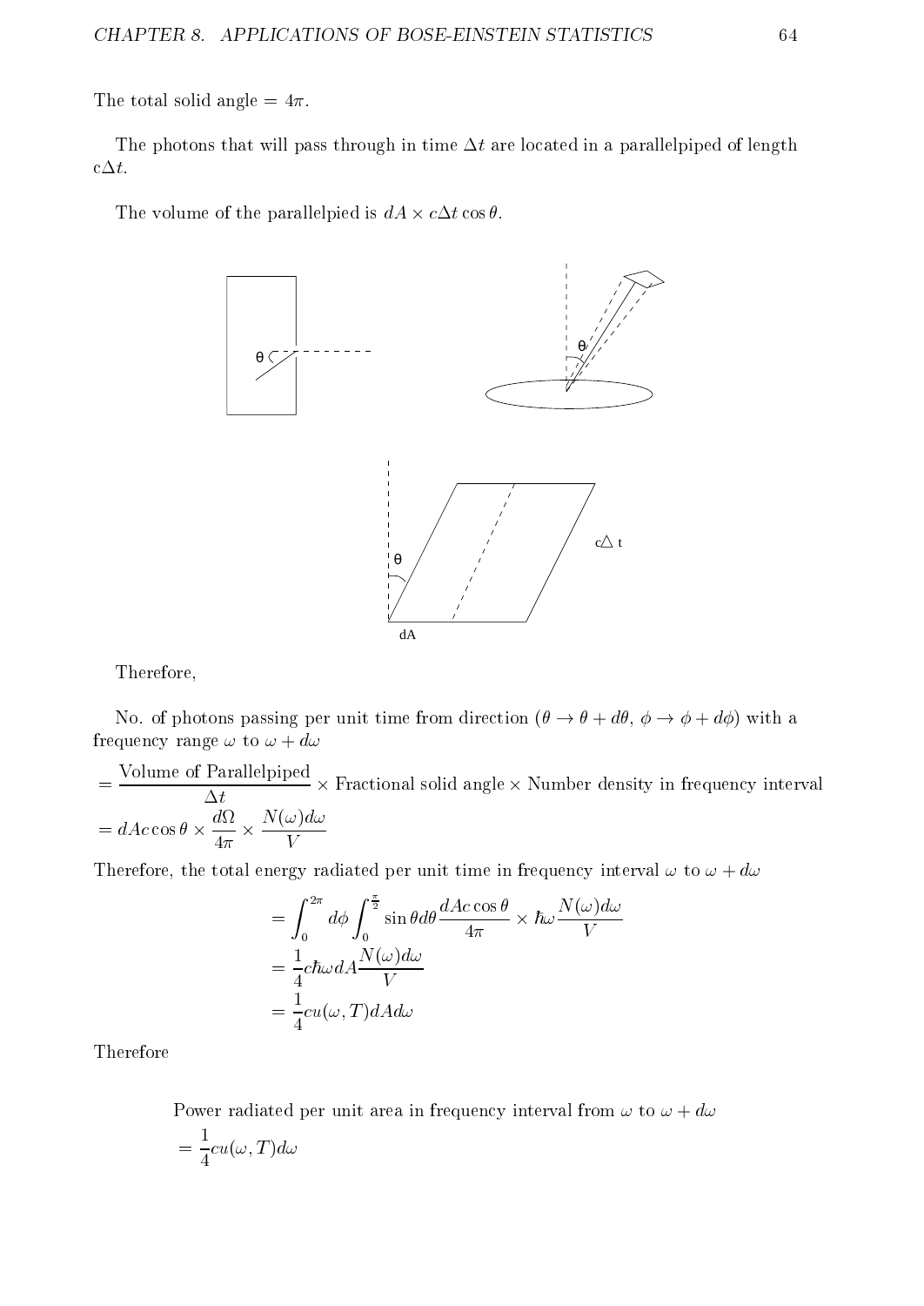The total solid angle $= 4\pi$.

The photons that will pass through in time $\Delta t$ are located in a parallelpiped of length $c\Delta t$.

The volume of the parallelpied is $dA \times c\Delta t \cos\theta$.

Therefore,

No. of photons passing per unit time from direction ($\theta \to \theta + d\theta$, $\phi \to \phi + d\phi$) with a frequency range $\omega$ to $\omega + d\omega$

$$= \frac{\text{Volume of Parallelpiped}}{\Delta t} \times \text{Fractional solid angle} \times \text{Number density in frequency interval}$$

$$= dAc\cos\theta \times \frac{d\Omega}{4\pi} \times \frac{N(\omega)d\omega}{V}$$

Therefore, the total energy radiated per unit time in frequency interval $\omega$ to $\omega + d\omega$

$$\begin{aligned}
&= \int_0^{2\pi} d\phi \int_0^{\frac{\pi}{2}} \sin\theta d\theta \frac{dAc\cos\theta}{4\pi} \times \hbar\omega \frac{N(\omega)d\omega}{V} \\
&= \frac{1}{4} c\hbar\omega dA \frac{N(\omega)d\omega}{V} \\
&= \frac{1}{4} cu(\omega, T) dA d\omega
\end{aligned}$$

Therefore

Power radiated per unit area in frequency interval from $\omega$ to $\omega + d\omega$

$$= \frac{1}{4} cu(\omega, T) d\omega$$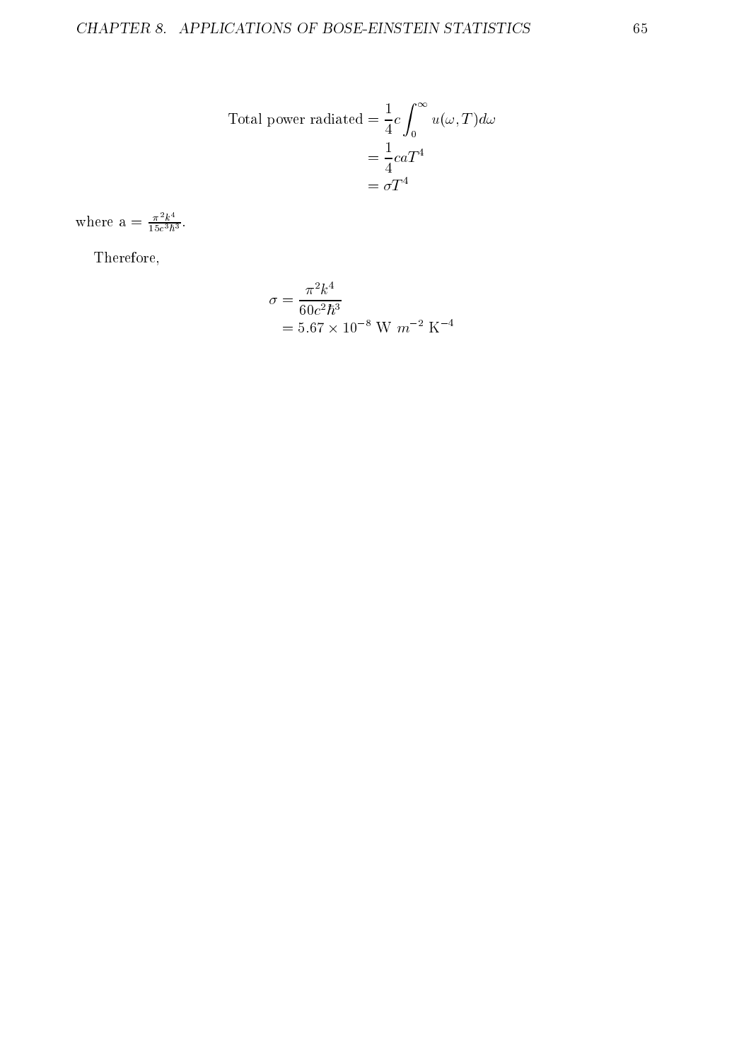$$
\begin{aligned}
\text{Total power radiated} &= \frac{1}{4}c\int_0^\infty u(\omega,T)d\omega \\
&= \frac{1}{4}caT^4 \\
&= \sigma T^4
\end{aligned}
$$

where a = $\frac{\pi^2 k^4}{15c^3\hbar^3}$.

Therefore,

$$
\begin{aligned}
\sigma &= \frac{\pi^2 k^4}{60c^2\hbar^3} \\
&= 5.67\times 10^{-8}\ \text{W}\ m^{-2}\ \text{K}^{-4}
\end{aligned}
$$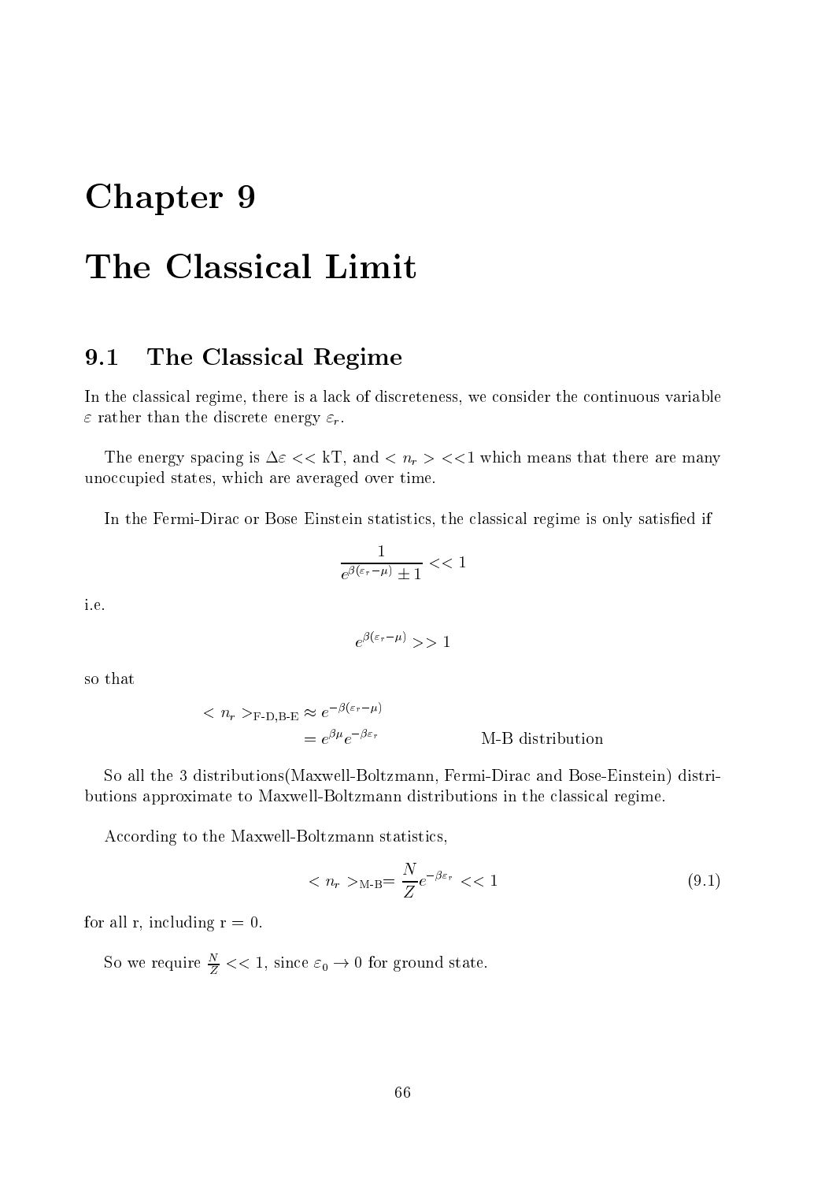# Chapter 9

# The Classical Limit

## 9.1 The Classical Regime

In the classical regime, there is a lack of discreteness, we consider the continuous variable $\varepsilon$ rather than the discrete energy $\varepsilon_r$.

The energy spacing is $\Delta\varepsilon << \text{kT}$, and $< n_r > <<1$ which means that there are many unoccupied states, which are averaged over time.

In the Fermi-Dirac or Bose Einstein statistics, the classical regime is only satisfied if

$$\frac{1}{e^{\beta(\varepsilon_r - \mu)} \pm 1} << 1$$

i.e.

$$e^{\beta(\varepsilon_r - \mu)} >> 1$$

so that

$$\begin{aligned} < n_r >_{\text{F-D,B-E}} &\approx e^{-\beta(\varepsilon_r - \mu)} \\ &= e^{\beta\mu} e^{-\beta\varepsilon_r} \qquad\qquad \text{M-B distribution} \end{aligned}$$

So all the 3 distributions(Maxwell-Boltzmann, Fermi-Dirac and Bose-Einstein) distributions approximate to Maxwell-Boltzmann distributions in the classical regime.

According to the Maxwell-Boltzmann statistics,

$$< n_r >_{\text{M-B}} = \frac{N}{Z} e^{-\beta\varepsilon_r} << 1 \tag{9.1}$$

for all r, including r = 0.

So we require $\frac{N}{Z} << 1$, since $\varepsilon_0 \to 0$ for ground state.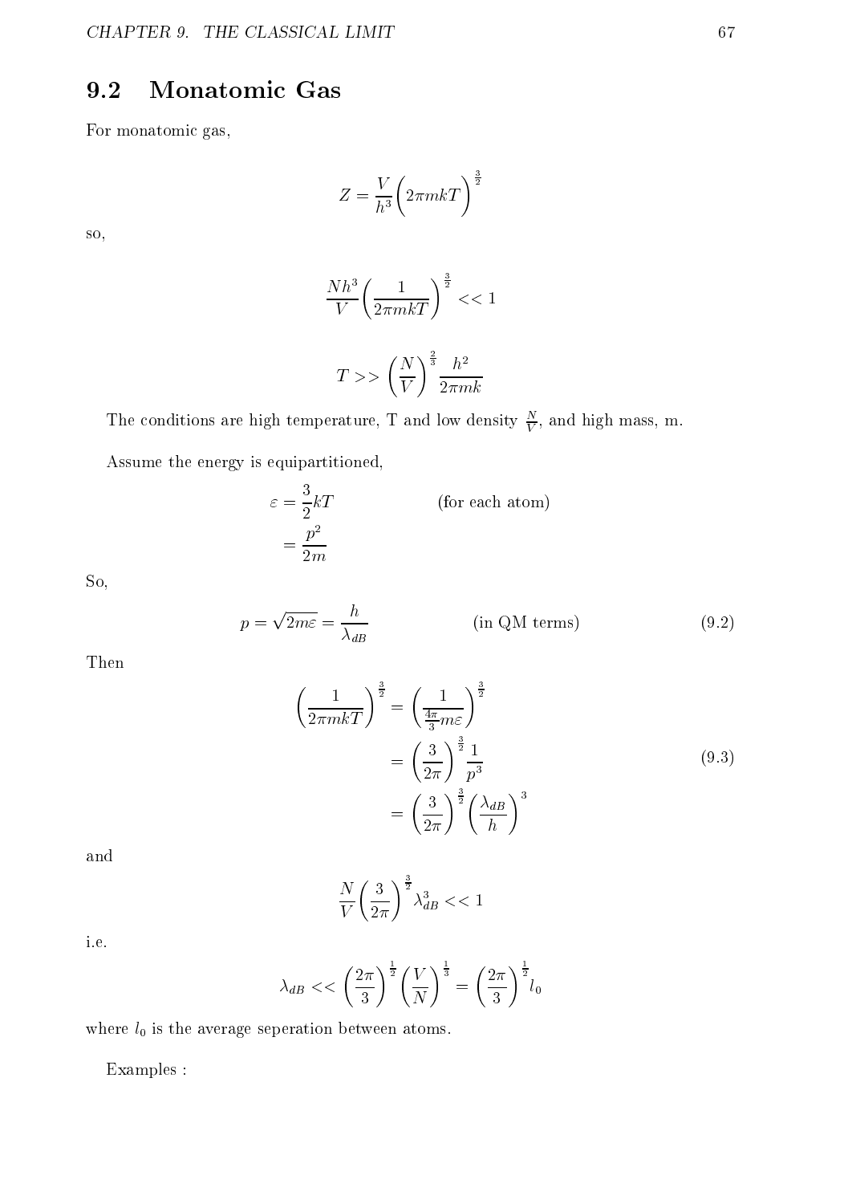## 9.2 Monatomic Gas

For monatomic gas,

$$Z = \frac{V}{h^3}\bigg(2\pi mkT\bigg)^{\frac{3}{2}}$$

so,

$$\frac{Nh^3}{V}\bigg(\frac{1}{2\pi mkT}\bigg)^{\frac{3}{2}} << 1$$

$$T >> \bigg(\frac{N}{V}\bigg)^{\frac{2}{3}}\frac{h^2}{2\pi mk}$$

The conditions are high temperature, T and low density $\frac{N}{V}$, and high mass, m.

Assume the energy is equipartitioned,

$$\begin{aligned} \varepsilon &= \frac{3}{2}kT \qquad \text{(for each atom)} \\ &= \frac{p^2}{2m} \end{aligned}$$

So,

$$p = \sqrt{2m\varepsilon} = \frac{h}{\lambda_{dB}} \qquad \text{(in QM terms)} \tag{9.2}$$

Then

$$\begin{aligned} \bigg(\frac{1}{2\pi mkT}\bigg)^{\frac{3}{2}} &= \bigg(\frac{1}{\frac{4\pi}{3}m\varepsilon}\bigg)^{\frac{3}{2}} \\ &= \bigg(\frac{3}{2\pi}\bigg)^{\frac{3}{2}}\frac{1}{p^3} \\ &= \bigg(\frac{3}{2\pi}\bigg)^{\frac{3}{2}}\bigg(\frac{\lambda_{dB}}{h}\bigg)^3 \end{aligned} \tag{9.3}$$

and

$$\frac{N}{V}\bigg(\frac{3}{2\pi}\bigg)^{\frac{3}{2}}\lambda_{dB}^3 << 1$$

i.e.

$$\lambda_{dB} << \bigg(\frac{2\pi}{3}\bigg)^{\frac{1}{2}}\bigg(\frac{V}{N}\bigg)^{\frac{1}{3}} = \bigg(\frac{2\pi}{3}\bigg)^{\frac{1}{2}} l_0$$

where $l_0$ is the average seperation between atoms.

Examples :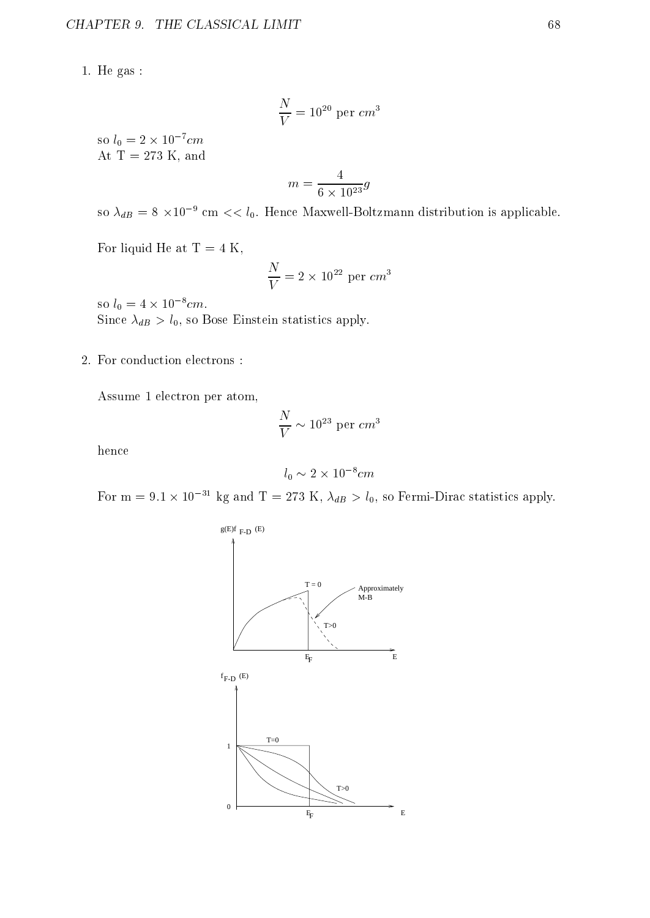1. He gas :

$$\frac{N}{V} = 10^{20} \text{ per } cm^3$$

so $l_0 = 2 \times 10^{-7} cm$
At T = 273 K, and

$$m = \frac{4}{6 \times 10^{23}} g$$

so $\lambda_{dB} = 8 \times 10^{-9}$ cm $<< l_0$. Hence Maxwell-Boltzmann distribution is applicable.

For liquid He at T = 4 K,

$$\frac{N}{V} = 2 \times 10^{22} \text{ per } cm^3$$

so $l_0 = 4 \times 10^{-8} cm$.
Since $\lambda_{dB} > l_0$, so Bose Einstein statistics apply.

2. For conduction electrons :

Assume 1 electron per atom,

$$\frac{N}{V} \sim 10^{23} \text{ per } cm^3$$

hence

$$l_0 \sim 2 \times 10^{-8} cm$$

For m = $9.1 \times 10^{-31}$ kg and T = 273 K, $\lambda_{dB} > l_0$, so Fermi-Dirac statistics apply.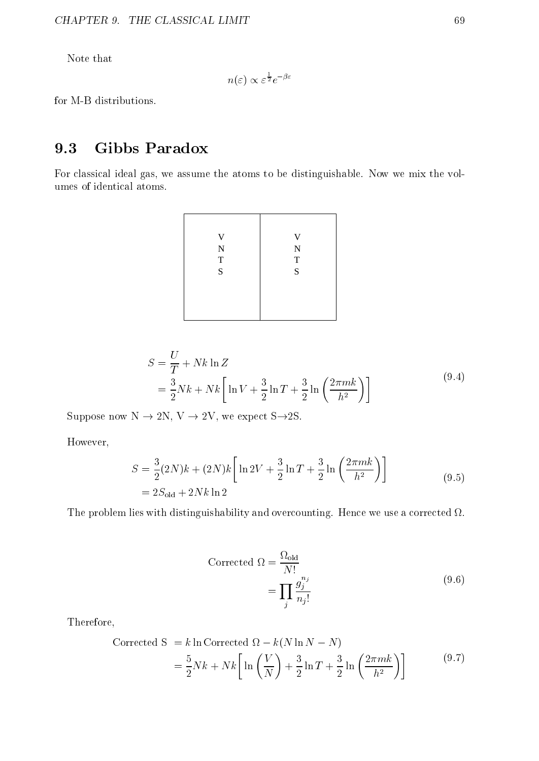Note that

$$n(\varepsilon) \propto \varepsilon^{\frac{1}{2}} e^{-\beta\varepsilon}$$

for M-B distributions.

## 9.3 Gibbs Paradox

For classical ideal gas, we assume the atoms to be distinguishable. Now we mix the volumes of identical atoms.

| V N T S | V N T S |
|---|---|

$$
\begin{aligned}
S &= \frac{U}{T} + Nk \ln Z \\
&= \frac{3}{2}Nk + Nk\left[\ln V + \frac{3}{2}\ln T + \frac{3}{2}\ln\left(\frac{2\pi mk}{h^2}\right)\right]
\end{aligned}
\tag{9.4}
$$

Suppose now N $\rightarrow$ 2N, V $\rightarrow$ 2V, we expect S$\rightarrow$2S.

However,

$$
\begin{aligned}
S &= \frac{3}{2}(2N)k + (2N)k\left[\ln 2V + \frac{3}{2}\ln T + \frac{3}{2}\ln\left(\frac{2\pi mk}{h^2}\right)\right] \\
&= 2S_{\text{old}} + 2Nk\ln 2
\end{aligned}
\tag{9.5}
$$

The problem lies with distinguishability and overcounting. Hence we use a corrected $\Omega$.

$$
\begin{aligned}
\text{Corrected } \Omega &= \frac{\Omega_{\text{old}}}{N!} \\
&= \prod_j \frac{g_j^{n_j}}{n_j!}
\end{aligned}
\tag{9.6}
$$

Therefore,

$$
\begin{aligned}
\text{Corrected S } &= k\ln \text{Corrected } \Omega - k(N\ln N - N) \\
&= \frac{5}{2}Nk + Nk\left[\ln\left(\frac{V}{N}\right) + \frac{3}{2}\ln T + \frac{3}{2}\ln\left(\frac{2\pi mk}{h^2}\right)\right]
\end{aligned}
\tag{9.7}
$$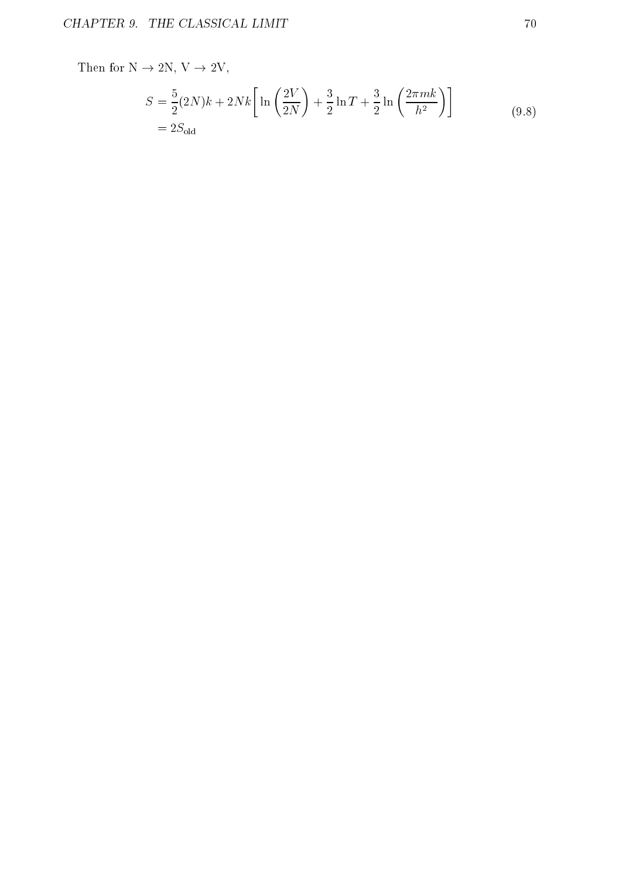Then for N → 2N, V → 2V,

$$
\begin{aligned}
S &= \frac{5}{2}(2N)k + 2Nk\left[\ln\left(\frac{2V}{2N}\right) + \frac{3}{2}\ln T + \frac{3}{2}\ln\left(\frac{2\pi mk}{h^2}\right)\right] \\
&= 2S_{\text{old}}
\end{aligned}
\tag{9.8}
$$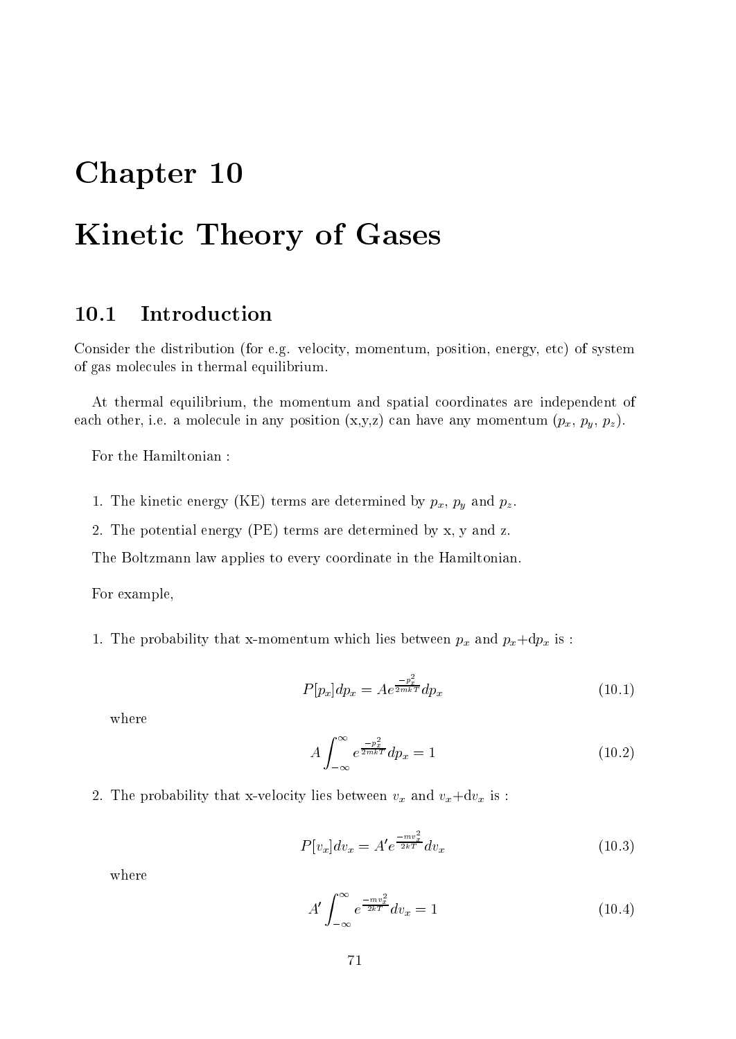# Chapter 10

# Kinetic Theory of Gases

## 10.1 Introduction

Consider the distribution (for e.g. velocity, momentum, position, energy, etc) of system of gas molecules in thermal equilibrium.

At thermal equilibrium, the momentum and spatial coordinates are independent of each other, i.e. a molecule in any position (x,y,z) can have any momentum ($p_x$, $p_y$, $p_z$).

For the Hamiltonian :

1. The kinetic energy (KE) terms are determined by $p_x$, $p_y$ and $p_z$.
2. The potential energy (PE) terms are determined by x, y and z.

The Boltzmann law applies to every coordinate in the Hamiltonian.

For example,

1. The probability that x-momentum which lies between $p_x$ and $p_x$+d$p_x$ is :

$$P[p_x]dp_x = Ae^{\frac{-p_x^2}{2mkT}}dp_x \tag{10.1}$$

where

$$A\int_{-\infty}^{\infty} e^{\frac{-p_x^2}{2mkT}}dp_x = 1 \tag{10.2}$$

2. The probability that x-velocity lies between $v_x$ and $v_x$+d$v_x$ is :

$$P[v_x]dv_x = A'e^{\frac{-mv_x^2}{2kT}}dv_x \tag{10.3}$$

where

$$A'\int_{-\infty}^{\infty} e^{\frac{-mv_x^2}{2kT}}dv_x = 1 \tag{10.4}$$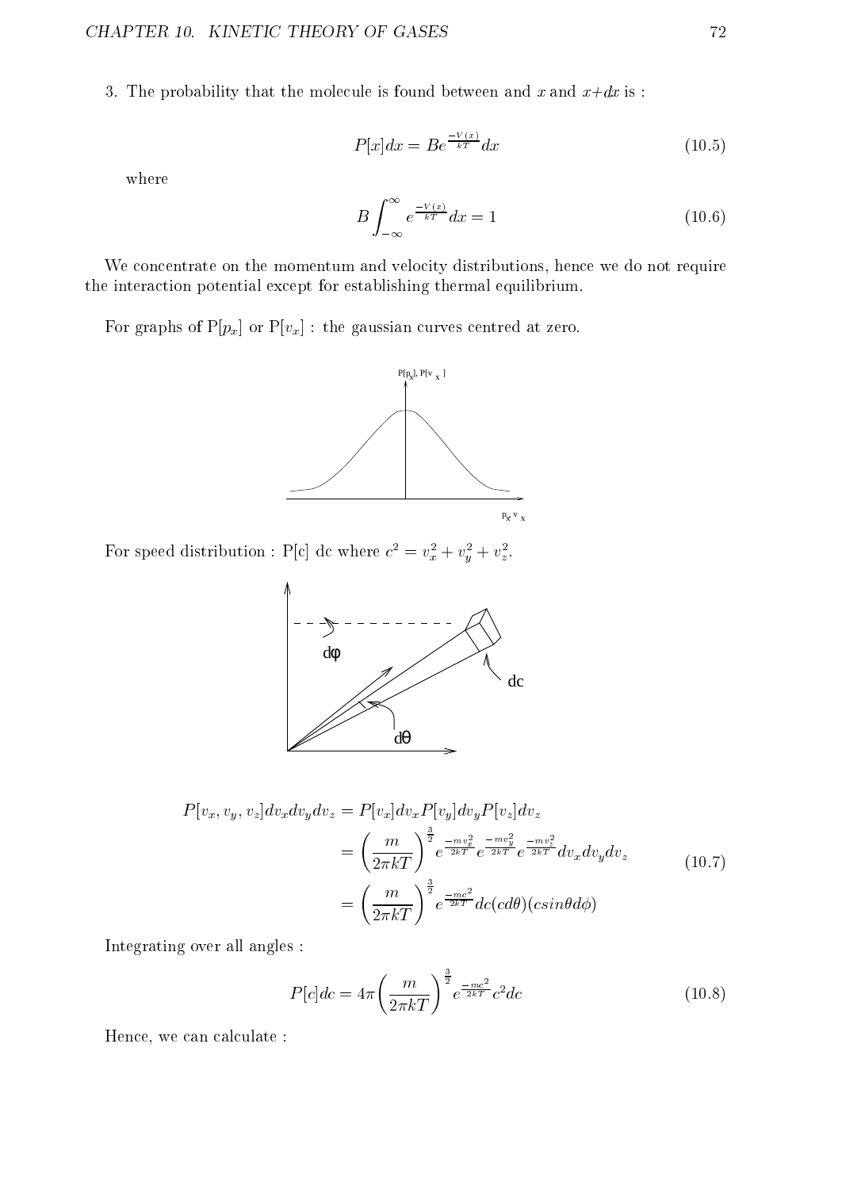3. The probability that the molecule is found between and $x$ and $x+dx$ is :

$$P[x]dx = Be^{\frac{-V(x)}{kT}}dx \tag{10.5}$$

where

$$B\int_{-\infty}^{\infty} e^{\frac{-V(x)}{kT}}dx = 1 \tag{10.6}$$

We concentrate on the momentum and velocity distributions, hence we do not require the interaction potential except for establishing thermal equilibrium.

For graphs of P$[p_x]$ or P$[v_x]$ : the gaussian curves centred at zero.

For speed distribution : P[c] dc where $c^2 = v_x^2 + v_y^2 + v_z^2$.

$$\begin{aligned}
P[v_x, v_y, v_z]dv_x dv_y dv_z &= P[v_x]dv_x P[v_y]dv_y P[v_z]dv_z \\
&= \left(\frac{m}{2\pi kT}\right)^{\frac{3}{2}} e^{\frac{-mv_x^2}{2kT}} e^{\frac{-mv_y^2}{2kT}} e^{\frac{-mv_z^2}{2kT}} dv_x dv_y dv_z \\
&= \left(\frac{m}{2\pi kT}\right)^{\frac{3}{2}} e^{\frac{-mc^2}{2kT}} dc(cd\theta)(c sin\theta d\phi)
\end{aligned} \tag{10.7}$$

Integrating over all angles :

$$P[c]dc = 4\pi\left(\frac{m}{2\pi kT}\right)^{\frac{3}{2}} e^{\frac{-mc^2}{2kT}} c^2 dc \tag{10.8}$$

Hence, we can calculate :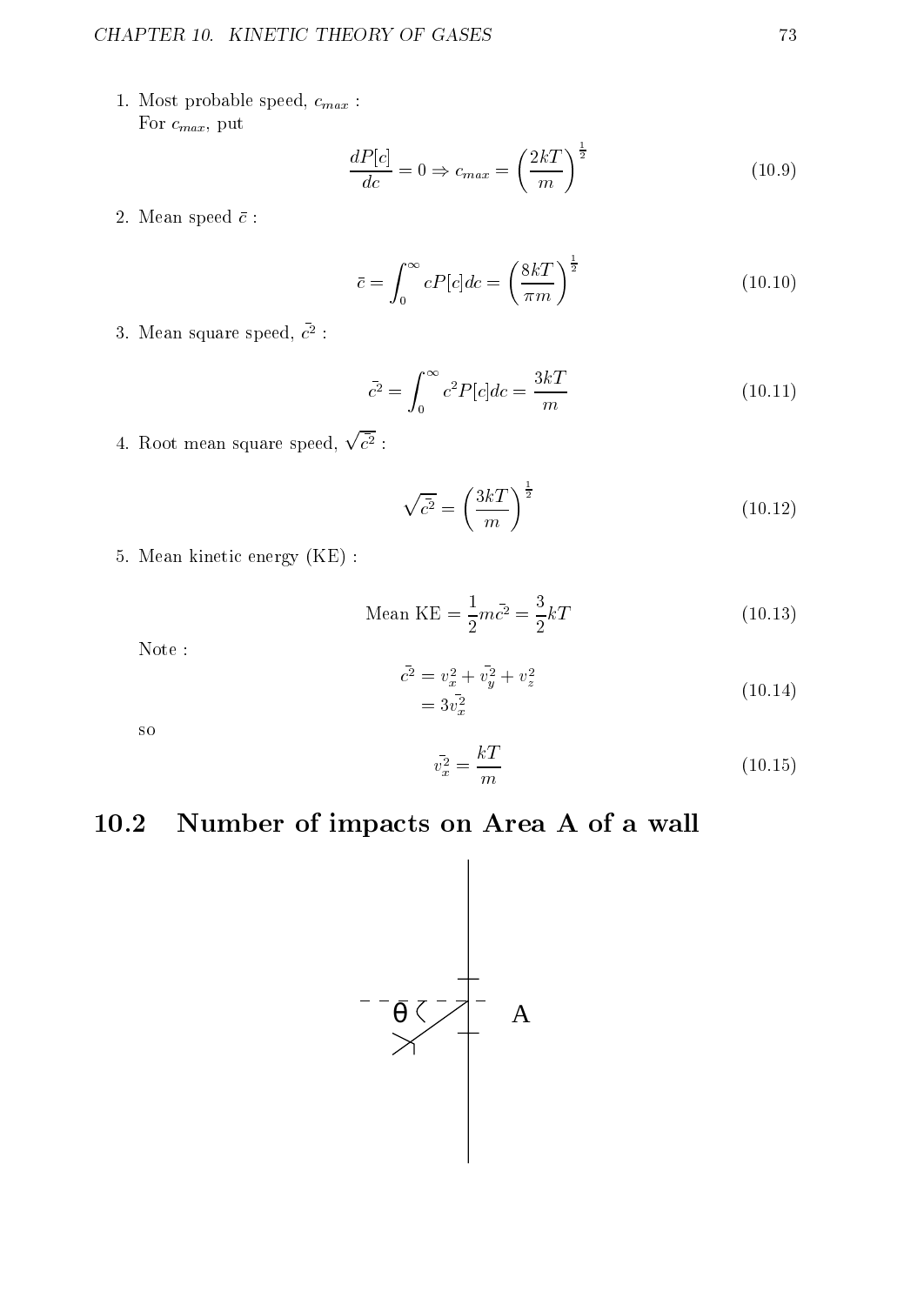1. Most probable speed, $c_{max}$ :
   For $c_{max}$, put

$$\frac{dP[c]}{dc} = 0 \Rightarrow c_{max} = \left(\frac{2kT}{m}\right)^{\frac{1}{2}} \tag{10.9}$$

2. Mean speed $\bar{c}$ :

$$\bar{c} = \int_0^\infty cP[c]dc = \left(\frac{8kT}{\pi m}\right)^{\frac{1}{2}} \tag{10.10}$$

3. Mean square speed, $\bar{c^2}$ :

$$\bar{c^2} = \int_0^\infty c^2 P[c]dc = \frac{3kT}{m} \tag{10.11}$$

4. Root mean square speed, $\sqrt{\bar{c^2}}$ :

$$\sqrt{\bar{c^2}} = \left(\frac{3kT}{m}\right)^{\frac{1}{2}} \tag{10.12}$$

5. Mean kinetic energy (KE) :

$$\text{Mean KE} = \frac{1}{2}m\bar{c^2} = \frac{3}{2}kT \tag{10.13}$$

   Note :

$$\begin{aligned}\bar{c^2} &= v_x^2 + \bar{v_y^2} + v_z^2 \\ &= 3\bar{v_x^2}\end{aligned} \tag{10.14}$$

   so

$$\bar{v_x^2} = \frac{kT}{m} \tag{10.15}$$

## 10.2 Number of impacts on Area A of a wall

θ A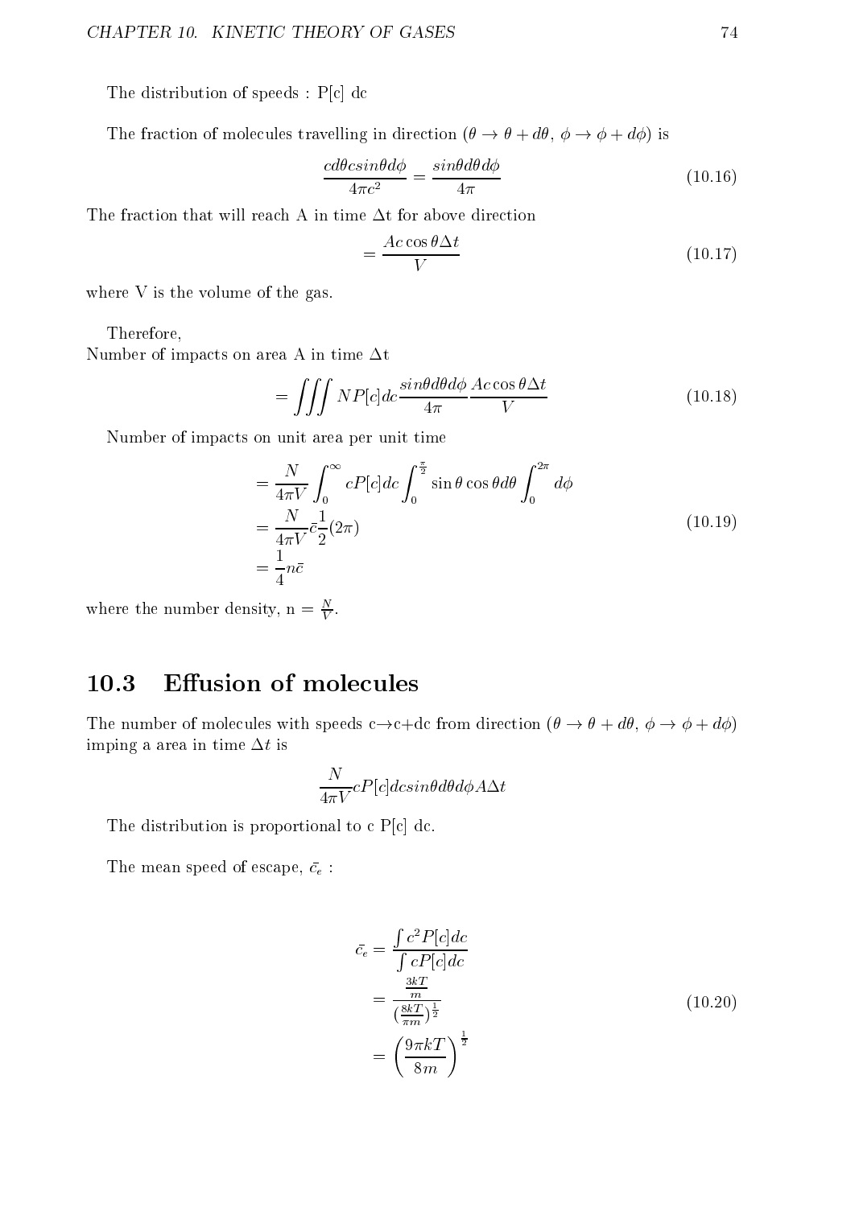The distribution of speeds : P[c] dc

The fraction of molecules travelling in direction ($\theta \to \theta + d\theta$, $\phi \to \phi + d\phi$) is

$$\frac{cd\theta c sin\theta d\phi}{4\pi c^2} = \frac{sin\theta d\theta d\phi}{4\pi} \tag{10.16}$$

The fraction that will reach A in time $\Delta$t for above direction

$$= \frac{Ac\cos\theta\Delta t}{V} \tag{10.17}$$

where V is the volume of the gas.

Therefore,
Number of impacts on area A in time $\Delta$t

$$= \iiint NP[c]dc\frac{sin\theta d\theta d\phi}{4\pi}\frac{Ac\cos\theta\Delta t}{V} \tag{10.18}$$

Number of impacts on unit area per unit time

$$\begin{aligned}
&= \frac{N}{4\pi V}\int_0^\infty cP[c]dc\int_0^{\frac{\pi}{2}}\sin\theta\cos\theta d\theta\int_0^{2\pi}d\phi \\
&= \frac{N}{4\pi V}\bar{c}\frac{1}{2}(2\pi) \\
&= \frac{1}{4}n\bar{c}
\end{aligned} \tag{10.19}$$

where the number density, n = $\frac{N}{V}$.

## 10.3 Effusion of molecules

The number of molecules with speeds c$\to$c+dc from direction ($\theta \to \theta + d\theta$, $\phi \to \phi + d\phi$) imping a area in time $\Delta t$ is

$$\frac{N}{4\pi V}cP[c]dc sin\theta d\theta d\phi A\Delta t$$

The distribution is proportional to c P[c] dc.

The mean speed of escape, $\bar{c_e}$ :

$$\begin{aligned}
\bar{c_e} &= \frac{\int c^2P[c]dc}{\int cP[c]dc} \\
&= \frac{\frac{3kT}{m}}{(\frac{8kT}{\pi m})^{\frac{1}{2}}} \\
&= \left(\frac{9\pi kT}{8m}\right)^{\frac{1}{2}}
\end{aligned} \tag{10.20}$$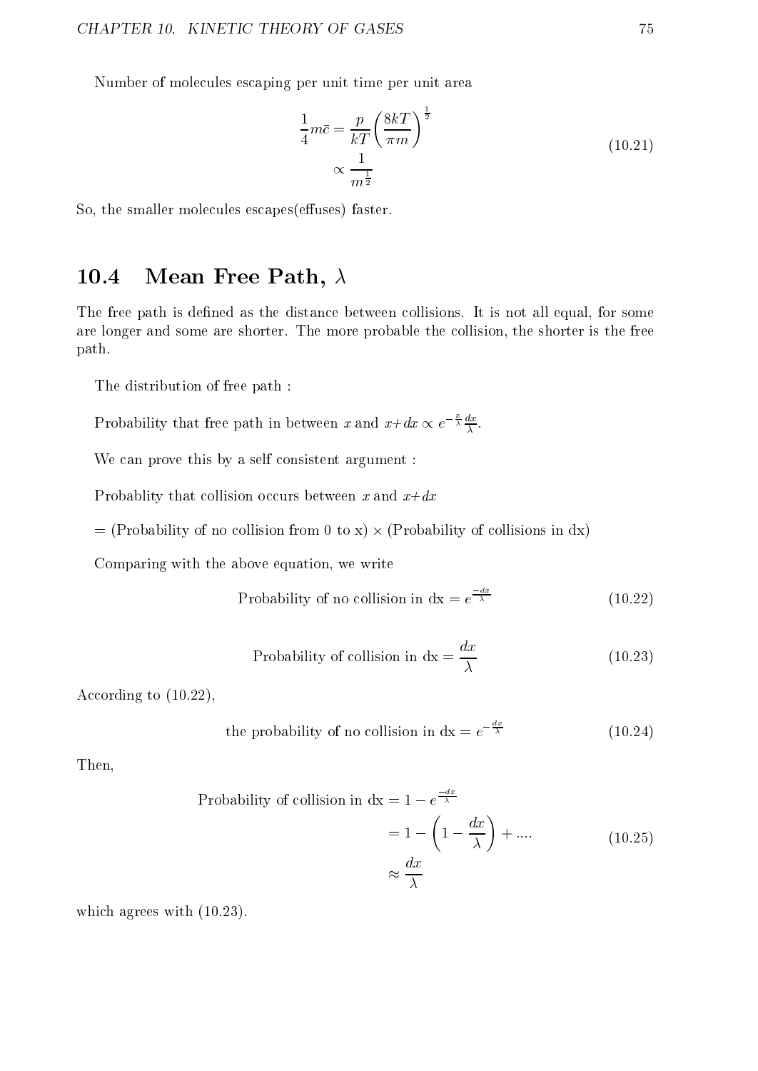Number of molecules escaping per unit time per unit area

$$
\begin{aligned}
\frac{1}{4}m\bar{c} &= \frac{p}{kT}\left(\frac{8kT}{\pi m}\right)^{\frac{1}{2}} \\
&\propto \frac{1}{m^{\frac{1}{2}}}
\end{aligned}
\tag{10.21}
$$

So, the smaller molecules escapes(effuses) faster.

## 10.4 Mean Free Path, $\lambda$

The free path is defined as the distance between collisions. It is not all equal, for some are longer and some are shorter. The more probable the collision, the shorter is the free path.

The distribution of free path :

Probability that free path in between $x$ and $x$+$dx \propto e^{-\frac{x}{\lambda}}\frac{dx}{\lambda}$.

We can prove this by a self consistent argument :

Probablity that collision occurs between $x$ and $x$+$dx$

= (Probability of no collision from 0 to x) $\times$ (Probability of collisions in dx)

Comparing with the above equation, we write

$$
\text{Probability of no collision in dx} = e^{\frac{-dx}{\lambda}} \tag{10.22}
$$

$$
\text{Probability of collision in dx} = \frac{dx}{\lambda} \tag{10.23}
$$

According to (10.22),

$$
\text{the probability of no collision in dx} = e^{-\frac{dx}{\lambda}} \tag{10.24}
$$

Then,

$$
\begin{aligned}
\text{Probability of collision in dx} &= 1 - e^{\frac{-dx}{\lambda}} \\
&= 1 - \left(1 - \frac{dx}{\lambda}\right) + .... \\
&\approx \frac{dx}{\lambda}
\end{aligned}
\tag{10.25}
$$

which agrees with (10.23).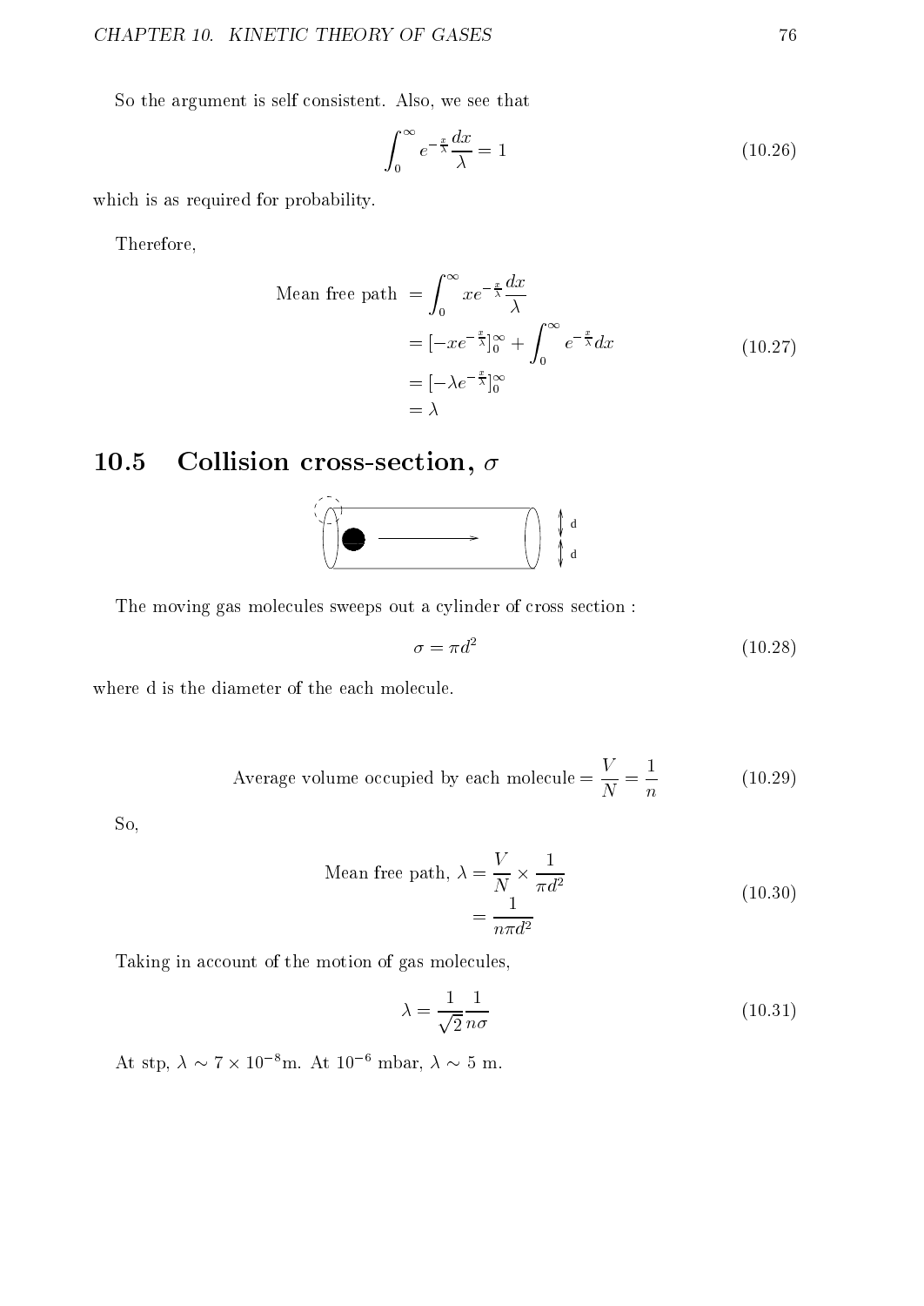So the argument is self consistent. Also, we see that

$$\int_0^\infty e^{-\frac{x}{\lambda}} \frac{dx}{\lambda} = 1 \tag{10.26}$$

which is as required for probability.

Therefore,

$$\begin{aligned}
\text{Mean free path } &= \int_0^\infty x e^{-\frac{x}{\lambda}} \frac{dx}{\lambda} \\
&= [-xe^{-\frac{x}{\lambda}}]_0^\infty + \int_0^\infty e^{-\frac{x}{\lambda}} dx \\
&= [-\lambda e^{-\frac{x}{\lambda}}]_0^\infty \\
&= \lambda
\end{aligned} \tag{10.27}$$

## 10.5 Collision cross-section, $\sigma$

d

d

The moving gas molecules sweeps out a cylinder of cross section :

$$\sigma = \pi d^2 \tag{10.28}$$

where d is the diameter of the each molecule.

$$\text{Average volume occupied by each molecule} = \frac{V}{N} = \frac{1}{n} \tag{10.29}$$

So,

$$\begin{aligned}
\text{Mean free path, } \lambda &= \frac{V}{N} \times \frac{1}{\pi d^2} \\
&= \frac{1}{n \pi d^2}
\end{aligned} \tag{10.30}$$

Taking in account of the motion of gas molecules,

$$\lambda = \frac{1}{\sqrt{2}} \frac{1}{n\sigma} \tag{10.31}$$

At stp, $\lambda \sim 7 \times 10^{-8}$m. At $10^{-6}$ mbar, $\lambda \sim 5$ m.